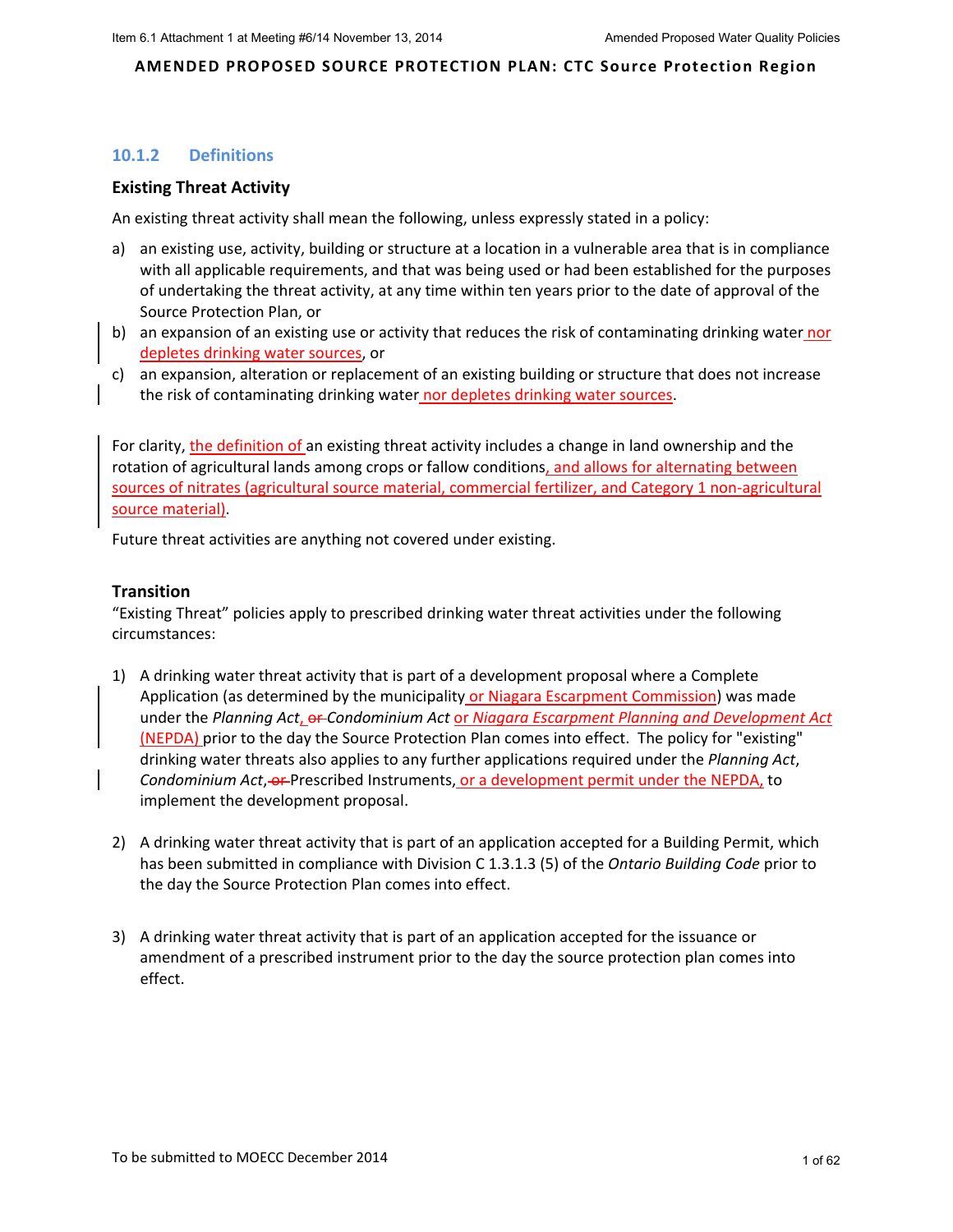**AMENDED PROPOSED SOURCE PROTECTION PLAN: CTC Source Protection Region**

### 10.1.2 Definitions

#### Existing Threat Activity

An existing threat activity shall mean the following, unless expressly stated in a policy:

a) an existing use, activity, building or structure at a location in a vulnerable area that is in compliance with all applicable requirements, and that was being used or had been established for the purposes of undertaking the threat activity, at any time within ten years prior to the date of approval of the Source Protection Plan, or

b) an expansion of an existing use or activity that reduces the risk of contaminating drinking water nor depletes drinking water sources, or

c) an expansion, alteration or replacement of an existing building or structure that does not increase the risk of contaminating drinking water nor depletes drinking water sources.

For clarity, the definition of an existing threat activity includes a change in land ownership and the rotation of agricultural lands among crops or fallow conditions, and allows for alternating between sources of nitrates (agricultural source material, commercial fertilizer, and Category 1 non-agricultural source material).

Future threat activities are anything not covered under existing.

#### Transition

"Existing Threat" policies apply to prescribed drinking water threat activities under the following circumstances:

1) A drinking water threat activity that is part of a development proposal where a Complete Application (as determined by the municipality or Niagara Escarpment Commission) was made under the *Planning Act*, ~~or~~ *Condominium Act* or *Niagara Escarpment Planning and Development Act* (NEPDA) prior to the day the Source Protection Plan comes into effect. The policy for "existing" drinking water threats also applies to any further applications required under the *Planning Act*, *Condominium Act*, ~~or~~ Prescribed Instruments, or a development permit under the NEPDA, to implement the development proposal.

2) A drinking water threat activity that is part of an application accepted for a Building Permit, which has been submitted in compliance with Division C 1.3.1.3 (5) of the *Ontario Building Code* prior to the day the Source Protection Plan comes into effect.

3) A drinking water threat activity that is part of an application accepted for the issuance or amendment of a prescribed instrument prior to the day the source protection plan comes into effect.

To be submitted to MOECC December 2014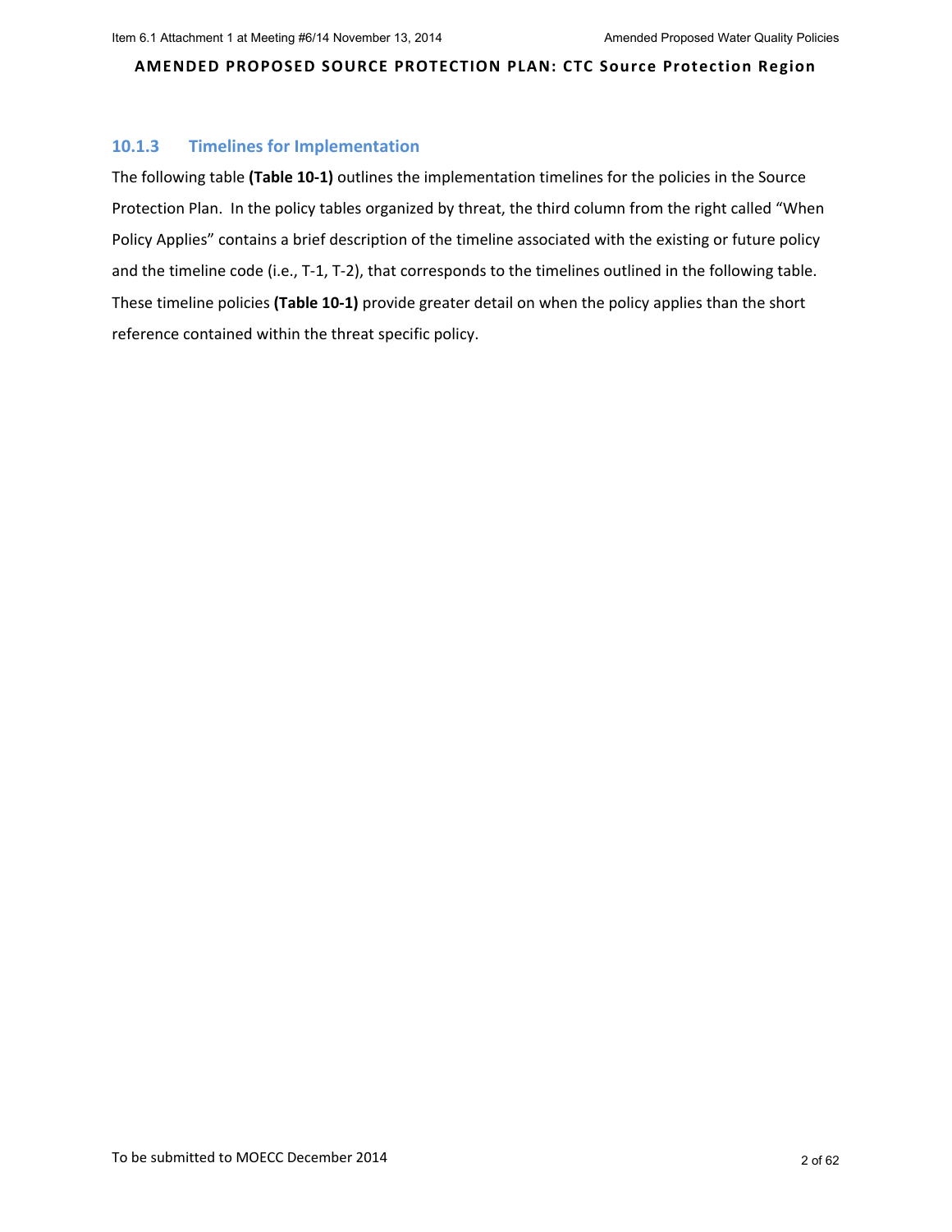### 10.1.3 Timelines for Implementation

The following table **(Table 10-1)** outlines the implementation timelines for the policies in the Source Protection Plan. In the policy tables organized by threat, the third column from the right called "When Policy Applies" contains a brief description of the timeline associated with the existing or future policy and the timeline code (i.e., T-1, T-2), that corresponds to the timelines outlined in the following table. These timeline policies **(Table 10-1)** provide greater detail on when the policy applies than the short reference contained within the threat specific policy.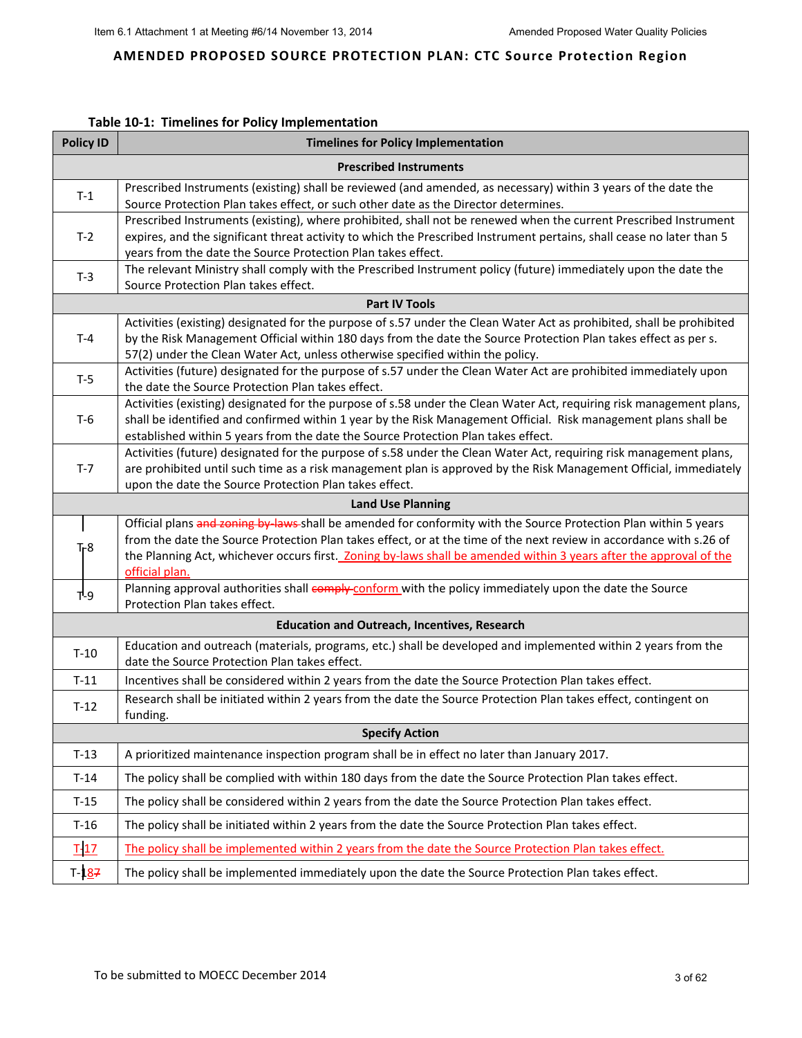## AMENDED PROPOSED SOURCE PROTECTION PLAN: CTC Source Protection Region

**Table 10-1: Timelines for Policy Implementation**

| Policy ID | Timelines for Policy Implementation |
|---|---|
| | **Prescribed Instruments** |
| T-1 | Prescribed Instruments (existing) shall be reviewed (and amended, as necessary) within 3 years of the date the Source Protection Plan takes effect, or such other date as the Director determines. |
| T-2 | Prescribed Instruments (existing), where prohibited, shall not be renewed when the current Prescribed Instrument expires, and the significant threat activity to which the Prescribed Instrument pertains, shall cease no later than 5 years from the date the Source Protection Plan takes effect. |
| T-3 | The relevant Ministry shall comply with the Prescribed Instrument policy (future) immediately upon the date the Source Protection Plan takes effect. |
| | **Part IV Tools** |
| T-4 | Activities (existing) designated for the purpose of s.57 under the Clean Water Act as prohibited, shall be prohibited by the Risk Management Official within 180 days from the date the Source Protection Plan takes effect as per s. 57(2) under the Clean Water Act, unless otherwise specified within the policy. |
| T-5 | Activities (future) designated for the purpose of s.57 under the Clean Water Act are prohibited immediately upon the date the Source Protection Plan takes effect. |
| T-6 | Activities (existing) designated for the purpose of s.58 under the Clean Water Act, requiring risk management plans, shall be identified and confirmed within 1 year by the Risk Management Official. Risk management plans shall be established within 5 years from the date the Source Protection Plan takes effect. |
| T-7 | Activities (future) designated for the purpose of s.58 under the Clean Water Act, requiring risk management plans, are prohibited until such time as a risk management plan is approved by the Risk Management Official, immediately upon the date the Source Protection Plan takes effect. |
| | **Land Use Planning** |
| T-8 | Official plans ~~and zoning by-laws~~ shall be amended for conformity with the Source Protection Plan within 5 years from the date the Source Protection Plan takes effect, or at the time of the next review in accordance with s.26 of the Planning Act, whichever occurs first. Zoning by-laws shall be amended within 3 years after the approval of the official plan. |
| T-9 | Planning approval authorities shall ~~comply~~ conform with the policy immediately upon the date the Source Protection Plan takes effect. |
| | **Education and Outreach, Incentives, Research** |
| T-10 | Education and outreach (materials, programs, etc.) shall be developed and implemented within 2 years from the date the Source Protection Plan takes effect. |
| T-11 | Incentives shall be considered within 2 years from the date the Source Protection Plan takes effect. |
| T-12 | Research shall be initiated within 2 years from the date the Source Protection Plan takes effect, contingent on funding. |
| | **Specify Action** |
| T-13 | A prioritized maintenance inspection program shall be in effect no later than January 2017. |
| T-14 | The policy shall be complied with within 180 days from the date the Source Protection Plan takes effect. |
| T-15 | The policy shall be considered within 2 years from the date the Source Protection Plan takes effect. |
| T-16 | The policy shall be initiated within 2 years from the date the Source Protection Plan takes effect. |
| T-17 | The policy shall be implemented within 2 years from the date the Source Protection Plan takes effect. |
| T-18~~7~~ | The policy shall be implemented immediately upon the date the Source Protection Plan takes effect. |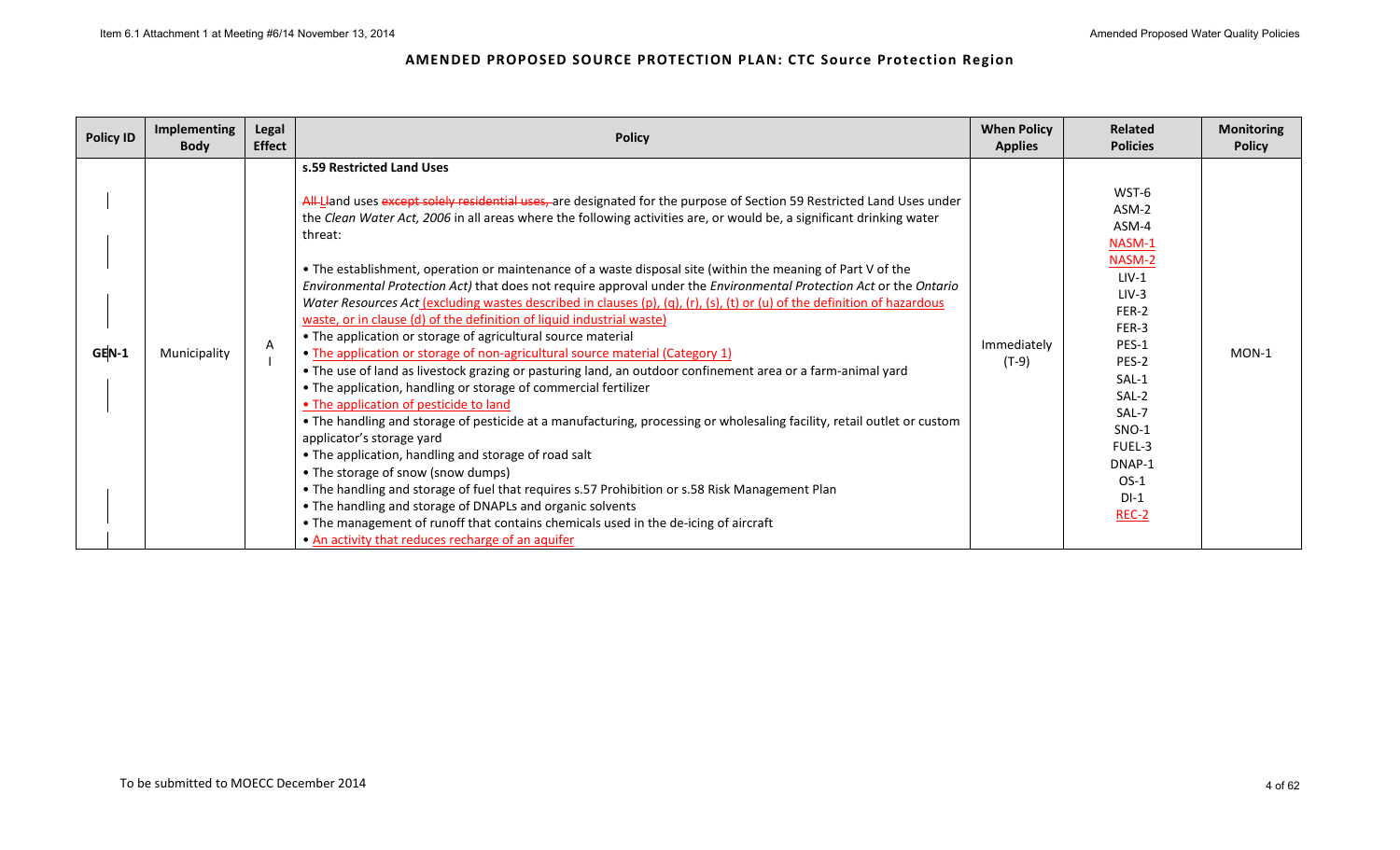# AMENDED PROPOSED SOURCE PROTECTION PLAN: CTC Source Protection Region

| Policy ID | Implementing Body | Legal Effect | Policy | When Policy Applies | Related Policies | Monitoring Policy |
|---|---|---|---|---|---|---|
| GEN-1 | Municipality | A I | **s.59 Restricted Land Uses**<br><br>~~All~~ Lland uses ~~except solely residential uses,~~ are designated for the purpose of Section 59 Restricted Land Uses under the *Clean Water Act, 2006* in all areas where the following activities are, or would be, a significant drinking water threat:<br><br>• The establishment, operation or maintenance of a waste disposal site (within the meaning of Part V of the *Environmental Protection Act)* that does not require approval under the *Environmental Protection Act* or the *Ontario Water Resources Act* (excluding wastes described in clauses (p), (q), (r), (s), (t) or (u) of the definition of hazardous waste, or in clause (d) of the definition of liquid industrial waste)<br>• The application or storage of agricultural source material<br>• The application or storage of non-agricultural source material (Category 1)<br>• The use of land as livestock grazing or pasturing land, an outdoor confinement area or a farm-animal yard<br>• The application, handling or storage of commercial fertilizer<br>• The application of pesticide to land<br>• The handling and storage of pesticide at a manufacturing, processing or wholesaling facility, retail outlet or custom applicator's storage yard<br>• The application, handling and storage of road salt<br>• The storage of snow (snow dumps)<br>• The handling and storage of fuel that requires s.57 Prohibition or s.58 Risk Management Plan<br>• The handling and storage of DNAPLs and organic solvents<br>• The management of runoff that contains chemicals used in the de-icing of aircraft<br>• An activity that reduces recharge of an aquifer | Immediately (T-9) | WST-6<br>ASM-2<br>ASM-4<br>NASM-1<br>NASM-2<br>LIV-1<br>LIV-3<br>FER-2<br>FER-3<br>PES-1<br>PES-2<br>SAL-1<br>SAL-2<br>SAL-7<br>SNO-1<br>FUEL-3<br>DNAP-1<br>OS-1<br>DI-1<br>REC-2 | MON-1 |

To be submitted to MOECC December 2014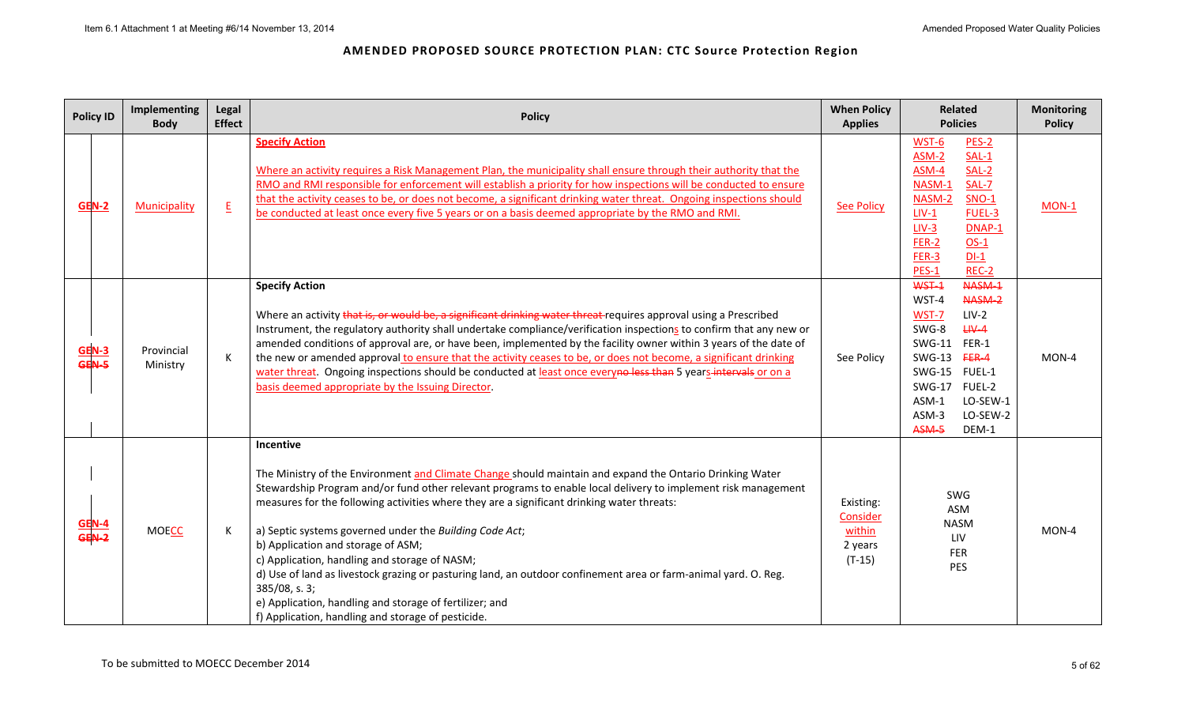# AMENDED PROPOSED SOURCE PROTECTION PLAN: CTC Source Protection Region

| Policy ID | Implementing Body | Legal Effect | Policy | When Policy Applies | Related Policies | Monitoring Policy |
|---|---|---|---|---|---|---|
| GEN-2 | Municipality | E | **Specify Action**<br><br>Where an activity requires a Risk Management Plan, the municipality shall ensure through their authority that the RMO and RMI responsible for enforcement will establish a priority for how inspections will be conducted to ensure that the activity ceases to be, or does not become, a significant drinking water threat. Ongoing inspections should be conducted at least once every five 5 years or on a basis deemed appropriate by the RMO and RMI. | See Policy | WST-6, PES-2, ASM-2, SAL-1, ASM-4, SAL-2, NASM-1, SAL-7, NASM-2, SNO-1, LIV-1, FUEL-3, LIV-3, DNAP-1, FER-2, OS-1, FER-3, DI-1, PES-1, REC-2 | MON-1 |
| GEN-3 ~~GEN-5~~ | Provincial Ministry | K | **Specify Action**<br><br>Where an activity ~~that is, or would be, a significant drinking water threat~~ requires approval using a Prescribed Instrument, the regulatory authority shall undertake compliance/verification inspections to confirm that any new or amended conditions of approval are, or have been, implemented by the facility owner within 3 years of the date of the new or amended approval to ensure that the activity ceases to be, or does not become, a significant drinking water threat. Ongoing inspections should be conducted at least once every ~~no less than~~ 5 years ~~intervals~~ or on a basis deemed appropriate by the Issuing Director. | See Policy | ~~WST-1~~, ~~NASM-1~~, WST-4, ~~NASM-2~~, WST-7, LIV-2, SWG-8, ~~LIV-4~~, SWG-11, FER-1, SWG-13, ~~FER-4~~, SWG-15, FUEL-1, SWG-17, FUEL-2, ASM-1, LO-SEW-1, ASM-3, LO-SEW-2, ~~ASM-5~~, DEM-1 | MON-4 |
| GEN-4 ~~GEN-2~~ | MOECC | K | **Incentive**<br><br>The Ministry of the Environment and Climate Change should maintain and expand the Ontario Drinking Water Stewardship Program and/or fund other relevant programs to enable local delivery to implement risk management measures for the following activities where they are a significant drinking water threats:<br><br>a) Septic systems governed under the *Building Code Act*;<br>b) Application and storage of ASM;<br>c) Application, handling and storage of NASM;<br>d) Use of land as livestock grazing or pasturing land, an outdoor confinement area or farm-animal yard. O. Reg. 385/08, s. 3;<br>e) Application, handling and storage of fertilizer; and<br>f) Application, handling and storage of pesticide. | Existing: Consider within 2 years (T-15) | SWG, ASM, NASM, LIV, FER, PES | MON-4 |

To be submitted to MOECC December 2014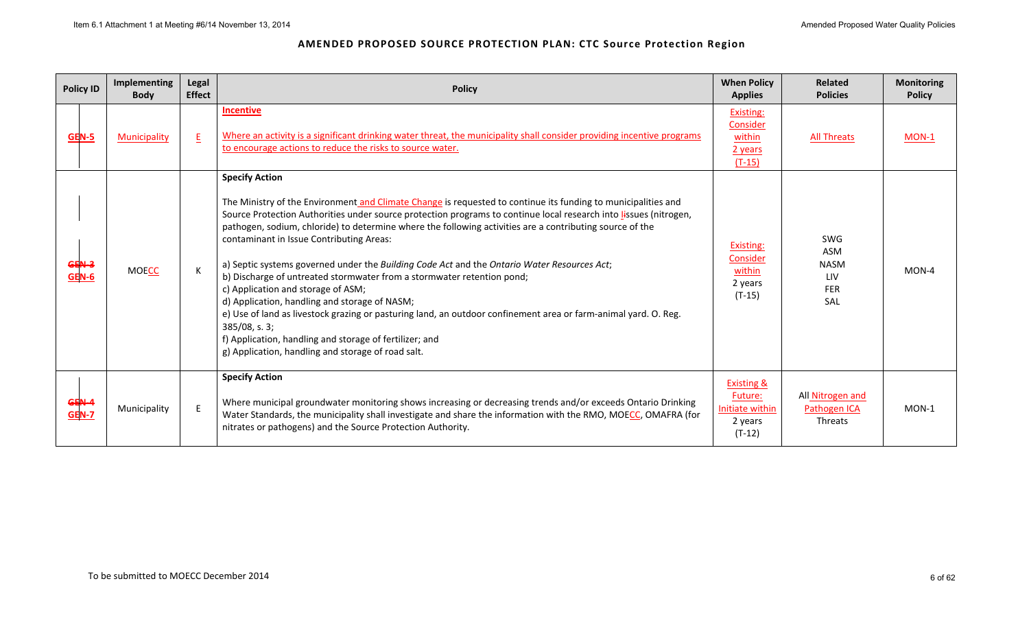# AMENDED PROPOSED SOURCE PROTECTION PLAN: CTC Source Protection Region

| Policy ID | Implementing Body | Legal Effect | Policy | When Policy Applies | Related Policies | Monitoring Policy |
|---|---|---|---|---|---|---|
| GEN-5 | Municipality | E | **Incentive**<br><br>Where an activity is a significant drinking water threat, the municipality shall consider providing incentive programs to encourage actions to reduce the risks to source water. | Existing: Consider within 2 years (T-15) | All Threats | MON-1 |
| ~~GEN-3~~ GEN-6 | MOECC | K | **Specify Action**<br><br>The Ministry of the Environment and Climate Change is requested to continue its funding to municipalities and Source Protection Authorities under source protection programs to continue local research into ~~I~~issues (nitrogen, pathogen, sodium, chloride) to determine where the following activities are a contributing source of the contaminant in Issue Contributing Areas:<br><br>a) Septic systems governed under the *Building Code Act* and the *Ontario Water Resources Act*;<br>b) Discharge of untreated stormwater from a stormwater retention pond;<br>c) Application and storage of ASM;<br>d) Application, handling and storage of NASM;<br>e) Use of land as livestock grazing or pasturing land, an outdoor confinement area or farm-animal yard. O. Reg. 385/08, s. 3;<br>f) Application, handling and storage of fertilizer; and<br>g) Application, handling and storage of road salt. | Existing: Consider within 2 years (T-15) | SWG<br>ASM<br>NASM<br>LIV<br>FER<br>SAL | MON-4 |
| ~~GEN-4~~ GEN-7 | Municipality | E | **Specify Action**<br><br>Where municipal groundwater monitoring shows increasing or decreasing trends and/or exceeds Ontario Drinking Water Standards, the municipality shall investigate and share the information with the RMO, MOECC, OMAFRA (for nitrates or pathogens) and the Source Protection Authority. | Existing & Future: Initiate within 2 years (T-12) | All Nitrogen and Pathogen ICA Threats | MON-1 |

To be submitted to MOECC December 2014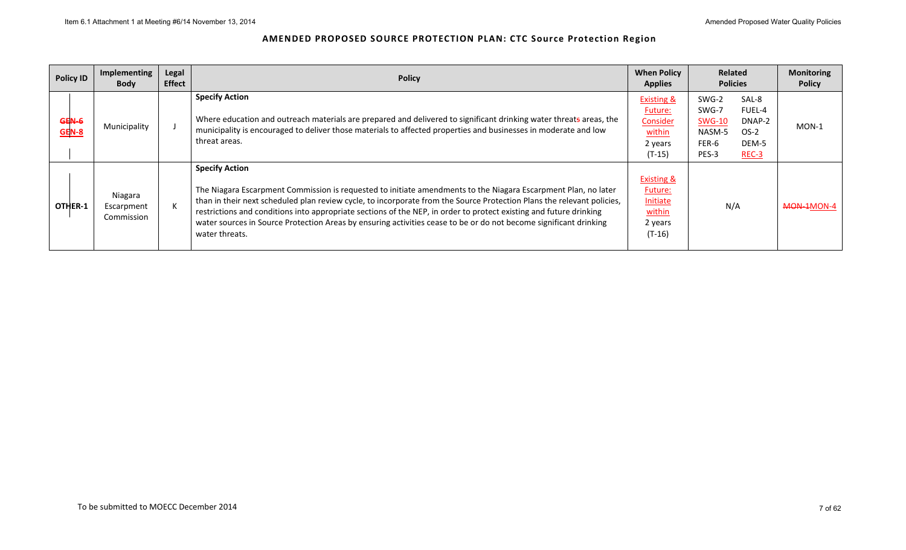## AMENDED PROPOSED SOURCE PROTECTION PLAN: CTC Source Protection Region

| Policy ID | Implementing Body | Legal Effect | Policy | When Policy Applies | Related Policies | | Monitoring Policy |
|---|---|---|---|---|---|---|---|
| ~~GEN-6~~ GEN-8 | Municipality | J | **Specify Action**<br><br>Where education and outreach materials are prepared and delivered to significant drinking water threat~~s~~ areas, the municipality is encouraged to deliver those materials to affected properties and businesses in moderate and low threat areas. | Existing & Future: Consider within 2 years (T-15) | SWG-2<br>SWG-7<br>SWG-10<br>NASM-5<br>FER-6<br>PES-3 | SAL-8<br>FUEL-4<br>DNAP-2<br>OS-2<br>DEM-5<br>REC-3 | MON-1 |
| OTHER-1 | Niagara Escarpment Commission | K | **Specify Action**<br><br>The Niagara Escarpment Commission is requested to initiate amendments to the Niagara Escarpment Plan, no later than in their next scheduled plan review cycle, to incorporate from the Source Protection Plans the relevant policies, restrictions and conditions into appropriate sections of the NEP, in order to protect existing and future drinking water sources in Source Protection Areas by ensuring activities cease to be or do not become significant drinking water threats. | Existing & Future: Initiate within 2 years (T-16) | N/A | | ~~MON-1~~MON-4 |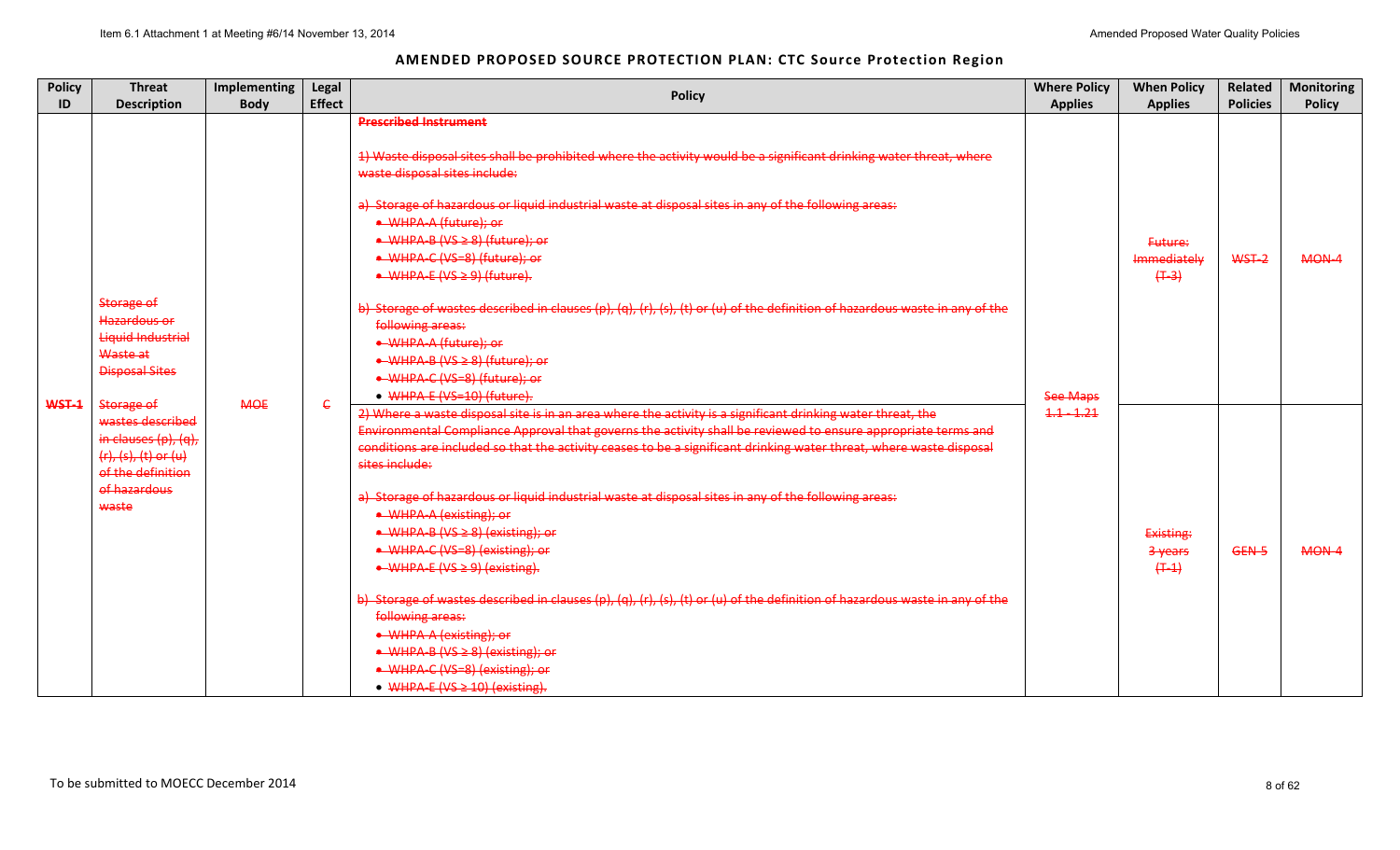## AMENDED PROPOSED SOURCE PROTECTION PLAN: CTC Source Protection Region

| Policy ID | Threat Description | Implementing Body | Legal Effect | Policy | Where Policy Applies | When Policy Applies | Related Policies | Monitoring Policy |
|---|---|---|---|---|---|---|---|---|
| ~~WST-1~~ | ~~Storage of Hazardous or Liquid Industrial Waste at Disposal Sites~~<br><br>~~Storage of wastes described in clauses (p), (q), (r), (s), (t) or (u) of the definition of hazardous waste~~ | ~~MOE~~ | ~~C~~ | ~~**Prescribed Instrument**~~<br><br>~~1) Waste disposal sites shall be prohibited where the activity would be a significant drinking water threat, where waste disposal sites include:~~<br><br>~~a) Storage of hazardous or liquid industrial waste at disposal sites in any of the following areas:~~<br>• ~~WHPA-A (future); or~~<br>• ~~WHPA-B (VS ≥ 8) (future); or~~<br>• ~~WHPA-C (VS=8) (future); or~~<br>• ~~WHPA-E (VS ≥ 9) (future).~~<br><br>~~b) Storage of wastes described in clauses (p), (q), (r), (s), (t) or (u) of the definition of hazardous waste in any of the following areas:~~<br>• ~~WHPA-A (future); or~~<br>• ~~WHPA-B (VS ≥ 8) (future); or~~<br>• ~~WHPA-C (VS=8) (future); or~~<br>• ~~WHPA-E (VS=10) (future).~~ | ~~See Maps 1.1 - 1.21~~ | ~~Future: Immediately (T-3)~~ | ~~WST-2~~ | ~~MON-4~~ |
| | | | | ~~2) Where a waste disposal site is in an area where the activity is a significant drinking water threat, the Environmental Compliance Approval that governs the activity shall be reviewed to ensure appropriate terms and conditions are included so that the activity ceases to be a significant drinking water threat, where waste disposal sites include:~~<br><br>~~a) Storage of hazardous or liquid industrial waste at disposal sites in any of the following areas:~~<br>• ~~WHPA-A (existing); or~~<br>• ~~WHPA-B (VS ≥ 8) (existing); or~~<br>• ~~WHPA-C (VS=8) (existing); or~~<br>• ~~WHPA-E (VS ≥ 9) (existing).~~<br><br>~~b) Storage of wastes described in clauses (p), (q), (r), (s), (t) or (u) of the definition of hazardous waste in any of the following areas:~~<br>• ~~WHPA-A (existing); or~~<br>• ~~WHPA-B (VS ≥ 8) (existing); or~~<br>• ~~WHPA-C (VS=8) (existing); or~~<br>• ~~WHPA-E (VS ≥ 10) (existing).~~ | | ~~Existing: 3 years (T-1)~~ | ~~GEN-5~~ | ~~MON-4~~ |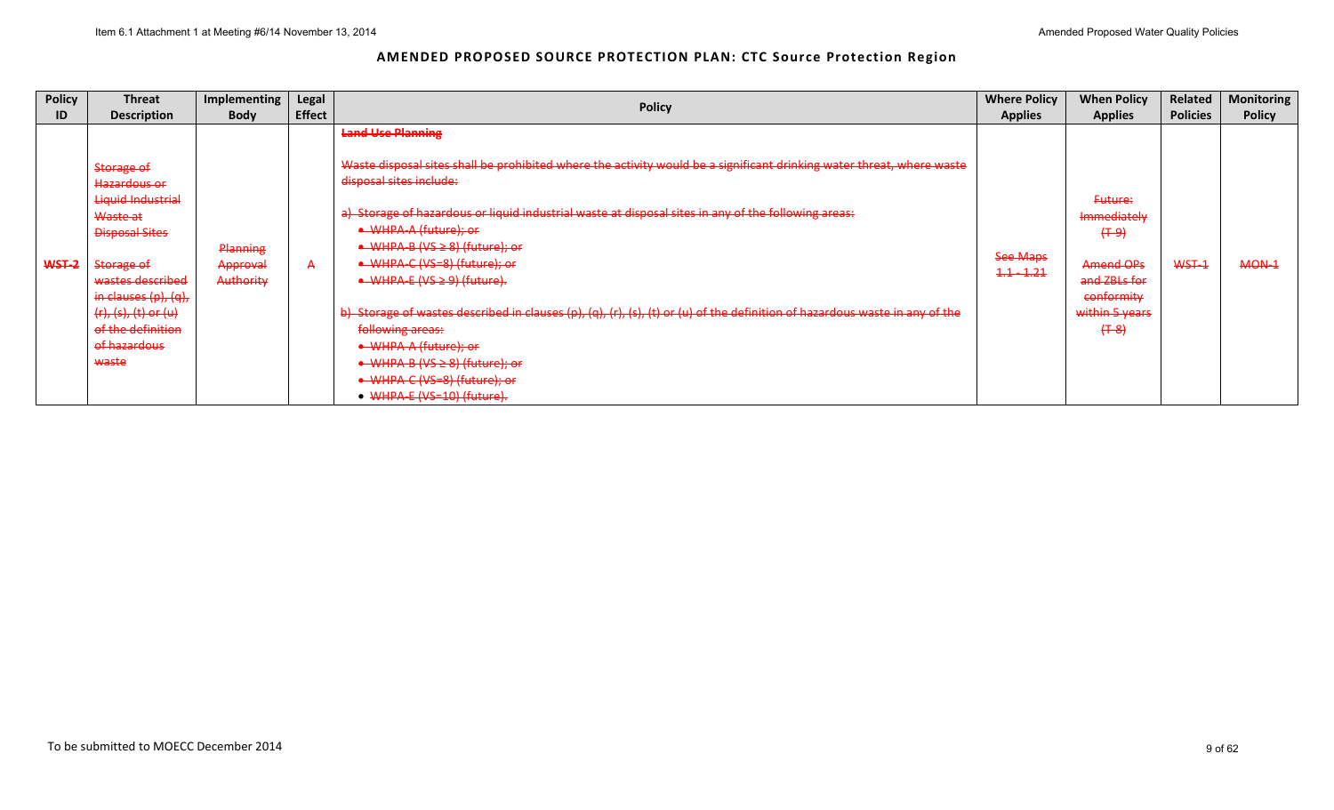## AMENDED PROPOSED SOURCE PROTECTION PLAN: CTC Source Protection Region

| Policy ID | Threat Description | Implementing Body | Legal Effect | Policy | Where Policy Applies | When Policy Applies | Related Policies | Monitoring Policy |
|---|---|---|---|---|---|---|---|---|
| ~~WST-2~~ | ~~Storage of Hazardous or Liquid Industrial Waste at Disposal Sites~~ <br><br> ~~Storage of wastes described in clauses (p), (q), (r), (s), (t) or (u) of the definition of hazardous waste~~ | ~~Planning Approval Authority~~ | ~~A~~ | **~~Land Use Planning~~** <br><br> ~~Waste disposal sites shall be prohibited where the activity would be a significant drinking water threat, where waste disposal sites include:~~ <br><br> ~~a) Storage of hazardous or liquid industrial waste at disposal sites in any of the following areas:~~ <br> ~~• WHPA-A (future); or~~ <br> ~~• WHPA-B (VS ≥ 8) (future); or~~ <br> ~~• WHPA-C (VS=8) (future); or~~ <br> ~~• WHPA-E (VS ≥ 9) (future).~~ <br><br> ~~b) Storage of wastes described in clauses (p), (q), (r), (s), (t) or (u) of the definition of hazardous waste in any of the following areas:~~ <br> ~~• WHPA-A (future); or~~ <br> ~~• WHPA-B (VS ≥ 8) (future); or~~ <br> ~~• WHPA-C (VS=8) (future); or~~ <br> ~~• WHPA-E (VS=10) (future).~~ | ~~See Maps 1.1 - 1.21~~ | ~~Future: Immediately (T-9)~~ <br><br> ~~Amend OPs and ZBLs for conformity within 5 years (T-8)~~ | ~~WST-1~~ | ~~MON-1~~ |

To be submitted to MOECC December 2014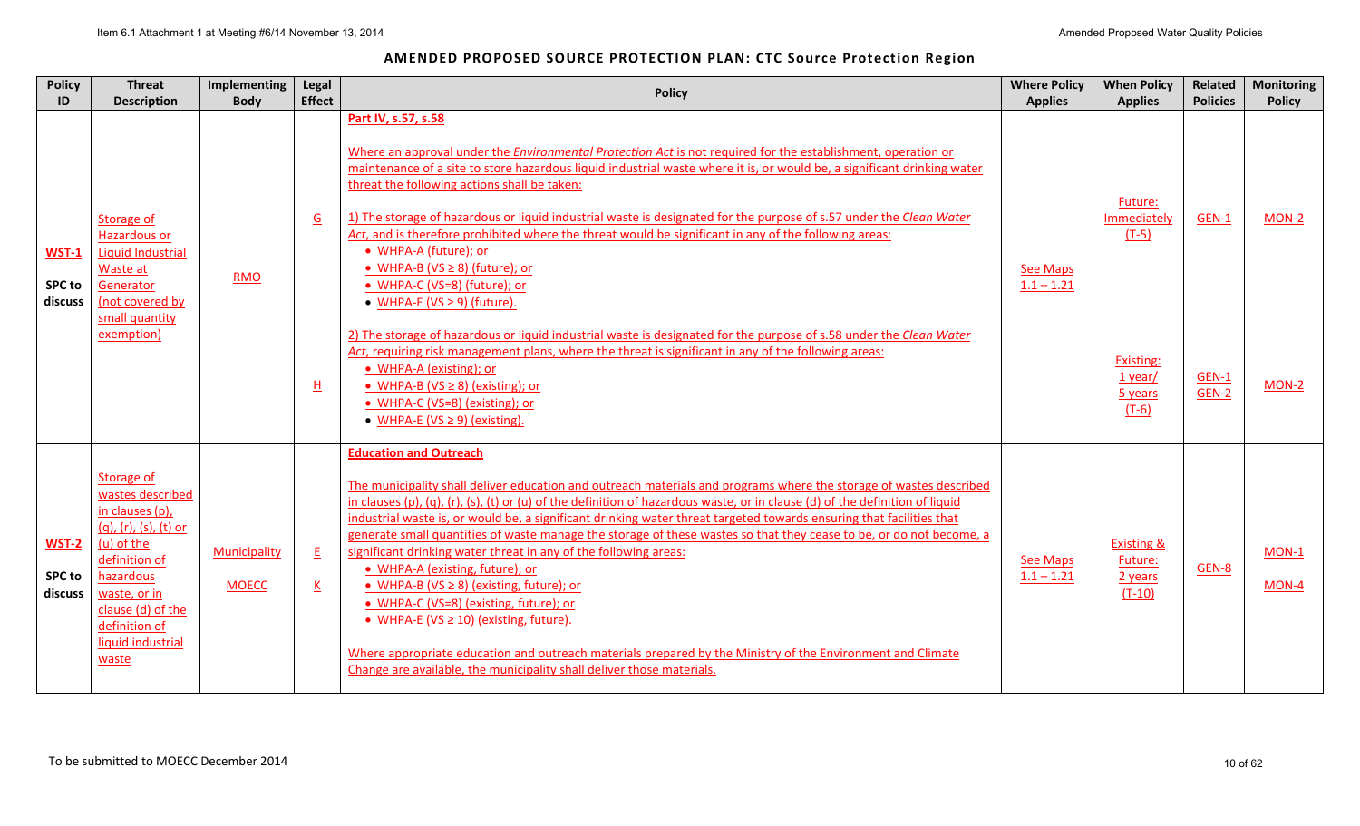## AMENDED PROPOSED SOURCE PROTECTION PLAN: CTC Source Protection Region

| Policy ID | Threat Description | Implementing Body | Legal Effect | Policy | Where Policy Applies | When Policy Applies | Related Policies | Monitoring Policy |
|---|---|---|---|---|---|---|---|---|
| **WST-1** SPC to discuss | Storage of Hazardous or Liquid Industrial Waste at Generator (not covered by small quantity exemption) | RMO | G | **Part IV, s.57, s.58**<br><br>Where an approval under the *Environmental Protection Act* is not required for the establishment, operation or maintenance of a site to store hazardous liquid industrial waste where it is, or would be, a significant drinking water threat the following actions shall be taken:<br><br>1) The storage of hazardous or liquid industrial waste is designated for the purpose of s.57 under the *Clean Water Act*, and is therefore prohibited where the threat would be significant in any of the following areas:<br>• WHPA-A (future); or<br>• WHPA-B (VS ≥ 8) (future); or<br>• WHPA-C (VS=8) (future); or<br>• WHPA-E (VS ≥ 9) (future). | See Maps 1.1 – 1.21 | Future: Immediately (T-5) | GEN-1 | MON-2 |
| | | | H | 2) The storage of hazardous or liquid industrial waste is designated for the purpose of s.58 under the *Clean Water Act*, requiring risk management plans, where the threat is significant in any of the following areas:<br>• WHPA-A (existing); or<br>• WHPA-B (VS ≥ 8) (existing); or<br>• WHPA-C (VS=8) (existing); or<br>• WHPA-E (VS ≥ 9) (existing). | | Existing: 1 year/ 5 years (T-6) | GEN-1 GEN-2 | MON-2 |
| **WST-2** SPC to discuss | Storage of wastes described in clauses (p), (q), (r), (s), (t) or (u) of the definition of hazardous waste, or in clause (d) of the definition of liquid industrial waste | Municipality<br>MOECC | E<br>K | **Education and Outreach**<br><br>The municipality shall deliver education and outreach materials and programs where the storage of wastes described in clauses (p), (q), (r), (s), (t) or (u) of the definition of hazardous waste, or in clause (d) of the definition of liquid industrial waste is, or would be, a significant drinking water threat targeted towards ensuring that facilities that generate small quantities of waste manage the storage of these wastes so that they cease to be, or do not become, a significant drinking water threat in any of the following areas:<br>• WHPA-A (existing, future); or<br>• WHPA-B (VS ≥ 8) (existing, future); or<br>• WHPA-C (VS=8) (existing, future); or<br>• WHPA-E (VS ≥ 10) (existing, future).<br><br>Where appropriate education and outreach materials prepared by the Ministry of the Environment and Climate Change are available, the municipality shall deliver those materials. | See Maps 1.1 – 1.21 | Existing & Future: 2 years (T-10) | GEN-8 | MON-1<br>MON-4 |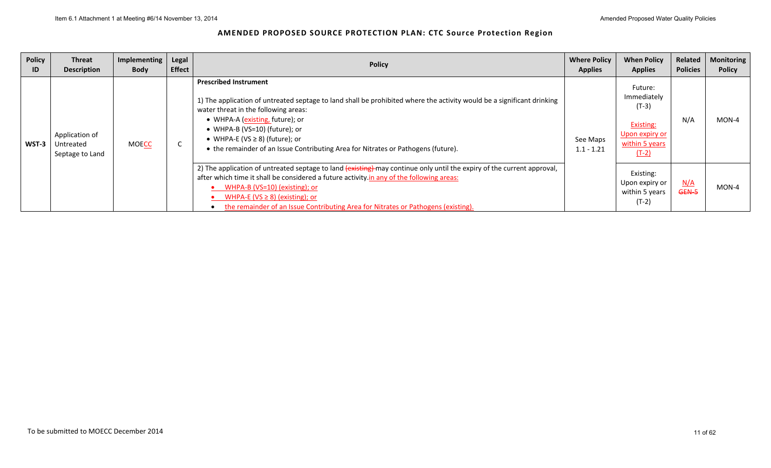## AMENDED PROPOSED SOURCE PROTECTION PLAN: CTC Source Protection Region

| Policy ID | Threat Description | Implementing Body | Legal Effect | Policy | Where Policy Applies | When Policy Applies | Related Policies | Monitoring Policy |
|---|---|---|---|---|---|---|---|---|
| WST-3 | Application of Untreated Septage to Land | MOECC | C | **Prescribed Instrument**<br><br>1) The application of untreated septage to land shall be prohibited where the activity would be a significant drinking water threat in the following areas:<br>• WHPA-A (existing, future); or<br>• WHPA-B (VS=10) (future); or<br>• WHPA-E (VS ≥ 8) (future); or<br>• the remainder of an Issue Contributing Area for Nitrates or Pathogens (future). | See Maps 1.1 - 1.21 | Future: Immediately (T-3)<br><br>Existing: Upon expiry or within 5 years (T-2) | N/A | MON-4 |
| | | | | 2) The application of untreated septage to land ~~(existing)~~ may continue only until the expiry of the current approval, after which time it shall be considered a future activity. in any of the following areas:<br>• WHPA-B (VS=10) (existing); or<br>• WHPA-E (VS ≥ 8) (existing); or<br>• the remainder of an Issue Contributing Area for Nitrates or Pathogens (existing). | | Existing: Upon expiry or within 5 years (T-2) | N/A ~~GEN-5~~ | MON-4 |

To be submitted to MOECC December 2014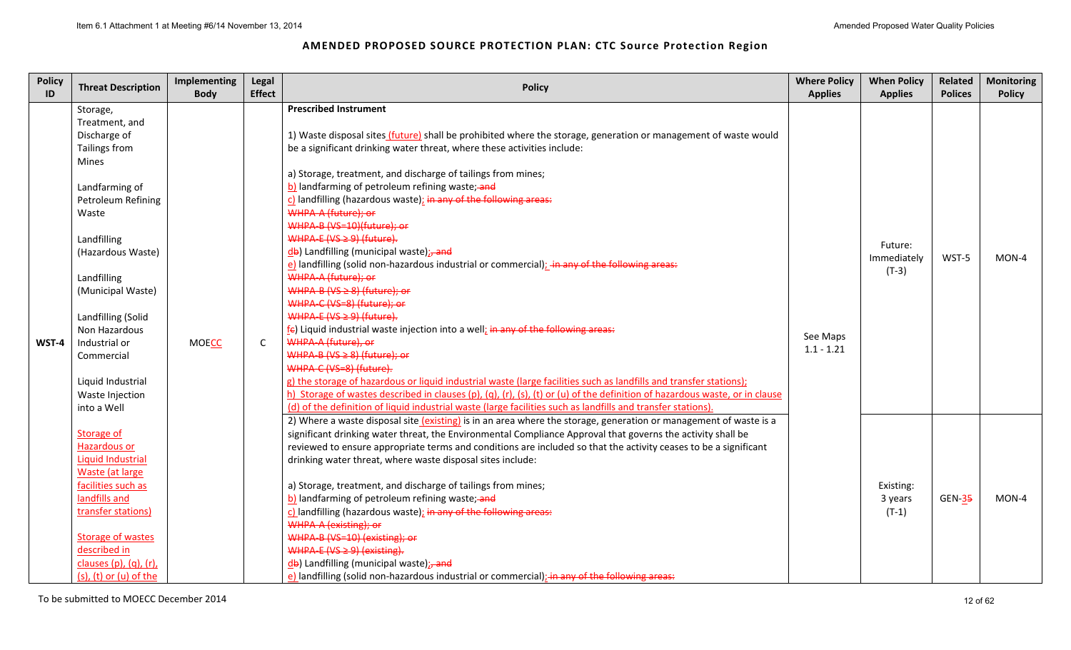## AMENDED PROPOSED SOURCE PROTECTION PLAN: CTC Source Protection Region

| Policy ID | Threat Description | Implementing Body | Legal Effect | Policy | Where Policy Applies | When Policy Applies | Related Polices | Monitoring Policy |
|---|---|---|---|---|---|---|---|---|
| WST-4 | Storage, Treatment, and Discharge of Tailings from Mines<br><br>Landfarming of Petroleum Refining Waste<br><br>Landfilling (Hazardous Waste)<br><br>Landfilling (Municipal Waste)<br><br>Landfilling (Solid Non Hazardous Industrial or Commercial<br><br>Liquid Industrial Waste Injection into a Well<br><br>Storage of Hazardous or Liquid Industrial Waste (at large facilities such as landfills and transfer stations)<br><br>Storage of wastes described in clauses (p), (q), (r), (s), (t) or (u) of the | MOECC | C | **Prescribed Instrument**<br><br>1) Waste disposal sites (future) shall be prohibited where the storage, generation or management of waste would be a significant drinking water threat, where these activities include:<br><br>a) Storage, treatment, and discharge of tailings from mines;<br>b) landfarming of petroleum refining waste; ~~and~~<br>c) landfilling (hazardous waste); ~~in any of the following areas:~~<br>~~WHPA-A (future); or~~<br>~~WHPA-B (VS=10)(future); or~~<br>~~WHPA-E (VS ≥ 9) (future).~~<br>d~~b~~) Landfilling (municipal waste);~~, and~~<br>e) landfilling (solid non-hazardous industrial or commercial); ~~in any of the following areas:~~<br>~~WHPA-A (future); or~~<br>~~WHPA-B (VS ≥ 8) (future); or~~<br>~~WHPA-C (VS=8) (future); or~~<br>~~WHPA-E (VS ≥ 9) (future).~~<br>f~~c~~) Liquid industrial waste injection into a well; ~~in any of the following areas:~~<br>~~WHPA-A (future), or~~<br>~~WHPA-B (VS ≥ 8) (future); or~~<br>~~WHPA-C (VS=8) (future).~~<br>g) the storage of hazardous or liquid industrial waste (large facilities such as landfills and transfer stations);<br>h) Storage of wastes described in clauses (p), (q), (r), (s), (t) or (u) of the definition of hazardous waste, or in clause (d) of the definition of liquid industrial waste (large facilities such as landfills and transfer stations). | See Maps 1.1 - 1.21 | Future: Immediately (T-3) | WST-5 | MON-4 |
| | | | | 2) Where a waste disposal site (existing) is in an area where the storage, generation or management of waste is a significant drinking water threat, the Environmental Compliance Approval that governs the activity shall be reviewed to ensure appropriate terms and conditions are included so that the activity ceases to be a significant drinking water threat, where waste disposal sites include:<br><br>a) Storage, treatment, and discharge of tailings from mines;<br>b) landfarming of petroleum refining waste; ~~and~~<br>c) landfilling (hazardous waste); ~~in any of the following areas:~~<br>~~WHPA-A (existing); or~~<br>~~WHPA-B (VS=10) (existing); or~~<br>~~WHPA-E (VS ≥ 9) (existing).~~<br>d~~b~~) Landfilling (municipal waste);~~, and~~<br>e) landfilling (solid non-hazardous industrial or commercial); ~~in any of the following areas:~~ | | Existing: 3 years (T-1) | GEN-3~~5~~ | MON-4 |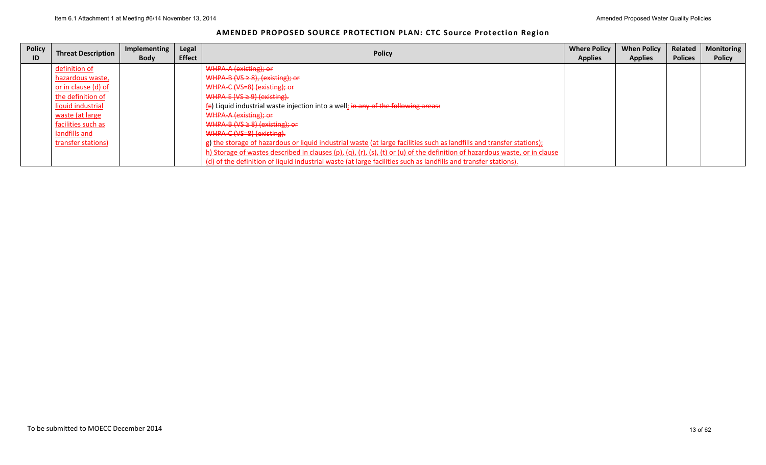## AMENDED PROPOSED SOURCE PROTECTION PLAN: CTC Source Protection Region

| Policy ID | Threat Description | Implementing Body | Legal Effect | Policy | Where Policy Applies | When Policy Applies | Related Polices | Monitoring Policy |
|---|---|---|---|---|---|---|---|---|
| | definition of hazardous waste, or in clause (d) of the definition of liquid industrial waste (at large facilities such as landfills and transfer stations) | | | ~~WHPA-A (existing); or~~<br>~~WHPA-B (VS ≥ 8), (existing); or~~<br>~~WHPA-C (VS=8) (existing); or~~<br>~~WHPA-E (VS ≥ 9) (existing).~~<br>f~~e~~) Liquid industrial waste injection into a well; ~~in any of the following areas:~~<br>~~WHPA-A (existing); or~~<br>~~WHPA-B (VS ≥ 8) (existing); or~~<br>~~WHPA-C (VS=8) (existing).~~<br>g) the storage of hazardous or liquid industrial waste (at large facilities such as landfills and transfer stations);<br>h) Storage of wastes described in clauses (p), (q), (r), (s), (t) or (u) of the definition of hazardous waste, or in clause (d) of the definition of liquid industrial waste (at large facilities such as landfills and transfer stations). | | | | |

To be submitted to MOECC December 2014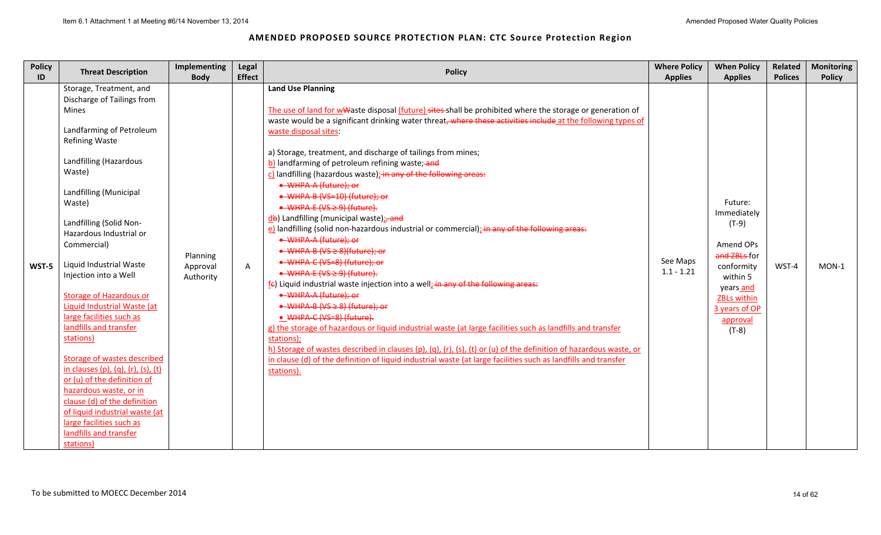# AMENDED PROPOSED SOURCE PROTECTION PLAN: CTC Source Protection Region

| Policy ID | Threat Description | Implementing Body | Legal Effect | Policy | Where Policy Applies | When Policy Applies | Related Polices | Monitoring Policy |
|---|---|---|---|---|---|---|---|---|
| WST-5 | Storage, Treatment, and Discharge of Tailings from Mines<br><br>Landfarming of Petroleum Refining Waste<br><br>Landfilling (Hazardous Waste)<br><br>Landfilling (Municipal Waste)<br><br>Landfilling (Solid Non-Hazardous Industrial or Commercial)<br><br>Liquid Industrial Waste Injection into a Well<br><br>Storage of Hazardous or Liquid Industrial Waste (at large facilities such as landfills and transfer stations)<br><br>Storage of wastes described in clauses (p), (q), (r), (s), (t) or (u) of the definition of hazardous waste, or in clause (d) of the definition of liquid industrial waste (at large facilities such as landfills and transfer stations) | Planning Approval Authority | A | **Land Use Planning**<br><br>The use of land for wWaste disposal (future) sites shall be prohibited where the storage or generation of waste would be a significant drinking water threat, where these activities include at the following types of waste disposal sites:<br><br>a) Storage, treatment, and discharge of tailings from mines;<br>b) landfarming of petroleum refining waste; and<br>c) landfilling (hazardous waste); in any of the following areas:<br>• WHPA-A (future); or<br>• WHPA-B (VS=10) (future); or<br>• WHPA-E (VS ≥ 9) (future).<br>db) Landfilling (municipal waste);, and<br>e) landfilling (solid non-hazardous industrial or commercial); in any of the following areas:<br>• WHPA-A (future); or<br>• WHPA-B (VS ≥ 8)(future); or<br>• WHPA-C (VS=8) (future); or<br>• WHPA-E (VS ≥ 9) (future).<br>fc) Liquid industrial waste injection into a well; in any of the following areas:<br>• WHPA-A (future); or<br>• WHPA-B (VS ≥ 8) (future); or<br>• WHPA-C (VS=8) (future).<br>g) the storage of hazardous or liquid industrial waste (at large facilities such as landfills and transfer stations);<br>h) Storage of wastes described in clauses (p), (q), (r), (s), (t) or (u) of the definition of hazardous waste, or in clause (d) of the definition of liquid industrial waste (at large facilities such as landfills and transfer stations). | See Maps 1.1 - 1.21 | Future: Immediately (T-9)<br><br>Amend OPs and ZBLs for conformity within 5 years and ZBLs within 3 years of OP approval (T-8) | WST-4 | MON-1 |

To be submitted to MOECC December 2014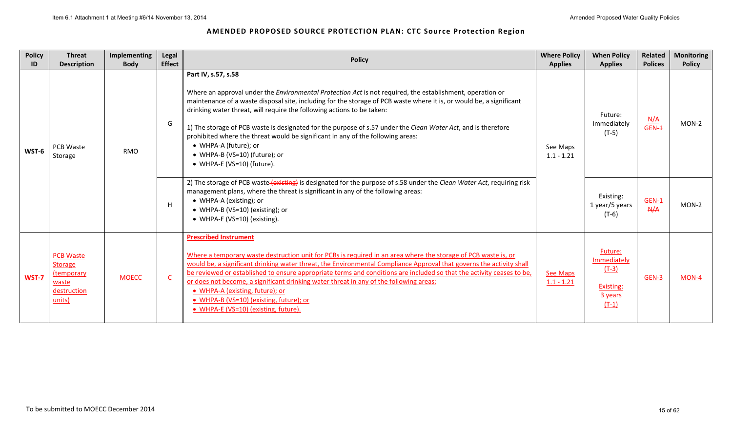**AMENDED PROPOSED SOURCE PROTECTION PLAN: CTC Source Protection Region**

| Policy ID | Threat Description | Implementing Body | Legal Effect | Policy | Where Policy Applies | When Policy Applies | Related Polices | Monitoring Policy |
|---|---|---|---|---|---|---|---|---|
| WST-6 | PCB Waste Storage | RMO | G | **Part IV, s.57, s.58**<br><br>Where an approval under the *Environmental Protection Act* is not required, the establishment, operation or maintenance of a waste disposal site, including for the storage of PCB waste where it is, or would be, a significant drinking water threat, will require the following actions to be taken:<br><br>1) The storage of PCB waste is designated for the purpose of s.57 under the *Clean Water Act*, and is therefore prohibited where the threat would be significant in any of the following areas:<br>• WHPA-A (future); or<br>• WHPA-B (VS=10) (future); or<br>• WHPA-E (VS=10) (future). | See Maps 1.1 - 1.21 | Future: Immediately (T-5) | N/A ~~GEN-1~~ | MON-2 |
| | | | H | 2) The storage of PCB waste ~~(existing)~~ is designated for the purpose of s.58 under the *Clean Water Act*, requiring risk management plans, where the threat is significant in any of the following areas:<br>• WHPA-A (existing); or<br>• WHPA-B (VS=10) (existing); or<br>• WHPA-E (VS=10) (existing). | | Existing: 1 year/5 years (T-6) | GEN-1 ~~N/A~~ | MON-2 |
| WST-7 | PCB Waste Storage (temporary waste destruction units) | MOECC | C | **Prescribed Instrument**<br><br>Where a temporary waste destruction unit for PCBs is required in an area where the storage of PCB waste is, or would be, a significant drinking water threat, the Environmental Compliance Approval that governs the activity shall be reviewed or established to ensure appropriate terms and conditions are included so that the activity ceases to be, or does not become, a significant drinking water threat in any of the following areas:<br>• WHPA-A (existing, future); or<br>• WHPA-B (VS=10) (existing, future); or<br>• WHPA-E (VS=10) (existing, future). | See Maps 1.1 - 1.21 | Future: Immediately (T-3)<br><br>Existing: 3 years (T-1) | GEN-3 | MON-4 |

To be submitted to MOECC December 2014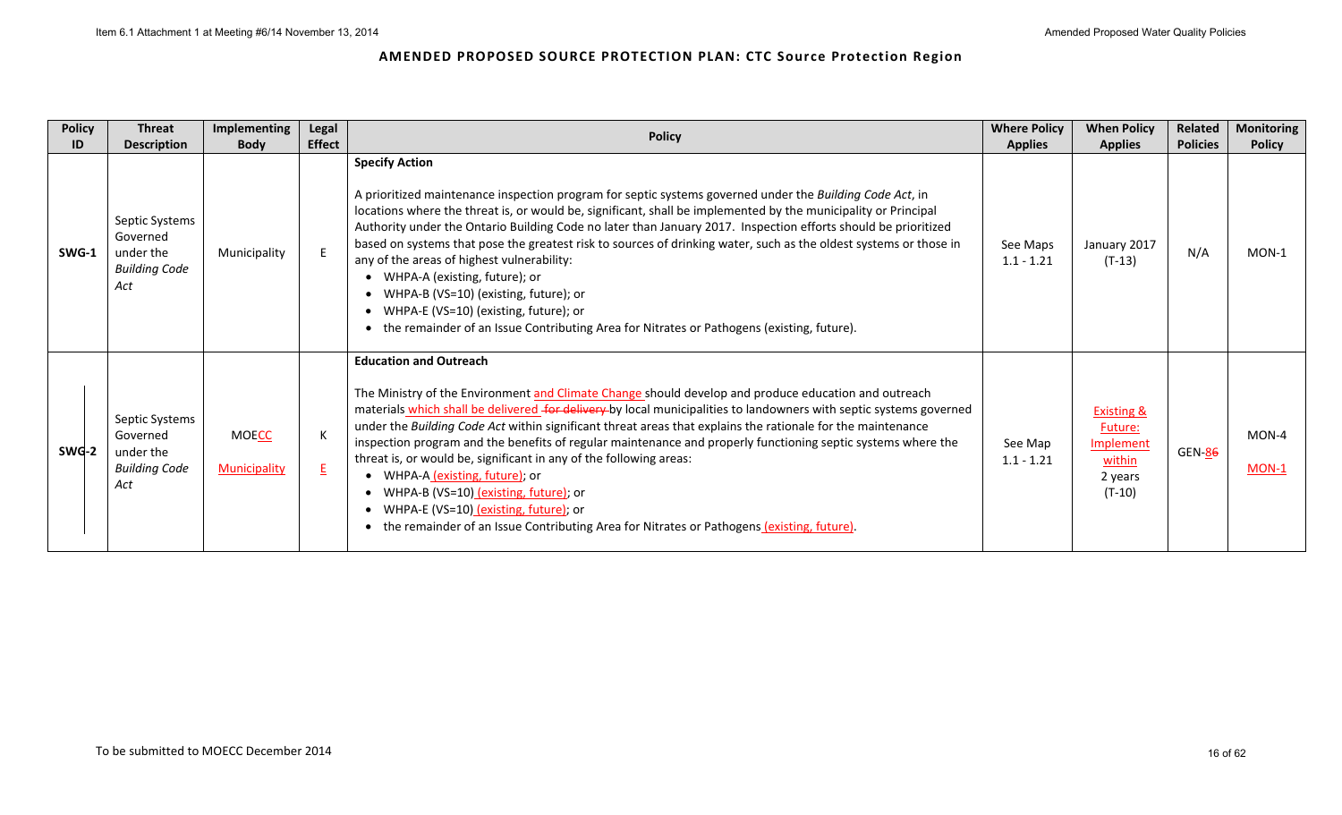## AMENDED PROPOSED SOURCE PROTECTION PLAN: CTC Source Protection Region

| Policy ID | Threat Description | Implementing Body | Legal Effect | Policy | Where Policy Applies | When Policy Applies | Related Policies | Monitoring Policy |
|---|---|---|---|---|---|---|---|---|
| **SWG-1** | Septic Systems Governed under the *Building Code Act* | Municipality | E | **Specify Action**<br><br>A prioritized maintenance inspection program for septic systems governed under the *Building Code Act*, in locations where the threat is, or would be, significant, shall be implemented by the municipality or Principal Authority under the Ontario Building Code no later than January 2017. Inspection efforts should be prioritized based on systems that pose the greatest risk to sources of drinking water, such as the oldest systems or those in any of the areas of highest vulnerability:<br>• WHPA-A (existing, future); or<br>• WHPA-B (VS=10) (existing, future); or<br>• WHPA-E (VS=10) (existing, future); or<br>• the remainder of an Issue Contributing Area for Nitrates or Pathogens (existing, future). | See Maps 1.1 - 1.21 | January 2017 (T-13) | N/A | MON-1 |
| **SWG-2** | Septic Systems Governed under the *Building Code Act* | MOECC<br><br>Municipality | K<br><br>E | **Education and Outreach**<br><br>The Ministry of the Environment and Climate Change should develop and produce education and outreach materials which shall be delivered ~~for delivery~~ by local municipalities to landowners with septic systems governed under the *Building Code Act* within significant threat areas that explains the rationale for the maintenance inspection program and the benefits of regular maintenance and properly functioning septic systems where the threat is, or would be, significant in any of the following areas:<br>• WHPA-A (existing, future); or<br>• WHPA-B (VS=10) (existing, future); or<br>• WHPA-E (VS=10) (existing, future); or<br>• the remainder of an Issue Contributing Area for Nitrates or Pathogens (existing, future). | See Map 1.1 - 1.21 | Existing & Future: Implement within 2 years (T-10) | GEN-8~~6~~ | MON-4<br><br>MON-1 |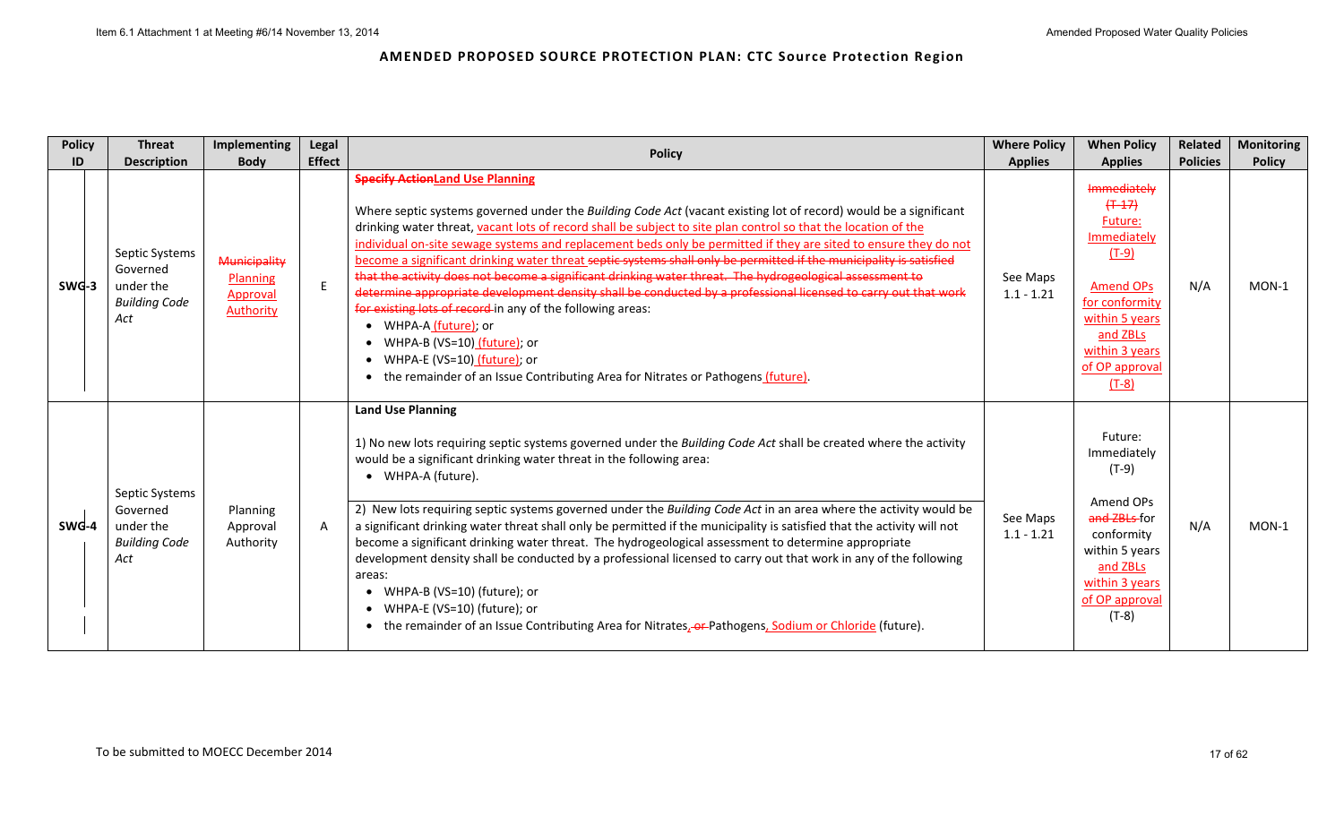## AMENDED PROPOSED SOURCE PROTECTION PLAN: CTC Source Protection Region

| Policy ID | Threat Description | Implementing Body | Legal Effect | Policy | Where Policy Applies | When Policy Applies | Related Policies | Monitoring Policy |
|---|---|---|---|---|---|---|---|---|
| SWG-3 | Septic Systems Governed under the *Building Code Act* | ~~Municipality~~ Planning Approval Authority | E | **~~Specify Action~~Land Use Planning**<br><br>Where septic systems governed under the *Building Code Act* (vacant existing lot of record) would be a significant drinking water threat, vacant lots of record shall be subject to site plan control so that the location of the individual on-site sewage systems and replacement beds only be permitted if they are sited to ensure they do not become a significant drinking water threat ~~septic systems shall only be permitted if the municipality is satisfied that the activity does not become a significant drinking water threat. The hydrogeological assessment to determine appropriate development density shall be conducted by a professional licensed to carry out that work for existing lots of record~~ in any of the following areas:<br>• WHPA-A (future); or<br>• WHPA-B (VS=10) (future); or<br>• WHPA-E (VS=10) (future); or<br>• the remainder of an Issue Contributing Area for Nitrates or Pathogens (future). | See Maps 1.1 - 1.21 | ~~Immediately (T-17)~~ Future: Immediately (T-9)<br><br>Amend OPs for conformity within 5 years and ZBLs within 3 years of OP approval (T-8) | N/A | MON-1 |
| SWG-4 | Septic Systems Governed under the *Building Code Act* | Planning Approval Authority | A | **Land Use Planning**<br><br>1) No new lots requiring septic systems governed under the *Building Code Act* shall be created where the activity would be a significant drinking water threat in the following area:<br>• WHPA-A (future).<br><br>2) New lots requiring septic systems governed under the *Building Code Act* in an area where the activity would be a significant drinking water threat shall only be permitted if the municipality is satisfied that the activity will not become a significant drinking water threat. The hydrogeological assessment to determine appropriate development density shall be conducted by a professional licensed to carry out that work in any of the following areas:<br>• WHPA-B (VS=10) (future); or<br>• WHPA-E (VS=10) (future); or<br>• the remainder of an Issue Contributing Area for Nitrates, ~~or~~ Pathogens, Sodium or Chloride (future). | See Maps 1.1 - 1.21 | Future: Immediately (T-9)<br><br>Amend OPs ~~and ZBLs~~ for conformity within 5 years and ZBLs within 3 years of OP approval (T-8) | N/A | MON-1 |

To be submitted to MOECC December 2014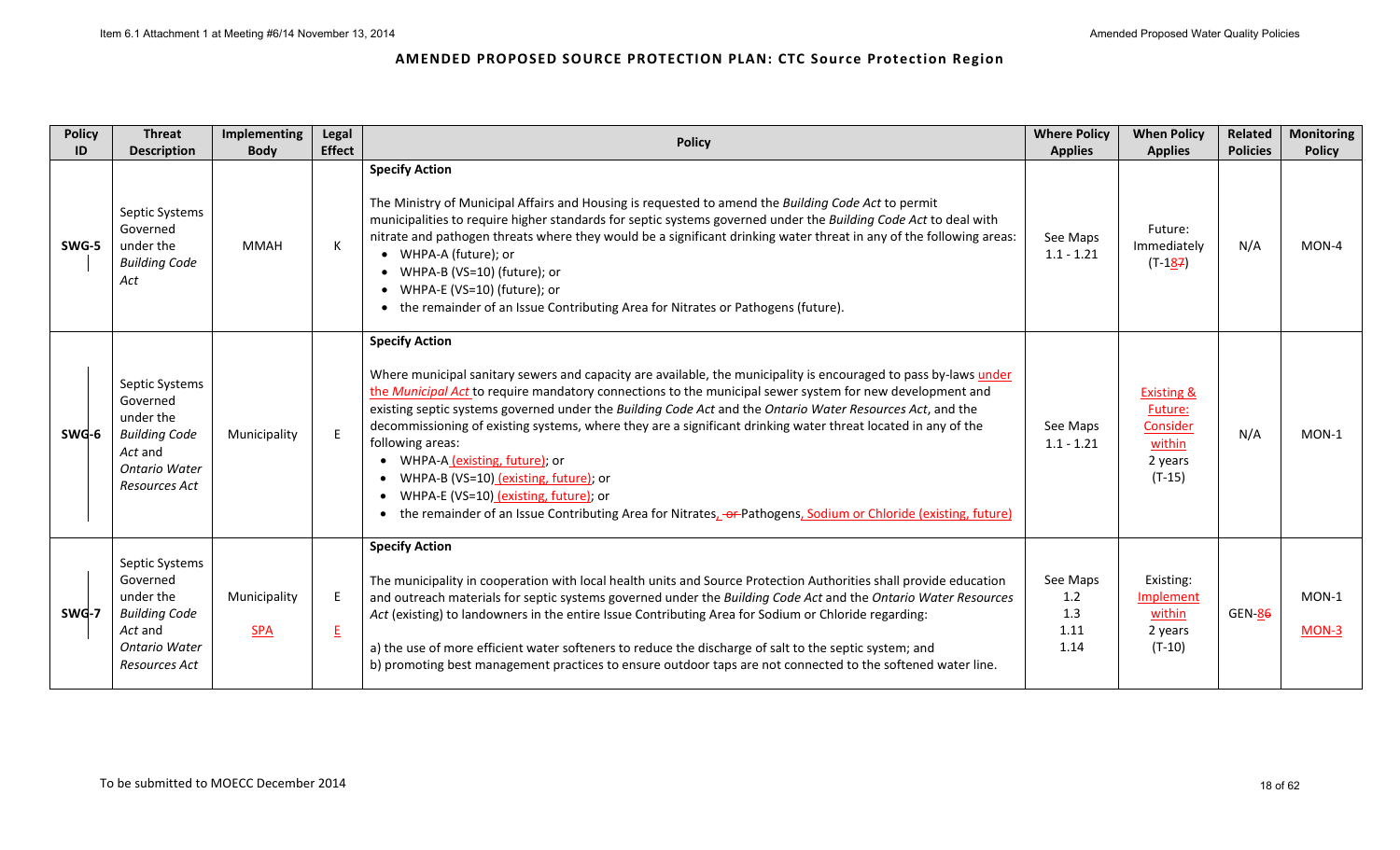**AMENDED PROPOSED SOURCE PROTECTION PLAN: CTC Source Protection Region**

| Policy ID | Threat Description | Implementing Body | Legal Effect | Policy | Where Policy Applies | When Policy Applies | Related Policies | Monitoring Policy |
|---|---|---|---|---|---|---|---|---|
| SWG-5 | Septic Systems Governed under the *Building Code Act* | MMAH | K | **Specify Action**<br><br>The Ministry of Municipal Affairs and Housing is requested to amend the *Building Code Act* to permit municipalities to require higher standards for septic systems governed under the *Building Code Act* to deal with nitrate and pathogen threats where they would be a significant drinking water threat in any of the following areas:<br>• WHPA-A (future); or<br>• WHPA-B (VS=10) (future); or<br>• WHPA-E (VS=10) (future); or<br>• the remainder of an Issue Contributing Area for Nitrates or Pathogens (future). | See Maps 1.1 - 1.21 | Future: Immediately (T-187) | N/A | MON-4 |
| SWG-6 | Septic Systems Governed under the *Building Code Act* and *Ontario Water Resources Act* | Municipality | E | **Specify Action**<br><br>Where municipal sanitary sewers and capacity are available, the municipality is encouraged to pass by-laws under the *Municipal Act* to require mandatory connections to the municipal sewer system for new development and existing septic systems governed under the *Building Code Act* and the *Ontario Water Resources Act*, and the decommissioning of existing systems, where they are a significant drinking water threat located in any of the following areas:<br>• WHPA-A (existing, future); or<br>• WHPA-B (VS=10) (existing, future); or<br>• WHPA-E (VS=10) (existing, future); or<br>• the remainder of an Issue Contributing Area for Nitrates, ~~or~~ Pathogens, Sodium or Chloride (existing, future) | See Maps 1.1 - 1.21 | Existing & Future: Consider within 2 years (T-15) | N/A | MON-1 |
| SWG-7 | Septic Systems Governed under the *Building Code Act* and *Ontario Water Resources Act* | Municipality<br>SPA | E<br>E | **Specify Action**<br><br>The municipality in cooperation with local health units and Source Protection Authorities shall provide education and outreach materials for septic systems governed under the *Building Code Act* and the *Ontario Water Resources Act* (existing) to landowners in the entire Issue Contributing Area for Sodium or Chloride regarding:<br><br>a) the use of more efficient water softeners to reduce the discharge of salt to the septic system; and<br>b) promoting best management practices to ensure outdoor taps are not connected to the softened water line. | See Maps 1.2 1.3 1.11 1.14 | Existing: Implement within 2 years (T-10) | GEN-86 | MON-1<br>MON-3 |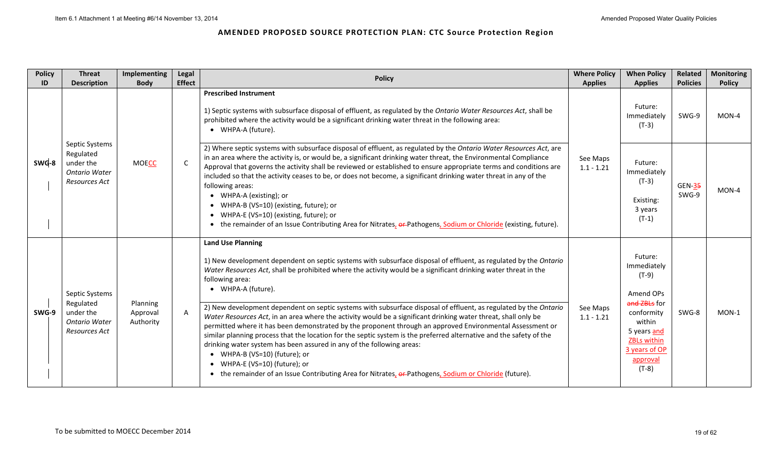# AMENDED PROPOSED SOURCE PROTECTION PLAN: CTC Source Protection Region

| Policy ID | Threat Description | Implementing Body | Legal Effect | Policy | Where Policy Applies | When Policy Applies | Related Policies | Monitoring Policy |
|---|---|---|---|---|---|---|---|---|
| SWG-8 | Septic Systems Regulated under the *Ontario Water Resources Act* | MOECC | C | **Prescribed Instrument**<br><br>1) Septic systems with subsurface disposal of effluent, as regulated by the *Ontario Water Resources Act*, shall be prohibited where the activity would be a significant drinking water threat in the following area:<br>• WHPA-A (future). | See Maps 1.1 - 1.21 | Future: Immediately (T-3) | SWG-9 | MON-4 |
| | | | | 2) Where septic systems with subsurface disposal of effluent, as regulated by the *Ontario Water Resources Act*, are in an area where the activity is, or would be, a significant drinking water threat, the Environmental Compliance Approval that governs the activity shall be reviewed or established to ensure appropriate terms and conditions are included so that the activity ceases to be, or does not become, a significant drinking water threat in any of the following areas:<br>• WHPA-A (existing); or<br>• WHPA-B (VS=10) (existing, future); or<br>• WHPA-E (VS=10) (existing, future); or<br>• the remainder of an Issue Contributing Area for Nitrates, ~~or~~ Pathogens, Sodium or Chloride (existing, future). | | Future: Immediately (T-3)<br><br>Existing: 3 years (T-1) | GEN-3~~5~~<br>SWG-9 | MON-4 |
| SWG-9 | Septic Systems Regulated under the *Ontario Water Resources Act* | Planning Approval Authority | A | **Land Use Planning**<br><br>1) New development dependent on septic systems with subsurface disposal of effluent, as regulated by the *Ontario Water Resources Act*, shall be prohibited where the activity would be a significant drinking water threat in the following area:<br>• WHPA-A (future).<br><br>2) New development dependent on septic systems with subsurface disposal of effluent, as regulated by the *Ontario Water Resources Act*, in an area where the activity would be a significant drinking water threat, shall only be permitted where it has been demonstrated by the proponent through an approved Environmental Assessment or similar planning process that the location for the septic system is the preferred alternative and the safety of the drinking water system has been assured in any of the following areas:<br>• WHPA-B (VS=10) (future); or<br>• WHPA-E (VS=10) (future); or<br>• the remainder of an Issue Contributing Area for Nitrates, ~~or~~ Pathogens, Sodium or Chloride (future). | See Maps 1.1 - 1.21 | Future: Immediately (T-9)<br><br>Amend OPs ~~and ZBLs~~ for conformity within 5 years and ZBLs within 3 years of OP approval (T-8) | SWG-8 | MON-1 |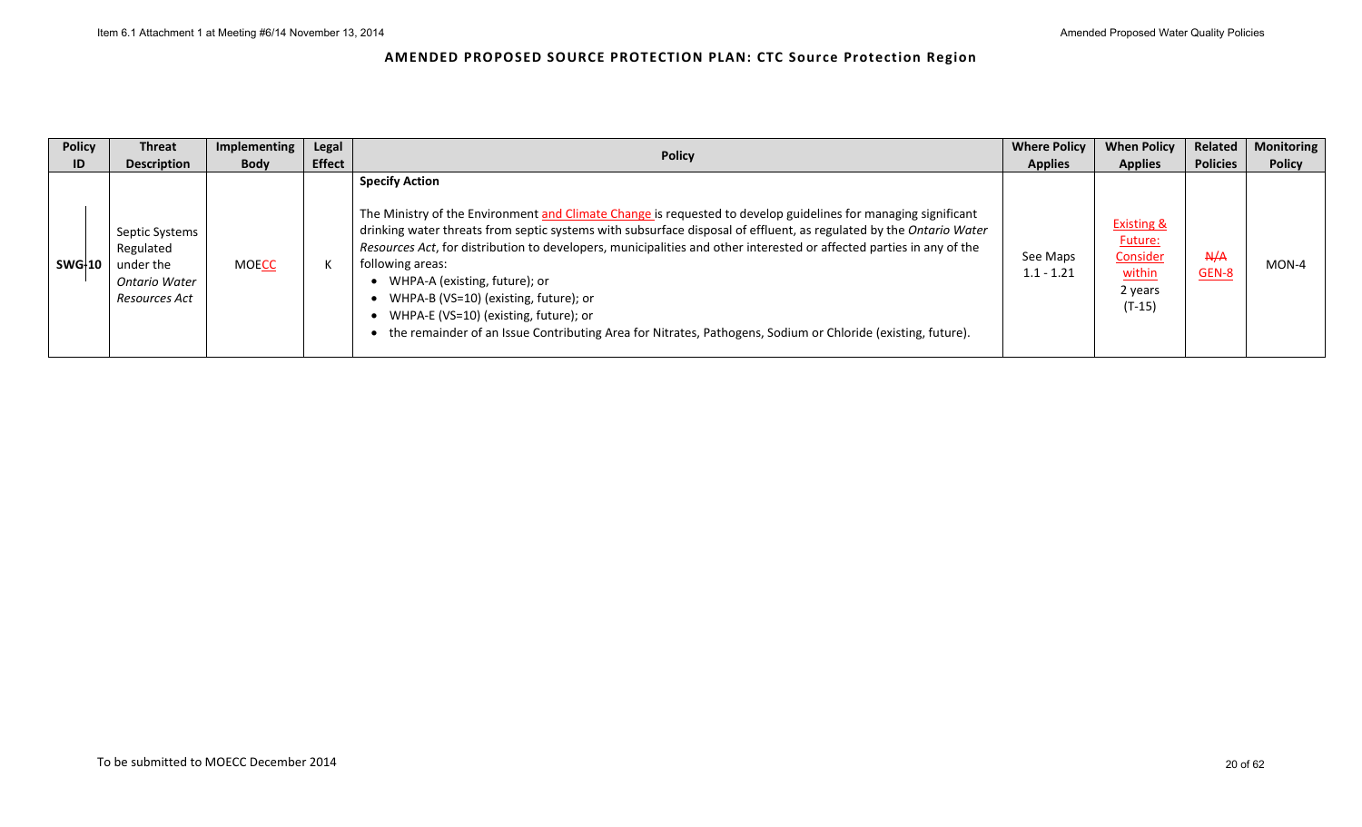# AMENDED PROPOSED SOURCE PROTECTION PLAN: CTC Source Protection Region

| Policy ID | Threat Description | Implementing Body | Legal Effect | Policy | Where Policy Applies | When Policy Applies | Related Policies | Monitoring Policy |
|---|---|---|---|---|---|---|---|---|
| **SWG-10** | Septic Systems Regulated under the *Ontario Water Resources Act* | MOECC | K | **Specify Action**<br><br>The Ministry of the Environment and Climate Change is requested to develop guidelines for managing significant drinking water threats from septic systems with subsurface disposal of effluent, as regulated by the *Ontario Water Resources Act*, for distribution to developers, municipalities and other interested or affected parties in any of the following areas:<br>• WHPA-A (existing, future); or<br>• WHPA-B (VS=10) (existing, future); or<br>• WHPA-E (VS=10) (existing, future); or<br>• the remainder of an Issue Contributing Area for Nitrates, Pathogens, Sodium or Chloride (existing, future). | See Maps 1.1 - 1.21 | Existing & Future: Consider within 2 years (T-15) | ~~N/A~~ GEN-8 | MON-4 |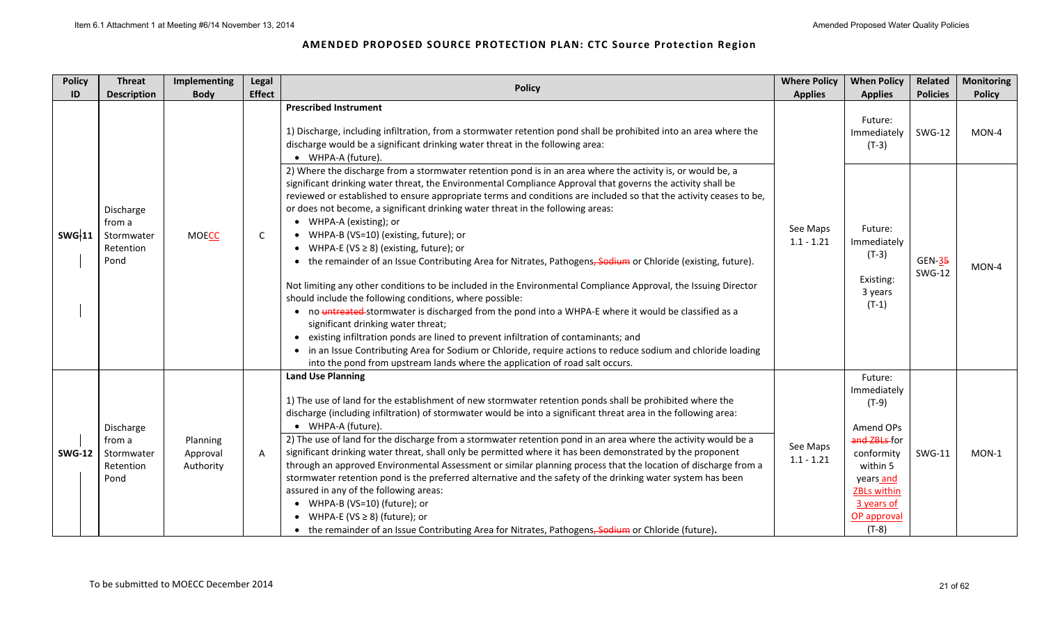# AMENDED PROPOSED SOURCE PROTECTION PLAN: CTC Source Protection Region

| Policy ID | Threat Description | Implementing Body | Legal Effect | Policy | Where Policy Applies | When Policy Applies | Related Policies | Monitoring Policy |
|---|---|---|---|---|---|---|---|---|
| SWG-11 | Discharge from a Stormwater Retention Pond | MOECC | C | **Prescribed Instrument**<br><br>1) Discharge, including infiltration, from a stormwater retention pond shall be prohibited into an area where the discharge would be a significant drinking water threat in the following area:<br>• WHPA-A (future). | See Maps 1.1 - 1.21 | Future: Immediately (T-3) | SWG-12 | MON-4 |
| | | | | 2) Where the discharge from a stormwater retention pond is in an area where the activity is, or would be, a significant drinking water threat, the Environmental Compliance Approval that governs the activity shall be reviewed or established to ensure appropriate terms and conditions are included so that the activity ceases to be, or does not become, a significant drinking water threat in the following areas:<br>• WHPA-A (existing); or<br>• WHPA-B (VS=10) (existing, future); or<br>• WHPA-E (VS ≥ 8) (existing, future); or<br>• the remainder of an Issue Contributing Area for Nitrates, Pathogens, ~~Sodium~~ or Chloride (existing, future).<br><br>Not limiting any other conditions to be included in the Environmental Compliance Approval, the Issuing Director should include the following conditions, where possible:<br>• no ~~untreated~~ stormwater is discharged from the pond into a WHPA-E where it would be classified as a significant drinking water threat;<br>• existing infiltration ponds are lined to prevent infiltration of contaminants; and<br>• in an Issue Contributing Area for Sodium or Chloride, require actions to reduce sodium and chloride loading into the pond from upstream lands where the application of road salt occurs. | | Future: Immediately (T-3)<br><br>Existing: 3 years (T-1) | GEN-3~~5~~<br>SWG-12 | MON-4 |
| SWG-12 | Discharge from a Stormwater Retention Pond | Planning Approval Authority | A | **Land Use Planning**<br><br>1) The use of land for the establishment of new stormwater retention ponds shall be prohibited where the discharge (including infiltration) of stormwater would be into a significant threat area in the following area:<br>• WHPA-A (future).<br><br>2) The use of land for the discharge from a stormwater retention pond in an area where the activity would be a significant drinking water threat, shall only be permitted where it has been demonstrated by the proponent through an approved Environmental Assessment or similar planning process that the location of discharge from a stormwater retention pond is the preferred alternative and the safety of the drinking water system has been assured in any of the following areas:<br>• WHPA-B (VS=10) (future); or<br>• WHPA-E (VS ≥ 8) (future); or<br>• the remainder of an Issue Contributing Area for Nitrates, Pathogens, ~~Sodium~~ or Chloride (future). | See Maps 1.1 - 1.21 | Future: Immediately (T-9)<br><br>Amend OPs ~~and ZBLs~~ for conformity within 5 years and ZBLs within 3 years of OP approval (T-8) | SWG-11 | MON-1 |

To be submitted to MOECC December 2014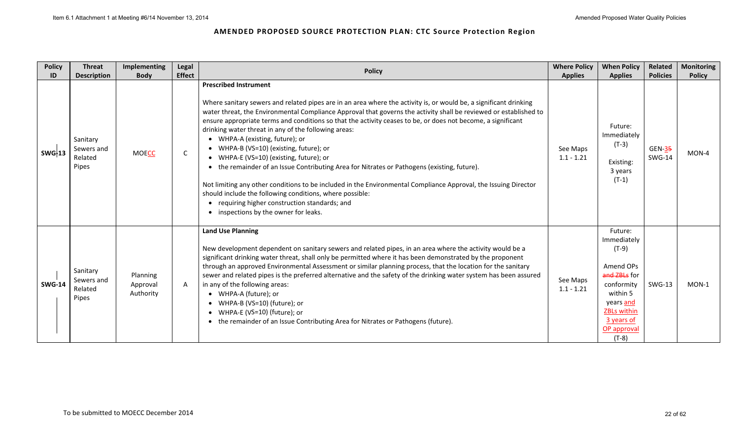## AMENDED PROPOSED SOURCE PROTECTION PLAN: CTC Source Protection Region

| Policy ID | Threat Description | Implementing Body | Legal Effect | Policy | Where Policy Applies | When Policy Applies | Related Policies | Monitoring Policy |
|---|---|---|---|---|---|---|---|---|
| SWG-13 | Sanitary Sewers and Related Pipes | MOECC | C | **Prescribed Instrument**<br><br>Where sanitary sewers and related pipes are in an area where the activity is, or would be, a significant drinking water threat, the Environmental Compliance Approval that governs the activity shall be reviewed or established to ensure appropriate terms and conditions so that the activity ceases to be, or does not become, a significant drinking water threat in any of the following areas:<br>• WHPA-A (existing, future); or<br>• WHPA-B (VS=10) (existing, future); or<br>• WHPA-E (VS=10) (existing, future); or<br>• the remainder of an Issue Contributing Area for Nitrates or Pathogens (existing, future).<br><br>Not limiting any other conditions to be included in the Environmental Compliance Approval, the Issuing Director should include the following conditions, where possible:<br>• requiring higher construction standards; and<br>• inspections by the owner for leaks. | See Maps 1.1 - 1.21 | Future: Immediately (T-3)<br><br>Existing: 3 years (T-1) | GEN-~~5~~3 SWG-14 | MON-4 |
| SWG-14 | Sanitary Sewers and Related Pipes | Planning Approval Authority | A | **Land Use Planning**<br><br>New development dependent on sanitary sewers and related pipes, in an area where the activity would be a significant drinking water threat, shall only be permitted where it has been demonstrated by the proponent through an approved Environmental Assessment or similar planning process, that the location for the sanitary sewer and related pipes is the preferred alternative and the safety of the drinking water system has been assured in any of the following areas:<br>• WHPA-A (future); or<br>• WHPA-B (VS=10) (future); or<br>• WHPA-E (VS=10) (future); or<br>• the remainder of an Issue Contributing Area for Nitrates or Pathogens (future). | See Maps 1.1 - 1.21 | Future: Immediately (T-9)<br><br>Amend OPs ~~and ZBLs~~ for conformity within 5 years and ZBLs within 3 years of OP approval (T-8) | SWG-13 | MON-1 |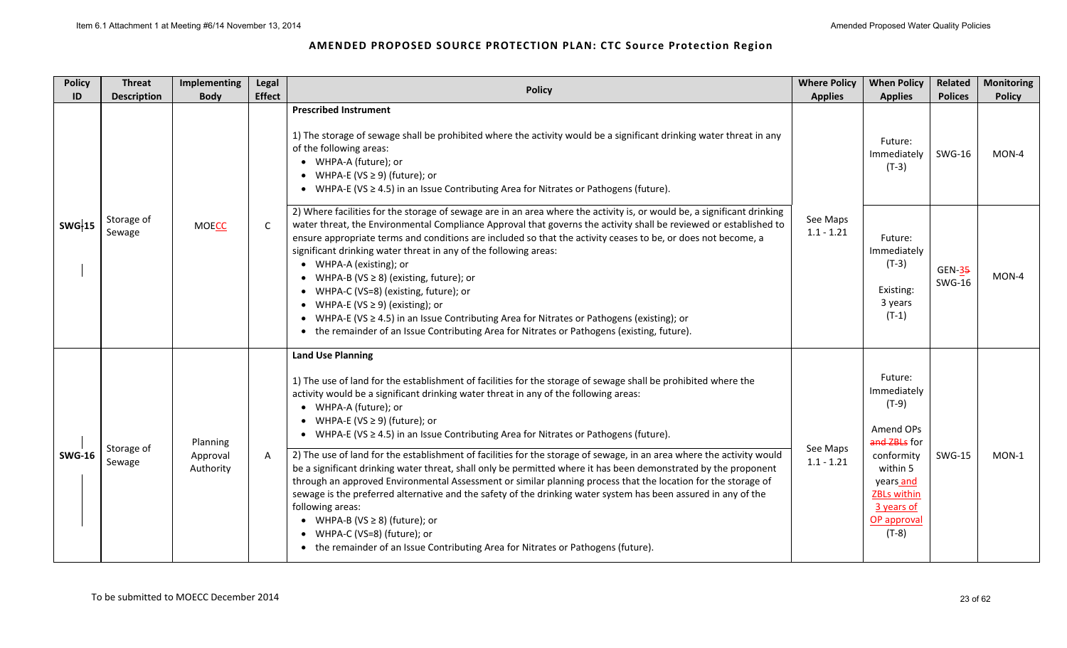# AMENDED PROPOSED SOURCE PROTECTION PLAN: CTC Source Protection Region

| Policy ID | Threat Description | Implementing Body | Legal Effect | Policy | Where Policy Applies | When Policy Applies | Related Polices | Monitoring Policy |
|---|---|---|---|---|---|---|---|---|
| SWG-15 | Storage of Sewage | MOECC | C | **Prescribed Instrument**<br><br>1) The storage of sewage shall be prohibited where the activity would be a significant drinking water threat in any of the following areas:<br>• WHPA-A (future); or<br>• WHPA-E (VS ≥ 9) (future); or<br>• WHPA-E (VS ≥ 4.5) in an Issue Contributing Area for Nitrates or Pathogens (future). | See Maps 1.1 - 1.21 | Future: Immediately (T-3) | SWG-16 | MON-4 |
| | | | | 2) Where facilities for the storage of sewage are in an area where the activity is, or would be, a significant drinking water threat, the Environmental Compliance Approval that governs the activity shall be reviewed or established to ensure appropriate terms and conditions are included so that the activity ceases to be, or does not become, a significant drinking water threat in any of the following areas:<br>• WHPA-A (existing); or<br>• WHPA-B (VS ≥ 8) (existing, future); or<br>• WHPA-C (VS=8) (existing, future); or<br>• WHPA-E (VS ≥ 9) (existing); or<br>• WHPA-E (VS ≥ 4.5) in an Issue Contributing Area for Nitrates or Pathogens (existing); or<br>• the remainder of an Issue Contributing Area for Nitrates or Pathogens (existing, future). | | Future: Immediately (T-3)<br><br>Existing: 3 years (T-1) | GEN-~~3~~5 SWG-16 | MON-4 |
| SWG-16 | Storage of Sewage | Planning Approval Authority | A | **Land Use Planning**<br><br>1) The use of land for the establishment of facilities for the storage of sewage shall be prohibited where the activity would be a significant drinking water threat in any of the following areas:<br>• WHPA-A (future); or<br>• WHPA-E (VS ≥ 9) (future); or<br>• WHPA-E (VS ≥ 4.5) in an Issue Contributing Area for Nitrates or Pathogens (future). | See Maps 1.1 - 1.21 | Future: Immediately (T-9)<br><br>Amend OPs ~~and ZBLs~~ for conformity within 5 years and ZBLs within 3 years of OP approval (T-8) | SWG-15 | MON-1 |
| | | | | 2) The use of land for the establishment of facilities for the storage of sewage, in an area where the activity would be a significant drinking water threat, shall only be permitted where it has been demonstrated by the proponent through an approved Environmental Assessment or similar planning process that the location for the storage of sewage is the preferred alternative and the safety of the drinking water system has been assured in any of the following areas:<br>• WHPA-B (VS ≥ 8) (future); or<br>• WHPA-C (VS=8) (future); or<br>• the remainder of an Issue Contributing Area for Nitrates or Pathogens (future). | | | | |

To be submitted to MOECC December 2014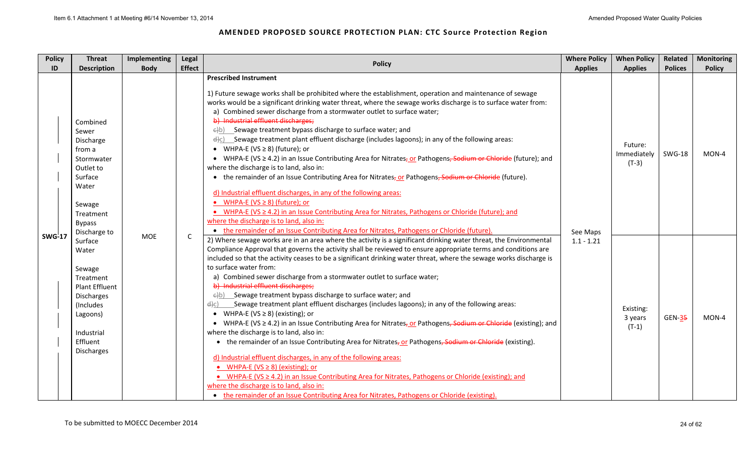## AMENDED PROPOSED SOURCE PROTECTION PLAN: CTC Source Protection Region

| Policy ID | Threat Description | Implementing Body | Legal Effect | Policy | Where Policy Applies | When Policy Applies | Related Polices | Monitoring Policy |
|---|---|---|---|---|---|---|---|---|
| SWG-17 | Combined Sewer Discharge from a Stormwater Outlet to Surface Water<br><br>Sewage Treatment Bypass Discharge to Surface Water<br><br>Sewage Treatment Plant Effluent Discharges (Includes Lagoons)<br><br>Industrial Effluent Discharges | MOE | C | **Prescribed Instrument**<br><br>1) Future sewage works shall be prohibited where the establishment, operation and maintenance of sewage works would be a significant drinking water threat, where the sewage works discharge is to surface water from:<br>a) Combined sewer discharge from a stormwater outlet to surface water;<br>~~b) Industrial effluent discharges;~~<br>~~c)~~b) Sewage treatment bypass discharge to surface water; and<br>~~d)~~c) Sewage treatment plant effluent discharge (includes lagoons); in any of the following areas:<br>• WHPA-E (VS ≥ 8) (future); or<br>• WHPA-E (VS ≥ 4.2) in an Issue Contributing Area for Nitrates~~,~~ or Pathogens~~, Sodium or Chloride~~ (future); and where the discharge is to land, also in:<br>• the remainder of an Issue Contributing Area for Nitrates~~,~~ or Pathogens~~, Sodium or Chloride~~ (future).<br><br>d) Industrial effluent discharges, in any of the following areas:<br>• WHPA-E (VS ≥ 8) (future); or<br>• WHPA-E (VS ≥ 4.2) in an Issue Contributing Area for Nitrates, Pathogens or Chloride (future); and where the discharge is to land, also in:<br>• the remainder of an Issue Contributing Area for Nitrates, Pathogens or Chloride (future). | See Maps 1.1 - 1.21 | Future: Immediately (T-3) | SWG-18 | MON-4 |
| | | | | 2) Where sewage works are in an area where the activity is a significant drinking water threat, the Environmental Compliance Approval that governs the activity shall be reviewed to ensure appropriate terms and conditions are included so that the activity ceases to be a significant drinking water threat, where the sewage works discharge is to surface water from:<br>a) Combined sewer discharge from a stormwater outlet to surface water;<br>~~b) Industrial effluent discharges;~~<br>~~c)~~b) Sewage treatment bypass discharge to surface water; and<br>~~d)~~c) Sewage treatment plant effluent discharges (includes lagoons); in any of the following areas:<br>• WHPA-E (VS ≥ 8) (existing); or<br>• WHPA-E (VS ≥ 4.2) in an Issue Contributing Area for Nitrates~~,~~ or Pathogens~~, Sodium or Chloride~~ (existing); and where the discharge is to land, also in:<br>• the remainder of an Issue Contributing Area for Nitrates~~,~~ or Pathogens~~, Sodium or Chloride~~ (existing).<br><br>d) Industrial effluent discharges, in any of the following areas:<br>• WHPA-E (VS ≥ 8) (existing); or<br>• WHPA-E (VS ≥ 4.2) in an Issue Contributing Area for Nitrates, Pathogens or Chloride (existing); and where the discharge is to land, also in:<br>• the remainder of an Issue Contributing Area for Nitrates, Pathogens or Chloride (existing). | | Existing: 3 years (T-1) | GEN-3~~5~~ | MON-4 |

To be submitted to MOECC December 2014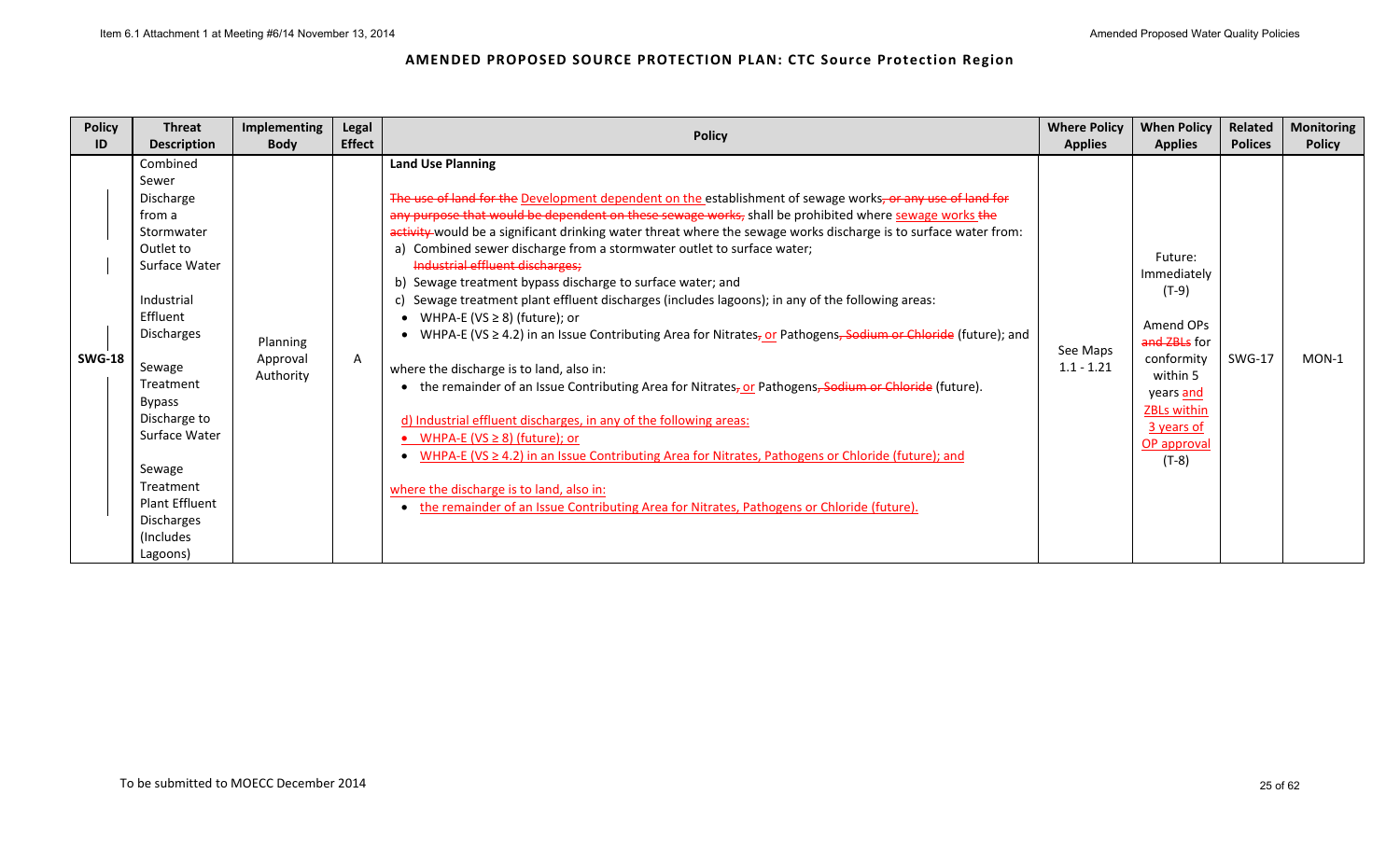# AMENDED PROPOSED SOURCE PROTECTION PLAN: CTC Source Protection Region

| Policy ID | Threat Description | Implementing Body | Legal Effect | Policy | Where Policy Applies | When Policy Applies | Related Polices | Monitoring Policy |
|---|---|---|---|---|---|---|---|---|
| SWG-18 | Combined Sewer Discharge from a Stormwater Outlet to Surface Water<br><br>Industrial Effluent Discharges<br><br>Sewage Treatment Bypass Discharge to Surface Water<br><br>Sewage Treatment Plant Effluent Discharges (Includes Lagoons) | Planning Approval Authority | A | **Land Use Planning**<br><br>~~The use of land for the~~ Development dependent on the establishment of sewage works~~, or any use of land for any purpose that would be dependent on these sewage works,~~ shall be prohibited where sewage works ~~the activity~~ would be a significant drinking water threat where the sewage works discharge is to surface water from:<br>a) Combined sewer discharge from a stormwater outlet to surface water;<br>~~Industrial effluent discharges;~~<br>b) Sewage treatment bypass discharge to surface water; and<br>c) Sewage treatment plant effluent discharges (includes lagoons); in any of the following areas:<br>• WHPA-E (VS ≥ 8) (future); or<br>• WHPA-E (VS ≥ 4.2) in an Issue Contributing Area for Nitrates~~,~~ or Pathogens~~, Sodium or Chloride~~ (future); and<br><br>where the discharge is to land, also in:<br>• the remainder of an Issue Contributing Area for Nitrates~~,~~ or Pathogens~~, Sodium or Chloride~~ (future).<br><br>d) Industrial effluent discharges, in any of the following areas:<br>• WHPA-E (VS ≥ 8) (future); or<br>• WHPA-E (VS ≥ 4.2) in an Issue Contributing Area for Nitrates, Pathogens or Chloride (future); and<br><br>where the discharge is to land, also in:<br>• the remainder of an Issue Contributing Area for Nitrates, Pathogens or Chloride (future). | See Maps 1.1 - 1.21 | Future: Immediately (T-9)<br><br>Amend OPs ~~and ZBLs~~ for conformity within 5 years and ZBLs within 3 years of OP approval (T-8) | SWG-17 | MON-1 |

To be submitted to MOECC December 2014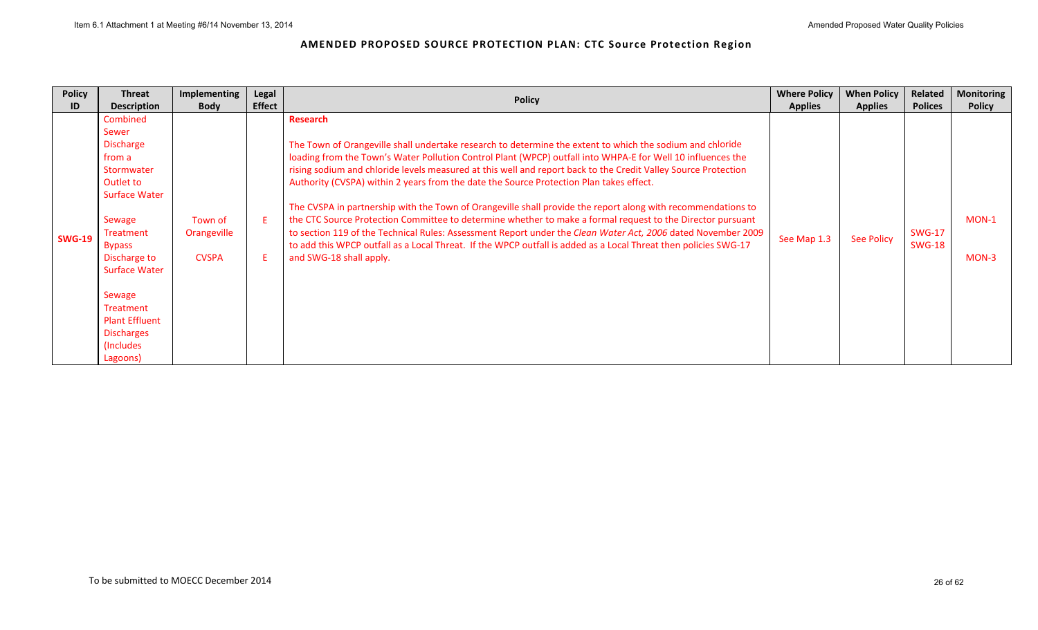## AMENDED PROPOSED SOURCE PROTECTION PLAN: CTC Source Protection Region

| Policy ID | Threat Description | Implementing Body | Legal Effect | Policy | Where Policy Applies | When Policy Applies | Related Polices | Monitoring Policy |
|---|---|---|---|---|---|---|---|---|
| **SWG-19** | Combined Sewer Discharge from a Stormwater Outlet to Surface Water<br><br>Sewage Treatment Bypass Discharge to Surface Water<br><br>Sewage Treatment Plant Effluent Discharges (Includes Lagoons) | Town of Orangeville<br><br>CVSPA | E<br><br>E | **Research**<br><br>The Town of Orangeville shall undertake research to determine the extent to which the sodium and chloride loading from the Town's Water Pollution Control Plant (WPCP) outfall into WHPA-E for Well 10 influences the rising sodium and chloride levels measured at this well and report back to the Credit Valley Source Protection Authority (CVSPA) within 2 years from the date the Source Protection Plan takes effect.<br><br>The CVSPA in partnership with the Town of Orangeville shall provide the report along with recommendations to the CTC Source Protection Committee to determine whether to make a formal request to the Director pursuant to section 119 of the Technical Rules: Assessment Report under the *Clean Water Act, 2006* dated November 2009 to add this WPCP outfall as a Local Threat. If the WPCP outfall is added as a Local Threat then policies SWG-17 and SWG-18 shall apply. | See Map 1.3 | See Policy | SWG-17<br>SWG-18 | MON-1<br><br>MON-3 |

To be submitted to MOECC December 2014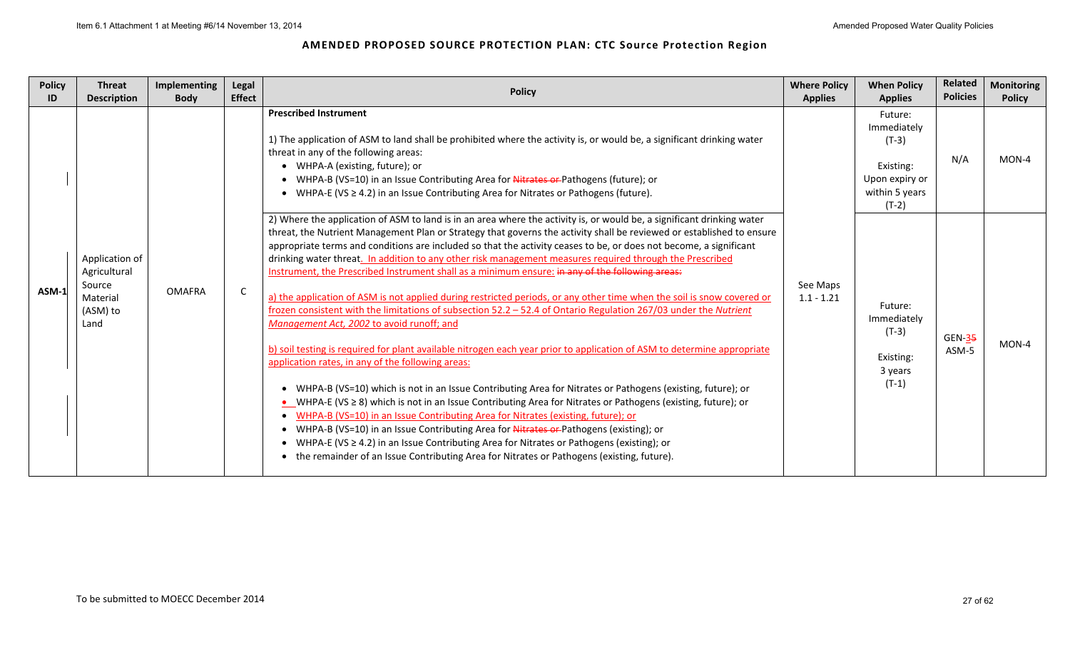## AMENDED PROPOSED SOURCE PROTECTION PLAN: CTC Source Protection Region

| Policy ID | Threat Description | Implementing Body | Legal Effect | Policy | Where Policy Applies | When Policy Applies | Related Policies | Monitoring Policy |
|---|---|---|---|---|---|---|---|---|
| ASM-1 | Application of Agricultural Source Material (ASM) to Land | OMAFRA | C | **Prescribed Instrument**<br><br>1) The application of ASM to land shall be prohibited where the activity is, or would be, a significant drinking water threat in any of the following areas:<br>• WHPA-A (existing, future); or<br>• WHPA-B (VS=10) in an Issue Contributing Area for ~~Nitrates or~~ Pathogens (future); or<br>• WHPA-E (VS ≥ 4.2) in an Issue Contributing Area for Nitrates or Pathogens (future). | See Maps 1.1 - 1.21 | Future: Immediately (T-3)<br><br>Existing: Upon expiry or within 5 years (T-2) | N/A | MON-4 |
| | | | | 2) Where the application of ASM to land is in an area where the activity is, or would be, a significant drinking water threat, the Nutrient Management Plan or Strategy that governs the activity shall be reviewed or established to ensure appropriate terms and conditions are included so that the activity ceases to be, or does not become, a significant drinking water threat. In addition to any other risk management measures required through the Prescribed Instrument, the Prescribed Instrument shall as a minimum ensure: ~~in any of the following areas:~~<br><br>a) the application of ASM is not applied during restricted periods, or any other time when the soil is snow covered or frozen consistent with the limitations of subsection 52.2 – 52.4 of Ontario Regulation 267/03 under the *Nutrient Management Act, 2002* to avoid runoff; and<br><br>b) soil testing is required for plant available nitrogen each year prior to application of ASM to determine appropriate application rates, in any of the following areas:<br><br>• WHPA-B (VS=10) which is not in an Issue Contributing Area for Nitrates or Pathogens (existing, future); or<br>• WHPA-E (VS ≥ 8) which is not in an Issue Contributing Area for Nitrates or Pathogens (existing, future); or<br>• WHPA-B (VS=10) in an Issue Contributing Area for Nitrates (existing, future); or<br>• WHPA-B (VS=10) in an Issue Contributing Area for ~~Nitrates or~~ Pathogens (existing); or<br>• WHPA-E (VS ≥ 4.2) in an Issue Contributing Area for Nitrates or Pathogens (existing); or<br>• the remainder of an Issue Contributing Area for Nitrates or Pathogens (existing, future). | | Future: Immediately (T-3)<br><br>Existing: 3 years (T-1) | GEN-3~~5~~<br>ASM-5 | MON-4 |

To be submitted to MOECC December 2014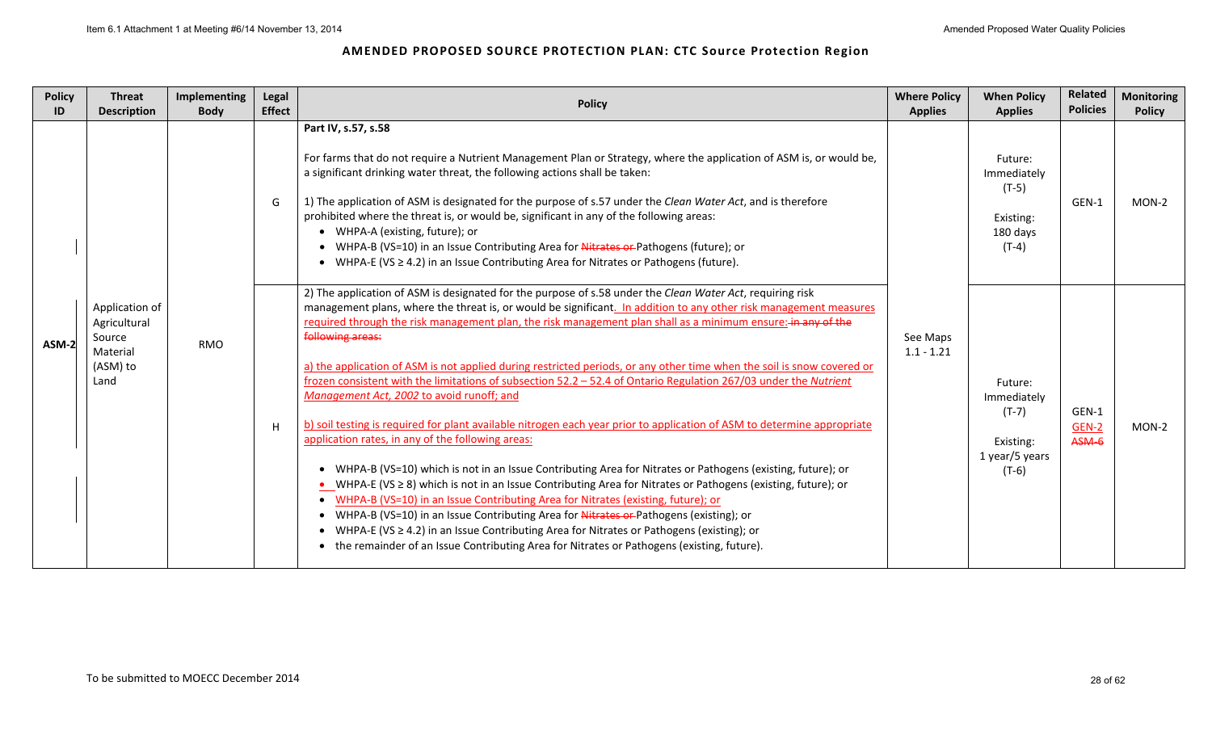## AMENDED PROPOSED SOURCE PROTECTION PLAN: CTC Source Protection Region

| Policy ID | Threat Description | Implementing Body | Legal Effect | Policy | Where Policy Applies | When Policy Applies | Related Policies | Monitoring Policy |
|---|---|---|---|---|---|---|---|---|
| ASM-2 | Application of Agricultural Source Material (ASM) to Land | RMO | G | **Part IV, s.57, s.58**<br><br>For farms that do not require a Nutrient Management Plan or Strategy, where the application of ASM is, or would be, a significant drinking water threat, the following actions shall be taken:<br><br>1) The application of ASM is designated for the purpose of s.57 under the *Clean Water Act*, and is therefore prohibited where the threat is, or would be, significant in any of the following areas:<br>• WHPA-A (existing, future); or<br>• WHPA-B (VS=10) in an Issue Contributing Area for ~~Nitrates or~~ Pathogens (future); or<br>• WHPA-E (VS ≥ 4.2) in an Issue Contributing Area for Nitrates or Pathogens (future). | See Maps 1.1 - 1.21 | Future: Immediately (T-5)<br><br>Existing: 180 days (T-4) | GEN-1 | MON-2 |
| | | | H | 2) The application of ASM is designated for the purpose of s.58 under the *Clean Water Act*, requiring risk management plans, where the threat is, or would be significant. In addition to any other risk management measures required through the risk management plan, the risk management plan shall as a minimum ensure: ~~in any of the following areas:~~<br><br>a) the application of ASM is not applied during restricted periods, or any other time when the soil is snow covered or frozen consistent with the limitations of subsection 52.2 – 52.4 of Ontario Regulation 267/03 under the *Nutrient Management Act, 2002* to avoid runoff; and<br><br>b) soil testing is required for plant available nitrogen each year prior to application of ASM to determine appropriate application rates, in any of the following areas:<br><br>• WHPA-B (VS=10) which is not in an Issue Contributing Area for Nitrates or Pathogens (existing, future); or<br>• WHPA-E (VS ≥ 8) which is not in an Issue Contributing Area for Nitrates or Pathogens (existing, future); or<br>• WHPA-B (VS=10) in an Issue Contributing Area for Nitrates (existing, future); or<br>• WHPA-B (VS=10) in an Issue Contributing Area for ~~Nitrates or~~ Pathogens (existing); or<br>• WHPA-E (VS ≥ 4.2) in an Issue Contributing Area for Nitrates or Pathogens (existing); or<br>• the remainder of an Issue Contributing Area for Nitrates or Pathogens (existing, future). | | Future: Immediately (T-7)<br><br>Existing: 1 year/5 years (T-6) | GEN-1<br>GEN-2<br>~~ASM-6~~ | MON-2 |

To be submitted to MOECC December 2014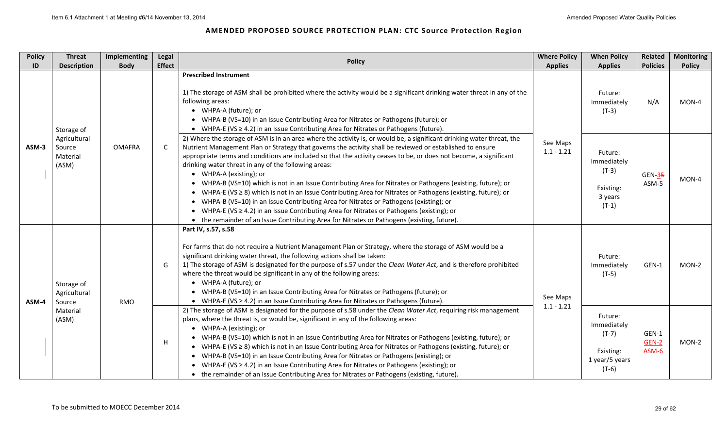## AMENDED PROPOSED SOURCE PROTECTION PLAN: CTC Source Protection Region

| Policy ID | Threat Description | Implementing Body | Legal Effect | Policy | Where Policy Applies | When Policy Applies | Related Policies | Monitoring Policy |
|---|---|---|---|---|---|---|---|---|
| ASM-3 | Storage of Agricultural Source Material (ASM) | OMAFRA | C | **Prescribed Instrument**<br><br>1) The storage of ASM shall be prohibited where the activity would be a significant drinking water threat in any of the following areas:<br>• WHPA-A (future); or<br>• WHPA-B (VS=10) in an Issue Contributing Area for Nitrates or Pathogens (future); or<br>• WHPA-E (VS ≥ 4.2) in an Issue Contributing Area for Nitrates or Pathogens (future). | See Maps 1.1 - 1.21 | Future: Immediately (T-3) | N/A | MON-4 |
| | | | | 2) Where the storage of ASM is in an area where the activity is, or would be, a significant drinking water threat, the Nutrient Management Plan or Strategy that governs the activity shall be reviewed or established to ensure appropriate terms and conditions are included so that the activity ceases to be, or does not become, a significant drinking water threat in any of the following areas:<br>• WHPA-A (existing); or<br>• WHPA-B (VS=10) which is not in an Issue Contributing Area for Nitrates or Pathogens (existing, future); or<br>• WHPA-E (VS ≥ 8) which is not in an Issue Contributing Area for Nitrates or Pathogens (existing, future); or<br>• WHPA-B (VS=10) in an Issue Contributing Area for Nitrates or Pathogens (existing); or<br>• WHPA-E (VS ≥ 4.2) in an Issue Contributing Area for Nitrates or Pathogens (existing); or<br>• the remainder of an Issue Contributing Area for Nitrates or Pathogens (existing, future). | | Future: Immediately (T-3)<br><br>Existing: 3 years (T-1) | GEN-~~3~~5 ASM-5 | MON-4 |
| ASM-4 | Storage of Agricultural Source Material (ASM) | RMO | G | **Part IV, s.57, s.58**<br><br>For farms that do not require a Nutrient Management Plan or Strategy, where the storage of ASM would be a significant drinking water threat, the following actions shall be taken:<br>1) The storage of ASM is designated for the purpose of s.57 under the *Clean Water Act*, and is therefore prohibited where the threat would be significant in any of the following areas:<br>• WHPA-A (future); or<br>• WHPA-B (VS=10) in an Issue Contributing Area for Nitrates or Pathogens (future); or<br>• WHPA-E (VS ≥ 4.2) in an Issue Contributing Area for Nitrates or Pathogens (future). | See Maps 1.1 - 1.21 | Future: Immediately (T-5) | GEN-1 | MON-2 |
| | | | H | 2) The storage of ASM is designated for the purpose of s.58 under the *Clean Water Act*, requiring risk management plans, where the threat is, or would be, significant in any of the following areas:<br>• WHPA-A (existing); or<br>• WHPA-B (VS=10) which is not in an Issue Contributing Area for Nitrates or Pathogens (existing, future); or<br>• WHPA-E (VS ≥ 8) which is not in an Issue Contributing Area for Nitrates or Pathogens (existing, future); or<br>• WHPA-B (VS=10) in an Issue Contributing Area for Nitrates or Pathogens (existing); or<br>• WHPA-E (VS ≥ 4.2) in an Issue Contributing Area for Nitrates or Pathogens (existing); or<br>• the remainder of an Issue Contributing Area for Nitrates or Pathogens (existing, future). | | Future: Immediately (T-7)<br><br>Existing: 1 year/5 years (T-6) | GEN-1 GEN-2 ~~ASM-6~~ | MON-2 |

To be submitted to MOECC December 2014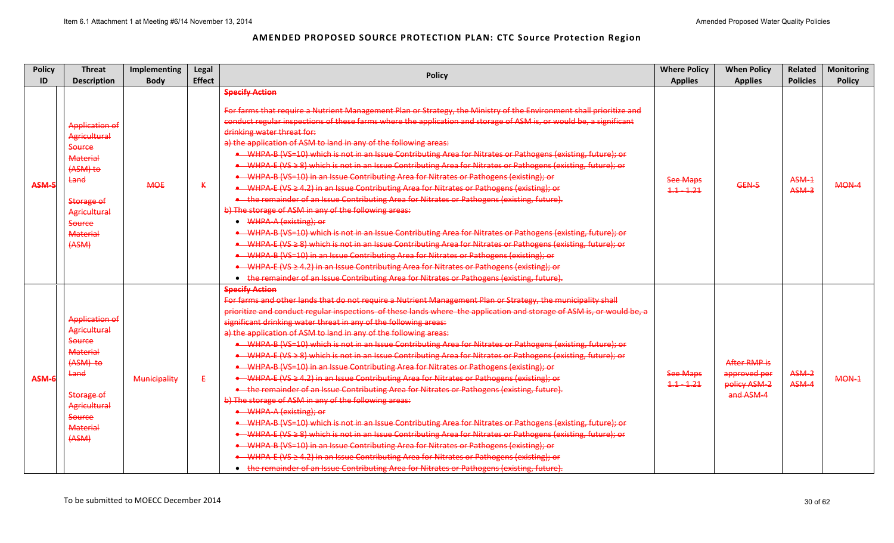# AMENDED PROPOSED SOURCE PROTECTION PLAN: CTC Source Protection Region

| Policy ID | Threat Description | Implementing Body | Legal Effect | Policy | Where Policy Applies | When Policy Applies | Related Policies | Monitoring Policy |
|---|---|---|---|---|---|---|---|---|
| ~~ASM-5~~ | ~~Application of Agricultural Source Material (ASM) to Land~~<br><br>~~Storage of Agricultural Source Material (ASM)~~ | ~~MOE~~ | ~~K~~ | ~~**Specify Action**~~<br><br>~~For farms that require a Nutrient Management Plan or Strategy, the Ministry of the Environment shall prioritize and conduct regular inspections of these farms where the application and storage of ASM is, or would be, a significant drinking water threat for:~~<br>~~a) the application of ASM to land in any of the following areas:~~<br>• ~~WHPA-B (VS=10) which is not in an Issue Contributing Area for Nitrates or Pathogens (existing, future); or~~<br>• ~~WHPA-E (VS ≥ 8) which is not in an Issue Contributing Area for Nitrates or Pathogens (existing, future); or~~<br>• ~~WHPA-B (VS=10) in an Issue Contributing Area for Nitrates or Pathogens (existing); or~~<br>• ~~WHPA-E (VS ≥ 4.2) in an Issue Contributing Area for Nitrates or Pathogens (existing); or~~<br>• ~~the remainder of an Issue Contributing Area for Nitrates or Pathogens (existing, future).~~<br>~~b) The storage of ASM in any of the following areas:~~<br>• ~~WHPA-A (existing); or~~<br>• ~~WHPA-B (VS=10) which is not in an Issue Contributing Area for Nitrates or Pathogens (existing, future); or~~<br>• ~~WHPA-E (VS ≥ 8) which is not in an Issue Contributing Area for Nitrates or Pathogens (existing, future); or~~<br>• ~~WHPA-B (VS=10) in an Issue Contributing Area for Nitrates or Pathogens (existing); or~~<br>• ~~WHPA-E (VS ≥ 4.2) in an Issue Contributing Area for Nitrates or Pathogens (existing); or~~<br>• ~~the remainder of an Issue Contributing Area for Nitrates or Pathogens (existing, future).~~ | ~~See Maps 1.1 - 1.21~~ | ~~GEN-5~~ | ~~ASM-1~~<br>~~ASM-3~~ | ~~MON-4~~ |
| ~~ASM-6~~ | ~~Application of Agricultural Source Material (ASM) to Land~~<br><br>~~Storage of Agricultural Source Material (ASM)~~ | ~~Municipality~~ | ~~E~~ | ~~**Specify Action**~~<br>~~For farms and other lands that do not require a Nutrient Management Plan or Strategy, the municipality shall prioritize and conduct regular inspections of these lands where the application and storage of ASM is, or would be, a significant drinking water threat in any of the following areas:~~<br>~~a) the application of ASM to land in any of the following areas:~~<br>• ~~WHPA-B (VS=10) which is not in an Issue Contributing Area for Nitrates or Pathogens (existing, future); or~~<br>• ~~WHPA-E (VS ≥ 8) which is not in an Issue Contributing Area for Nitrates or Pathogens (existing, future); or~~<br>• ~~WHPA-B (VS=10) in an Issue Contributing Area for Nitrates or Pathogens (existing); or~~<br>• ~~WHPA-E (VS ≥ 4.2) in an Issue Contributing Area for Nitrates or Pathogens (existing); or~~<br>• ~~the remainder of an Issue Contributing Area for Nitrates or Pathogens (existing, future).~~<br>~~b) The storage of ASM in any of the following areas:~~<br>• ~~WHPA-A (existing); or~~<br>• ~~WHPA-B (VS=10) which is not in an Issue Contributing Area for Nitrates or Pathogens (existing, future); or~~<br>• ~~WHPA-E (VS ≥ 8) which is not in an Issue Contributing Area for Nitrates or Pathogens (existing, future); or~~<br>• ~~WHPA-B (VS=10) in an Issue Contributing Area for Nitrates or Pathogens (existing); or~~<br>• ~~WHPA-E (VS ≥ 4.2) in an Issue Contributing Area for Nitrates or Pathogens (existing); or~~<br>• ~~the remainder of an Issue Contributing Area for Nitrates or Pathogens (existing, future).~~ | ~~See Maps 1.1 - 1.21~~ | ~~After RMP is approved per policy ASM-2 and ASM-4~~ | ~~ASM-2~~<br>~~ASM-4~~ | ~~MON-1~~ |

To be submitted to MOECC December 2014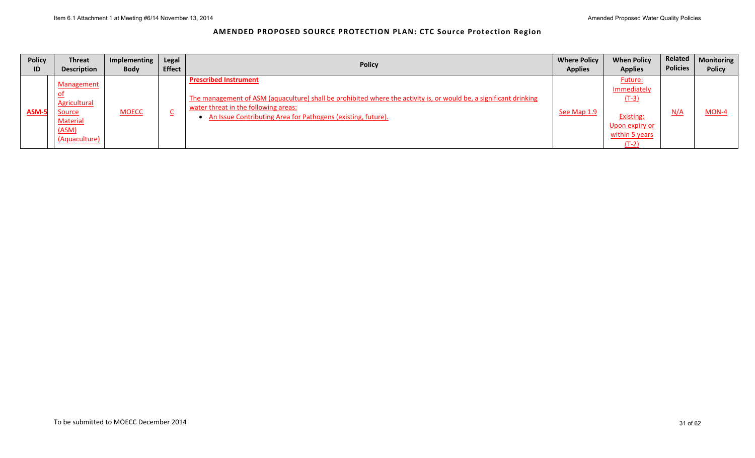## AMENDED PROPOSED SOURCE PROTECTION PLAN: CTC Source Protection Region

| Policy ID | Threat Description | Implementing Body | Legal Effect | Policy | Where Policy Applies | When Policy Applies | Related Policies | Monitoring Policy |
|---|---|---|---|---|---|---|---|---|
| **ASM-5** | Management of Agricultural Source Material (ASM) (Aquaculture) | MOECC | C | **Prescribed Instrument**<br><br>The management of ASM (aquaculture) shall be prohibited where the activity is, or would be, a significant drinking water threat in the following areas:<br>• An Issue Contributing Area for Pathogens (existing, future). | See Map 1.9 | Future: Immediately (T-3)<br><br>Existing: Upon expiry or within 5 years (T-2) | N/A | MON-4 |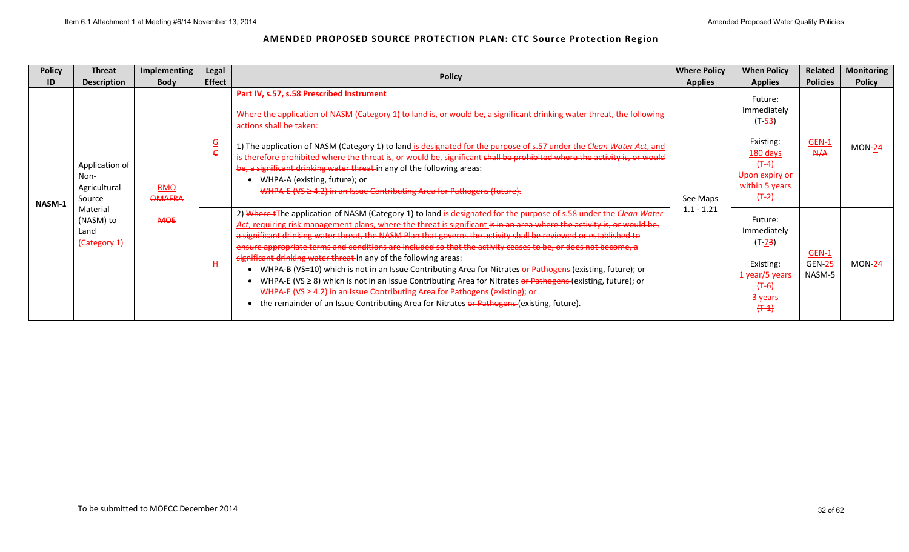# AMENDED PROPOSED SOURCE PROTECTION PLAN: CTC Source Protection Region

| Policy ID | Threat Description | Implementing Body | Legal Effect | Policy | Where Policy Applies | When Policy Applies | Related Policies | Monitoring Policy |
|---|---|---|---|---|---|---|---|---|
| NASM-1 | Application of Non-Agricultural Source Material (NASM) to Land (Category 1) | RMO OMAFRA MOE | G C | Part IV, s.57, s.58 ~~Prescribed Instrument~~ <br><br> Where the application of NASM (Category 1) to land is, or would be, a significant drinking water threat, the following actions shall be taken: <br><br> 1) The application of NASM (Category 1) to land is designated for the purpose of s.57 under the *Clean Water Act*, and is therefore prohibited where the threat is, or would be, significant ~~shall be prohibited where the activity is, or would be, a significant drinking water threat~~ in any of the following areas: <br> • WHPA-A (existing, future); or <br> • ~~WHPA-E (VS ≥ 4.2) in an Issue Contributing Area for Pathogens (future).~~ | See Maps 1.1 - 1.21 | Future: Immediately (T-5~~3~~) <br><br> Existing: 180 days (T-4) ~~Upon expiry or within 5 years (T-2)~~ | GEN-1 ~~N/A~~ | MON-2~~4~~ |
| | | | H | 2) ~~Where t~~The application of NASM (Category 1) to land is designated for the purpose of s.58 under the *Clean Water Act*, requiring risk management plans, where the threat is significant ~~is in an area where the activity is, or would be, a significant drinking water threat, the NASM Plan that governs the activity shall be reviewed or established to ensure appropriate terms and conditions are included so that the activity ceases to be, or does not become, a significant drinking water threat~~ in any of the following areas: <br> • WHPA-B (VS=10) which is not in an Issue Contributing Area for Nitrates ~~or Pathogens~~ (existing, future); or <br> • WHPA-E (VS ≥ 8) which is not in an Issue Contributing Area for Nitrates ~~or Pathogens~~ (existing, future); or <br> • ~~WHPA-E (VS ≥ 4.2) in an Issue Contributing Area for Pathogens (existing); or~~ <br> • the remainder of an Issue Contributing Area for Nitrates ~~or Pathogens~~ (existing, future). | | Future: Immediately (T-7~~3~~) <br><br> Existing: 1 year/5 years (T-6) ~~3 years (T-1)~~ | GEN-1 GEN-2~~5~~ NASM-5 | MON-2~~4~~ |

To be submitted to MOECC December 2014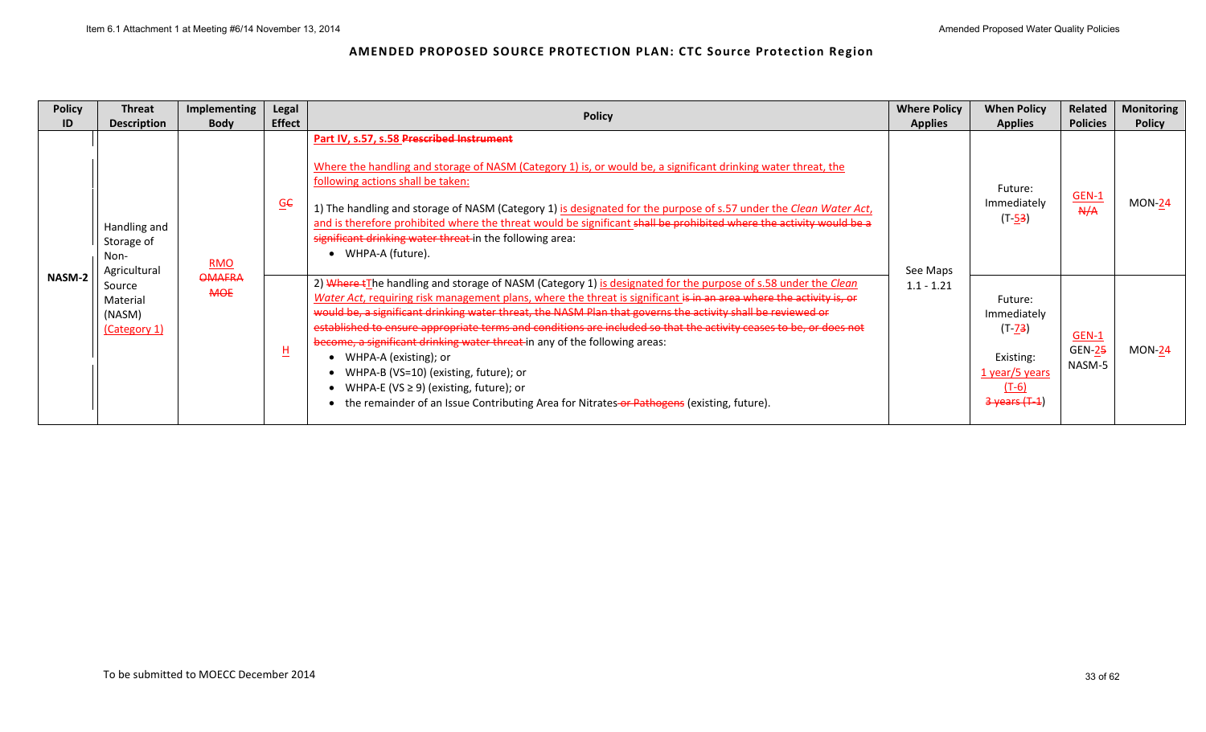## AMENDED PROPOSED SOURCE PROTECTION PLAN: CTC Source Protection Region

| Policy ID | Threat Description | Implementing Body | Legal Effect | Policy | Where Policy Applies | When Policy Applies | Related Policies | Monitoring Policy |
|---|---|---|---|---|---|---|---|---|
| NASM-2 | Handling and Storage of Non-Agricultural Source Material (NASM) (Category 1) | RMO ~~OMAFRA~~ ~~MOE~~ | G~~C~~ | **Part IV, s.57, s.58 ~~Prescribed Instrument~~**<br><br>Where the handling and storage of NASM (Category 1) is, or would be, a significant drinking water threat, the following actions shall be taken:<br><br>1) The handling and storage of NASM (Category 1) is designated for the purpose of s.57 under the *Clean Water Act*, and is therefore prohibited where the threat would be significant ~~shall be prohibited where the activity would be a significant drinking water threat~~ in the following area:<br>• WHPA-A (future). | See Maps 1.1 - 1.21 | Future: Immediately (T-5~~3~~) | GEN-1 ~~N/A~~ | MON-2~~4~~ |
| | | | H | 2) ~~Where t~~The handling and storage of NASM (Category 1) is designated for the purpose of s.58 under the *Clean Water Act*, requiring risk management plans, where the threat is significant ~~is in an area where the activity is, or would be, a significant drinking water threat, the NASM Plan that governs the activity shall be reviewed or established to ensure appropriate terms and conditions are included so that the activity ceases to be, or does not become, a significant drinking water threat~~ in any of the following areas:<br>• WHPA-A (existing); or<br>• WHPA-B (VS=10) (existing, future); or<br>• WHPA-E (VS ≥ 9) (existing, future); or<br>• the remainder of an Issue Contributing Area for Nitrates ~~or Pathogens~~ (existing, future). | | Future: Immediately (T-7~~3~~)<br><br>Existing: 1 year/5 years (T-6) ~~3 years (T-1)~~ | GEN-1 GEN-2~~5~~ NASM-5 | MON-2~~4~~ |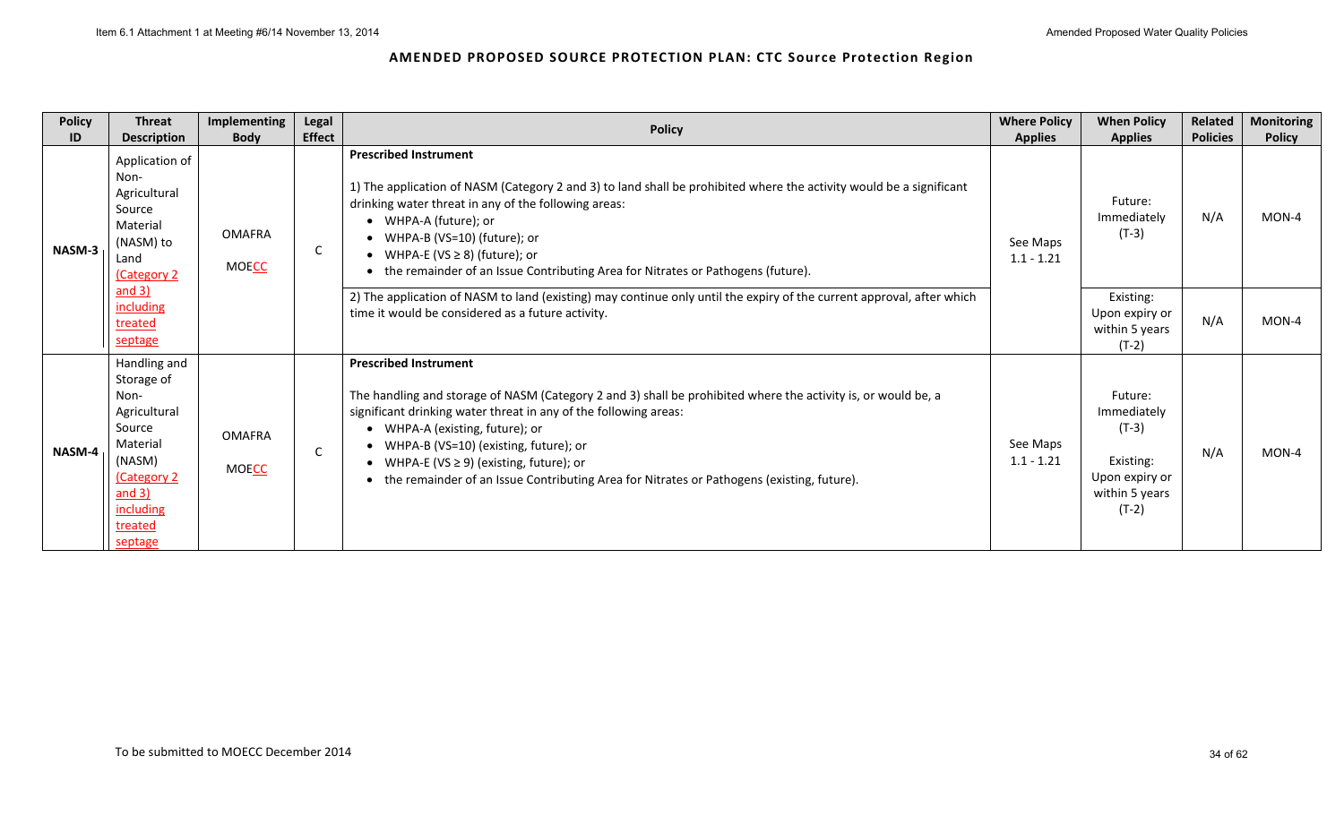## AMENDED PROPOSED SOURCE PROTECTION PLAN: CTC Source Protection Region

| Policy ID | Threat Description | Implementing Body | Legal Effect | Policy | Where Policy Applies | When Policy Applies | Related Policies | Monitoring Policy |
|---|---|---|---|---|---|---|---|---|
| NASM-3 | Application of Non-Agricultural Source Material (NASM) to Land (Category 2 and 3) including treated septage | OMAFRA<br>MOECC | C | **Prescribed Instrument**<br><br>1) The application of NASM (Category 2 and 3) to land shall be prohibited where the activity would be a significant drinking water threat in any of the following areas:<br>• WHPA-A (future); or<br>• WHPA-B (VS=10) (future); or<br>• WHPA-E (VS ≥ 8) (future); or<br>• the remainder of an Issue Contributing Area for Nitrates or Pathogens (future). | See Maps 1.1 - 1.21 | Future: Immediately (T-3) | N/A | MON-4 |
| | | | | 2) The application of NASM to land (existing) may continue only until the expiry of the current approval, after which time it would be considered as a future activity. | | Existing: Upon expiry or within 5 years (T-2) | N/A | MON-4 |
| NASM-4 | Handling and Storage of Non-Agricultural Source Material (NASM) (Category 2 and 3) including treated septage | OMAFRA<br>MOECC | C | **Prescribed Instrument**<br><br>The handling and storage of NASM (Category 2 and 3) shall be prohibited where the activity is, or would be, a significant drinking water threat in any of the following areas:<br>• WHPA-A (existing, future); or<br>• WHPA-B (VS=10) (existing, future); or<br>• WHPA-E (VS ≥ 9) (existing, future); or<br>• the remainder of an Issue Contributing Area for Nitrates or Pathogens (existing, future). | See Maps 1.1 - 1.21 | Future: Immediately (T-3)<br><br>Existing: Upon expiry or within 5 years (T-2) | N/A | MON-4 |

To be submitted to MOECC December 2014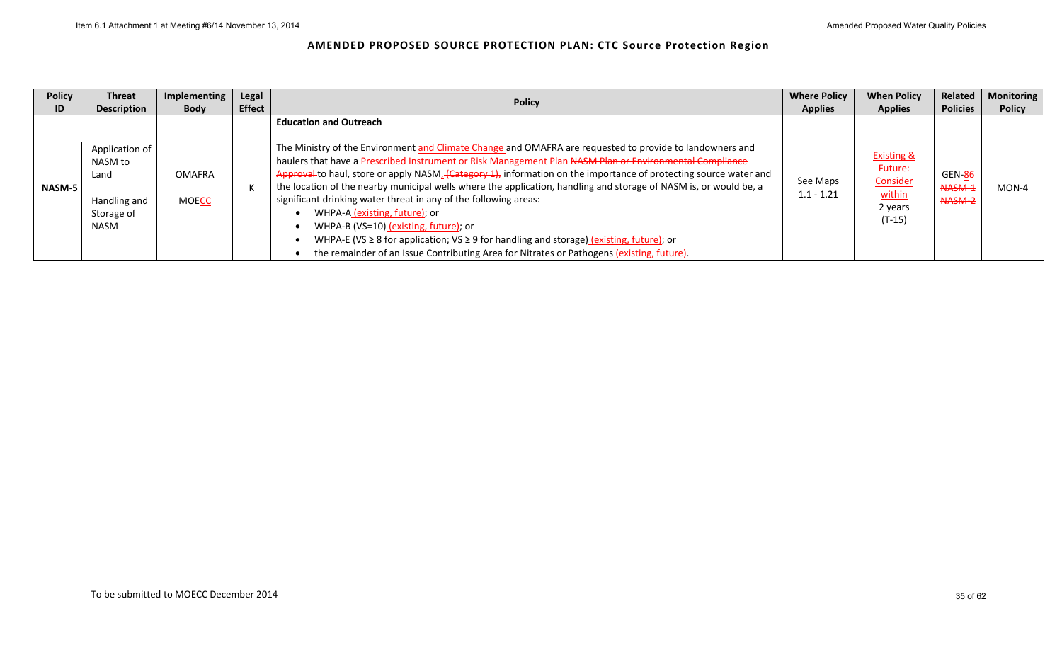# AMENDED PROPOSED SOURCE PROTECTION PLAN: CTC Source Protection Region

| Policy ID | Threat Description | Implementing Body | Legal Effect | Policy | Where Policy Applies | When Policy Applies | Related Policies | Monitoring Policy |
|---|---|---|---|---|---|---|---|---|
| NASM-5 | Application of NASM to Land<br><br>Handling and Storage of NASM | OMAFRA<br><br>MOECC | K | **Education and Outreach**<br><br>The Ministry of the Environment and Climate Change and OMAFRA are requested to provide to landowners and haulers that have a Prescribed Instrument or Risk Management Plan ~~NASM Plan or Environmental Compliance Approval~~ to haul, store or apply NASM, ~~(Category 1),~~ information on the importance of protecting source water and the location of the nearby municipal wells where the application, handling and storage of NASM is, or would be, a significant drinking water threat in any of the following areas:<br>• WHPA-A (existing, future); or<br>• WHPA-B (VS=10) (existing, future); or<br>• WHPA-E (VS ≥ 8 for application; VS ≥ 9 for handling and storage) (existing, future); or<br>• the remainder of an Issue Contributing Area for Nitrates or Pathogens (existing, future). | See Maps 1.1 - 1.21 | Existing & Future: Consider within 2 years (T-15) | GEN-8~~6~~<br>~~NASM-1~~<br>~~NASM-2~~ | MON-4 |

To be submitted to MOECC December 2014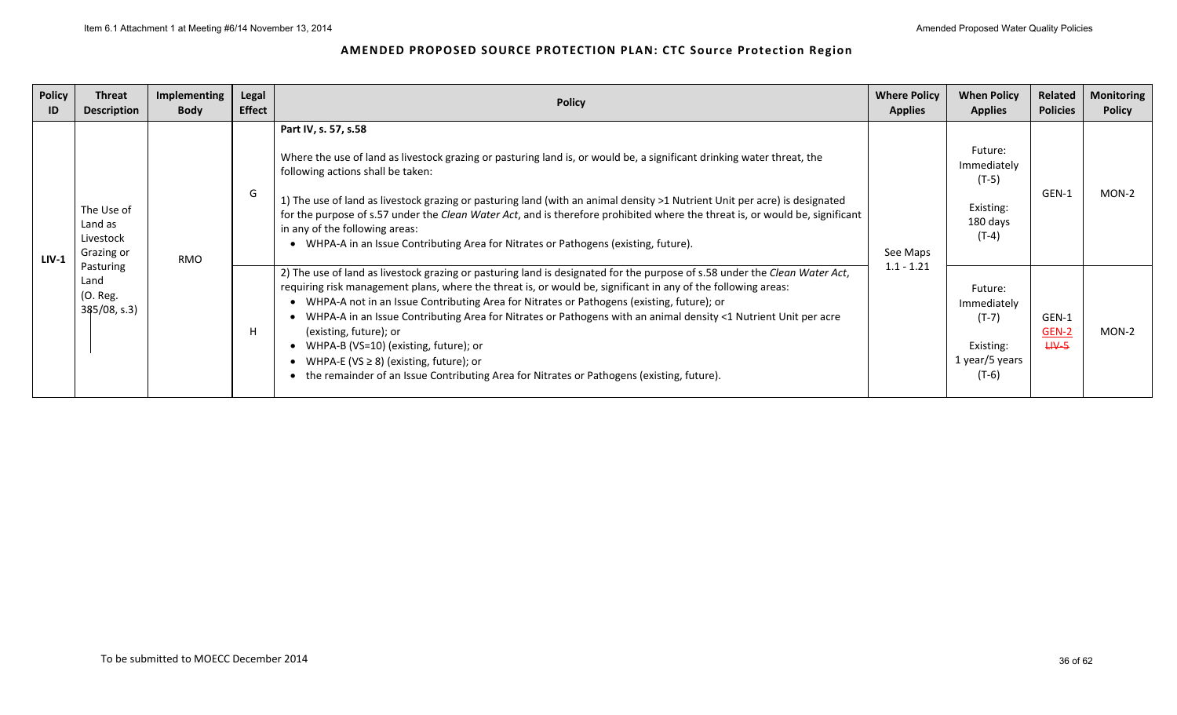## AMENDED PROPOSED SOURCE PROTECTION PLAN: CTC Source Protection Region

| Policy ID | Threat Description | Implementing Body | Legal Effect | Policy | Where Policy Applies | When Policy Applies | Related Policies | Monitoring Policy |
|---|---|---|---|---|---|---|---|---|
| LIV-1 | The Use of Land as Livestock Grazing or Pasturing Land (O. Reg. 385/08, s.3) | RMO | G | **Part IV, s. 57, s.58**<br><br>Where the use of land as livestock grazing or pasturing land is, or would be, a significant drinking water threat, the following actions shall be taken:<br><br>1) The use of land as livestock grazing or pasturing land (with an animal density >1 Nutrient Unit per acre) is designated for the purpose of s.57 under the *Clean Water Act*, and is therefore prohibited where the threat is, or would be, significant in any of the following areas:<br>• WHPA-A in an Issue Contributing Area for Nitrates or Pathogens (existing, future). | See Maps 1.1 - 1.21 | Future: Immediately (T-5)<br><br>Existing: 180 days (T-4) | GEN-1 | MON-2 |
| | | | H | 2) The use of land as livestock grazing or pasturing land is designated for the purpose of s.58 under the *Clean Water Act*, requiring risk management plans, where the threat is, or would be, significant in any of the following areas:<br>• WHPA-A not in an Issue Contributing Area for Nitrates or Pathogens (existing, future); or<br>• WHPA-A in an Issue Contributing Area for Nitrates or Pathogens with an animal density <1 Nutrient Unit per acre (existing, future); or<br>• WHPA-B (VS=10) (existing, future); or<br>• WHPA-E (VS ≥ 8) (existing, future); or<br>• the remainder of an Issue Contributing Area for Nitrates or Pathogens (existing, future). | | Future: Immediately (T-7)<br><br>Existing: 1 year/5 years (T-6) | GEN-1<br>GEN-2<br>~~LIV-5~~ | MON-2 |

To be submitted to MOECC December 2014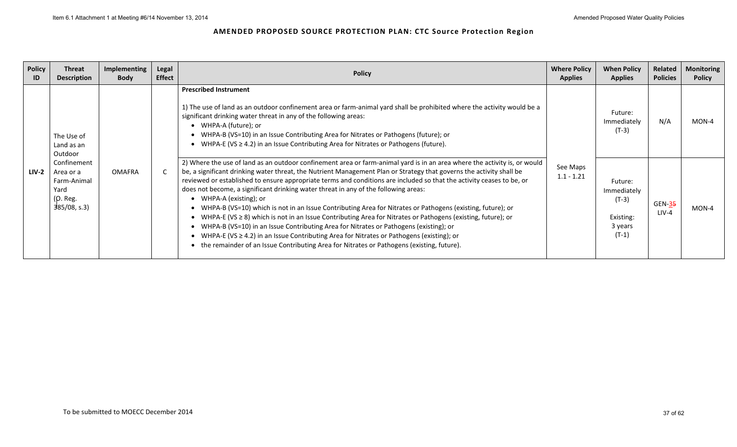## AMENDED PROPOSED SOURCE PROTECTION PLAN: CTC Source Protection Region

| Policy ID | Threat Description | Implementing Body | Legal Effect | Policy | Where Policy Applies | When Policy Applies | Related Policies | Monitoring Policy |
|---|---|---|---|---|---|---|---|---|
| LIV-2 | The Use of Land as an Outdoor Confinement Area or a Farm-Animal Yard (O. Reg. 385/08, s.3) | OMAFRA | C | **Prescribed Instrument**<br><br>1) The use of land as an outdoor confinement area or farm-animal yard shall be prohibited where the activity would be a significant drinking water threat in any of the following areas:<br>• WHPA-A (future); or<br>• WHPA-B (VS=10) in an Issue Contributing Area for Nitrates or Pathogens (future); or<br>• WHPA-E (VS ≥ 4.2) in an Issue Contributing Area for Nitrates or Pathogens (future). | See Maps 1.1 - 1.21 | Future: Immediately (T-3) | N/A | MON-4 |
| | | | | 2) Where the use of land as an outdoor confinement area or farm-animal yard is in an area where the activity is, or would be, a significant drinking water threat, the Nutrient Management Plan or Strategy that governs the activity shall be reviewed or established to ensure appropriate terms and conditions are included so that the activity ceases to be, or does not become, a significant drinking water threat in any of the following areas:<br>• WHPA-A (existing); or<br>• WHPA-B (VS=10) which is not in an Issue Contributing Area for Nitrates or Pathogens (existing, future); or<br>• WHPA-E (VS ≥ 8) which is not in an Issue Contributing Area for Nitrates or Pathogens (existing, future); or<br>• WHPA-B (VS=10) in an Issue Contributing Area for Nitrates or Pathogens (existing); or<br>• WHPA-E (VS ≥ 4.2) in an Issue Contributing Area for Nitrates or Pathogens (existing); or<br>• the remainder of an Issue Contributing Area for Nitrates or Pathogens (existing, future). | | Future: Immediately (T-3)<br><br>Existing: 3 years (T-1) | GEN-~~5~~3<br>LIV-4 | MON-4 |

Item 6.1 Attachment 1 at Meeting #6/14 November 13, 2014 — Amended Proposed Water Quality Policies

To be submitted to MOECC December 2014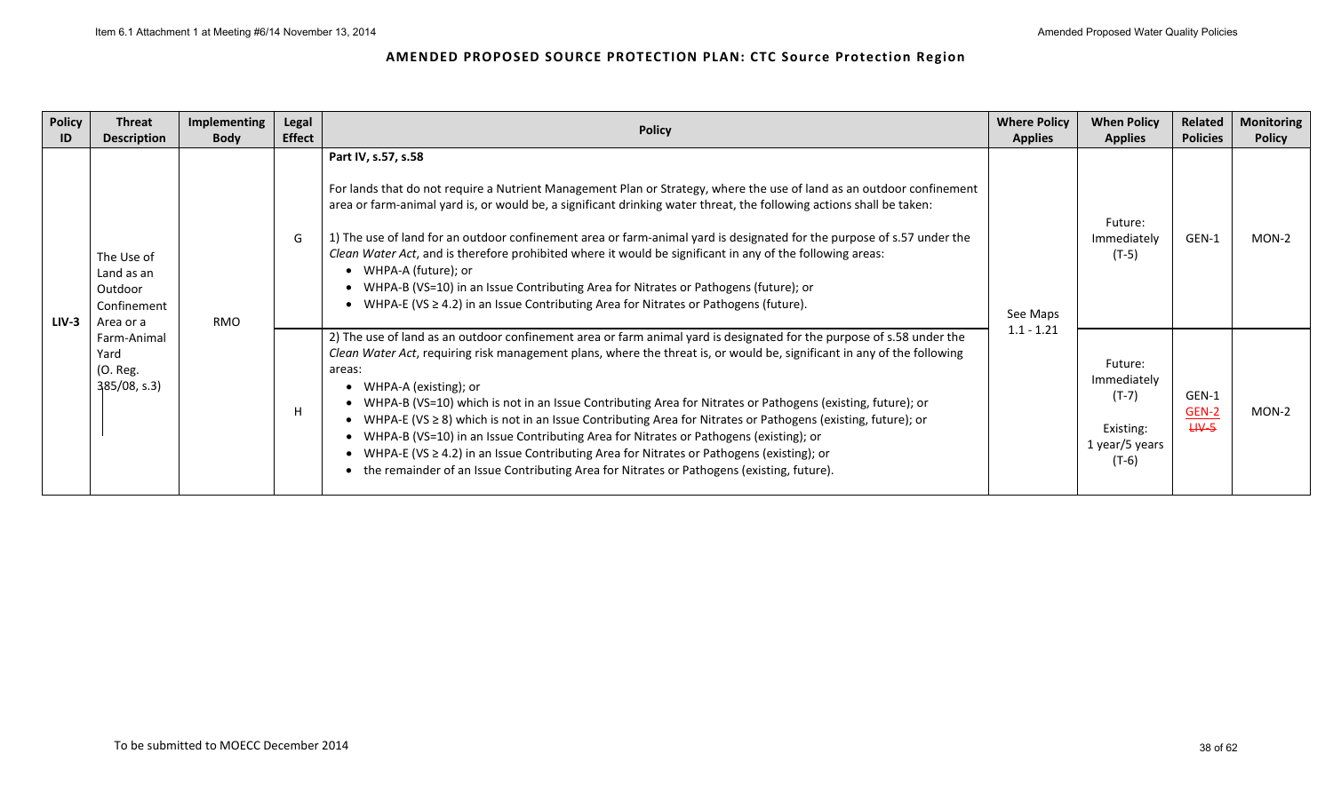## AMENDED PROPOSED SOURCE PROTECTION PLAN: CTC Source Protection Region

| Policy ID | Threat Description | Implementing Body | Legal Effect | Policy | Where Policy Applies | When Policy Applies | Related Policies | Monitoring Policy |
|---|---|---|---|---|---|---|---|---|
| LIV-3 | The Use of Land as an Outdoor Confinement Area or a Farm-Animal Yard (O. Reg. 385/08, s.3) | RMO | G | **Part IV, s.57, s.58**<br><br>For lands that do not require a Nutrient Management Plan or Strategy, where the use of land as an outdoor confinement area or farm-animal yard is, or would be, a significant drinking water threat, the following actions shall be taken:<br><br>1) The use of land for an outdoor confinement area or farm-animal yard is designated for the purpose of s.57 under the *Clean Water Act*, and is therefore prohibited where it would be significant in any of the following areas:<br>• WHPA-A (future); or<br>• WHPA-B (VS=10) in an Issue Contributing Area for Nitrates or Pathogens (future); or<br>• WHPA-E (VS ≥ 4.2) in an Issue Contributing Area for Nitrates or Pathogens (future). | See Maps 1.1 - 1.21 | Future: Immediately (T-5) | GEN-1 | MON-2 |
| | | | H | 2) The use of land as an outdoor confinement area or farm animal yard is designated for the purpose of s.58 under the *Clean Water Act*, requiring risk management plans, where the threat is, or would be, significant in any of the following areas:<br>• WHPA-A (existing); or<br>• WHPA-B (VS=10) which is not in an Issue Contributing Area for Nitrates or Pathogens (existing, future); or<br>• WHPA-E (VS ≥ 8) which is not in an Issue Contributing Area for Nitrates or Pathogens (existing, future); or<br>• WHPA-B (VS=10) in an Issue Contributing Area for Nitrates or Pathogens (existing); or<br>• WHPA-E (VS ≥ 4.2) in an Issue Contributing Area for Nitrates or Pathogens (existing); or<br>• the remainder of an Issue Contributing Area for Nitrates or Pathogens (existing, future). | | Future: Immediately (T-7)<br><br>Existing: 1 year/5 years (T-6) | GEN-1<br>GEN-2<br>~~LIV-5~~ | MON-2 |

To be submitted to MOECC December 2014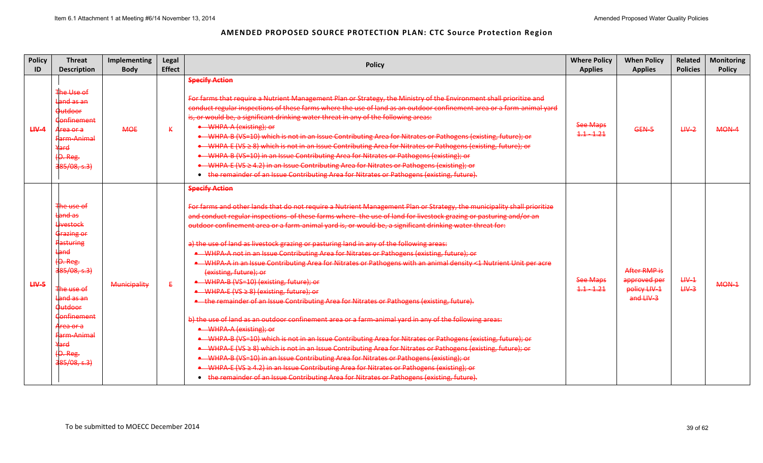# AMENDED PROPOSED SOURCE PROTECTION PLAN: CTC Source Protection Region

| Policy ID | Threat Description | Implementing Body | Legal Effect | Policy | Where Policy Applies | When Policy Applies | Related Policies | Monitoring Policy |
|---|---|---|---|---|---|---|---|---|
| ~~LIV-4~~ | ~~The Use of Land as an Outdoor Confinement Area or a Farm-Animal Yard (O. Reg. 385/08, s.3)~~ | ~~MOE~~ | ~~K~~ | **~~Specify Action~~**<br><br>~~For farms that require a Nutrient Management Plan or Strategy, the Ministry of the Environment shall prioritize and conduct regular inspections of these farms where the use of land as an outdoor confinement area or a farm-animal yard is, or would be, a significant drinking water threat in any of the following areas:~~<br>• ~~WHPA-A (existing); or~~<br>• ~~WHPA-B (VS=10) which is not in an Issue Contributing Area for Nitrates or Pathogens (existing, future); or~~<br>• ~~WHPA-E (VS ≥ 8) which is not in an Issue Contributing Area for Nitrates or Pathogens (existing, future); or~~<br>• ~~WHPA-B (VS=10) in an Issue Contributing Area for Nitrates or Pathogens (existing); or~~<br>• ~~WHPA-E (VS ≥ 4.2) in an Issue Contributing Area for Nitrates or Pathogens (existing); or~~<br>• ~~the remainder of an Issue Contributing Area for Nitrates or Pathogens (existing, future).~~ | ~~See Maps 1.1 - 1.21~~ | ~~GEN-5~~ | ~~LIV-2~~ | ~~MON-4~~ |
| ~~LIV-5~~ | ~~The use of land as Livestock Grazing or Pasturing Land (O. Reg. 385/08, s.3)~~<br><br>~~The use of Land as an Outdoor Confinement Area or a Farm-Animal Yard (O. Reg. 385/08, s.3)~~ | ~~Municipality~~ | ~~E~~ | **~~Specify Action~~**<br><br>~~For farms and other lands that do not require a Nutrient Management Plan or Strategy, the municipality shall prioritize and conduct regular inspections of these farms where the use of land for livestock grazing or pasturing and/or an outdoor confinement area or a farm-animal yard is, or would be, a significant drinking water threat for:~~<br><br>~~a) the use of land as livestock grazing or pasturing land in any of the following areas:~~<br>• ~~WHPA-A not in an Issue Contributing Area for Nitrates or Pathogens (existing, future); or~~<br>• ~~WHPA-A in an Issue Contributing Area for Nitrates or Pathogens with an animal density <1 Nutrient Unit per acre (existing, future); or~~<br>• ~~WHPA-B (VS=10) (existing, future); or~~<br>• ~~WHPA-E (VS ≥ 8) (existing, future); or~~<br>• ~~the remainder of an Issue Contributing Area for Nitrates or Pathogens (existing, future).~~<br><br>~~b) the use of land as an outdoor confinement area or a farm-animal yard in any of the following areas:~~<br>• ~~WHPA-A (existing); or~~<br>• ~~WHPA-B (VS=10) which is not in an Issue Contributing Area for Nitrates or Pathogens (existing, future); or~~<br>• ~~WHPA-E (VS ≥ 8) which is not in an Issue Contributing Area for Nitrates or Pathogens (existing, future); or~~<br>• ~~WHPA-B (VS=10) in an Issue Contributing Area for Nitrates or Pathogens (existing); or~~<br>• ~~WHPA-E (VS ≥ 4.2) in an Issue Contributing Area for Nitrates or Pathogens (existing); or~~<br>• ~~the remainder of an Issue Contributing Area for Nitrates or Pathogens (existing, future).~~ | ~~See Maps 1.1 - 1.21~~ | ~~After RMP is approved per policy LIV-1 and LIV-3~~ | ~~LIV-1~~<br>~~LIV-3~~ | ~~MON-1~~ |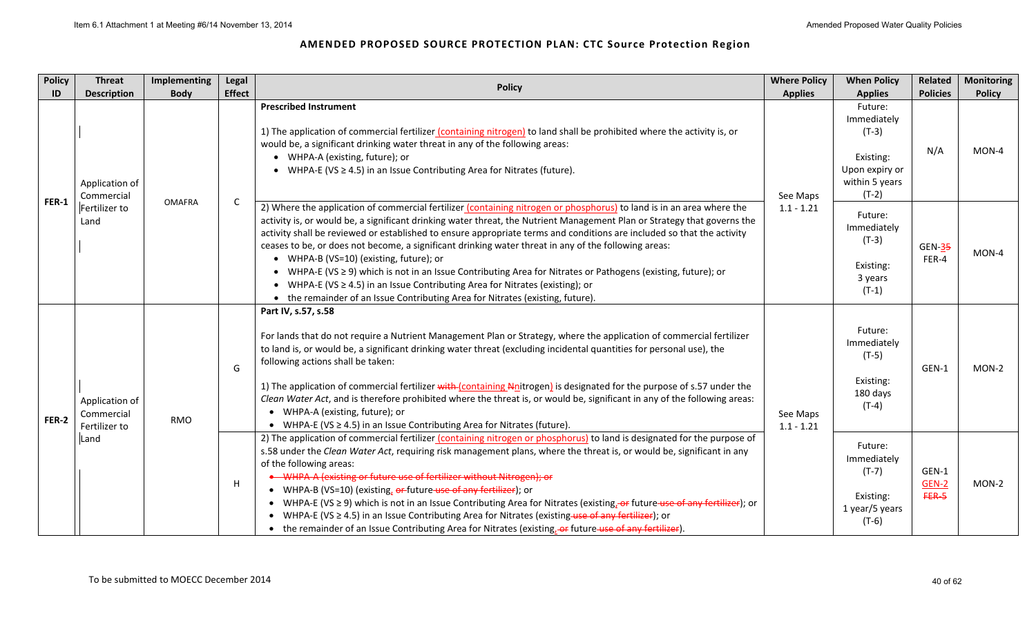# AMENDED PROPOSED SOURCE PROTECTION PLAN: CTC Source Protection Region

| Policy ID | Threat Description | Implementing Body | Legal Effect | Policy | Where Policy Applies | When Policy Applies | Related Policies | Monitoring Policy |
|---|---|---|---|---|---|---|---|---|
| FER-1 | Application of Commercial Fertilizer to Land | OMAFRA | C | **Prescribed Instrument**<br><br>1) The application of commercial fertilizer (containing nitrogen) to land shall be prohibited where the activity is, or would be, a significant drinking water threat in any of the following areas:<br>• WHPA-A (existing, future); or<br>• WHPA-E (VS ≥ 4.5) in an Issue Contributing Area for Nitrates (future). | See Maps 1.1 - 1.21 | Future: Immediately (T-3)<br><br>Existing: Upon expiry or within 5 years (T-2) | N/A | MON-4 |
| | | | | 2) Where the application of commercial fertilizer (containing nitrogen or phosphorus) to land is in an area where the activity is, or would be, a significant drinking water threat, the Nutrient Management Plan or Strategy that governs the activity shall be reviewed or established to ensure appropriate terms and conditions are included so that the activity ceases to be, or does not become, a significant drinking water threat in any of the following areas:<br>• WHPA-B (VS=10) (existing, future); or<br>• WHPA-E (VS ≥ 9) which is not in an Issue Contributing Area for Nitrates or Pathogens (existing, future); or<br>• WHPA-E (VS ≥ 4.5) in an Issue Contributing Area for Nitrates (existing); or<br>• the remainder of an Issue Contributing Area for Nitrates (existing, future). | | Future: Immediately (T-3)<br><br>Existing: 3 years (T-1) | GEN-3~~5~~<br>FER-4 | MON-4 |
| FER-2 | Application of Commercial Fertilizer to Land | RMO | G | **Part IV, s.57, s.58**<br><br>For lands that do not require a Nutrient Management Plan or Strategy, where the application of commercial fertilizer to land is, or would be, a significant drinking water threat (excluding incidental quantities for personal use), the following actions shall be taken:<br><br>1) The application of commercial fertilizer ~~with~~ (containing ~~N~~nitrogen) is designated for the purpose of s.57 under the *Clean Water Act*, and is therefore prohibited where the threat is, or would be, significant in any of the following areas:<br>• WHPA-A (existing, future); or<br>• WHPA-E (VS ≥ 4.5) in an Issue Contributing Area for Nitrates (future). | See Maps 1.1 - 1.21 | Future: Immediately (T-5)<br><br>Existing: 180 days (T-4) | GEN-1 | MON-2 |
| | | | H | 2) The application of commercial fertilizer (containing nitrogen or phosphorus) to land is designated for the purpose of s.58 under the *Clean Water Act*, requiring risk management plans, where the threat is, or would be, significant in any of the following areas:<br>• ~~WHPA-A (existing or future use of fertilizer without Nitrogen); or~~<br>• WHPA-B (VS=10) (existing, ~~or~~ future ~~use of any fertilizer~~); or<br>• WHPA-E (VS ≥ 9) which is not in an Issue Contributing Area for Nitrates (existing, ~~or~~ future ~~use of any fertilizer~~); or<br>• WHPA-E (VS ≥ 4.5) in an Issue Contributing Area for Nitrates (existing ~~use of any fertilizer~~); or<br>• the remainder of an Issue Contributing Area for Nitrates (existing, ~~or~~ future ~~use of any fertilizer~~). | | Future: Immediately (T-7)<br><br>Existing: 1 year/5 years (T-6) | GEN-1<br>GEN-2<br>~~FER-5~~ | MON-2 |

To be submitted to MOECC December 2014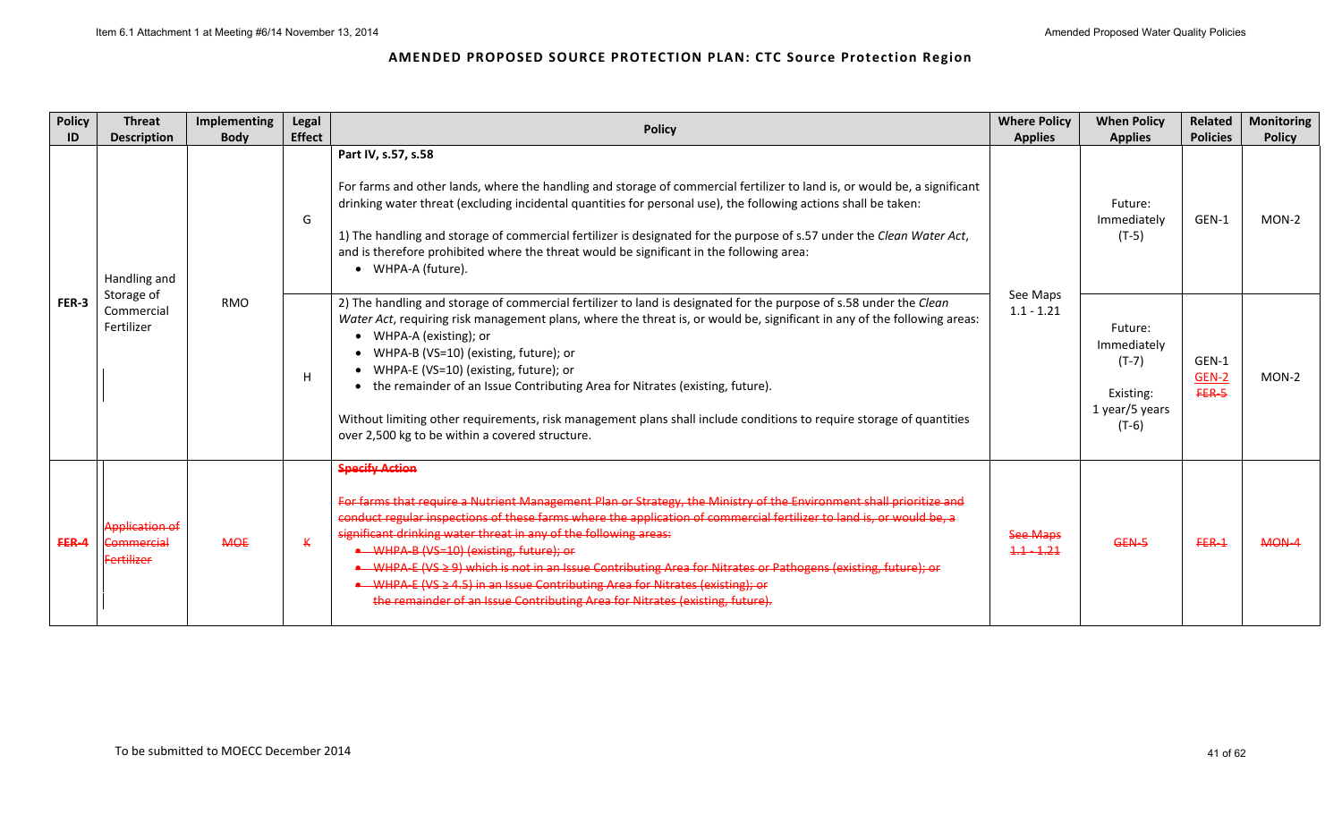## AMENDED PROPOSED SOURCE PROTECTION PLAN: CTC Source Protection Region

| Policy ID | Threat Description | Implementing Body | Legal Effect | Policy | Where Policy Applies | When Policy Applies | Related Policies | Monitoring Policy |
|---|---|---|---|---|---|---|---|---|
| FER-3 | Handling and Storage of Commercial Fertilizer | RMO | G | **Part IV, s.57, s.58**<br><br>For farms and other lands, where the handling and storage of commercial fertilizer to land is, or would be, a significant drinking water threat (excluding incidental quantities for personal use), the following actions shall be taken:<br><br>1) The handling and storage of commercial fertilizer is designated for the purpose of s.57 under the *Clean Water Act*, and is therefore prohibited where the threat would be significant in the following area:<br>• WHPA-A (future). | See Maps 1.1 - 1.21 | Future: Immediately (T-5) | GEN-1 | MON-2 |
| | | | H | 2) The handling and storage of commercial fertilizer to land is designated for the purpose of s.58 under the *Clean Water Act*, requiring risk management plans, where the threat is, or would be, significant in any of the following areas:<br>• WHPA-A (existing); or<br>• WHPA-B (VS=10) (existing, future); or<br>• WHPA-E (VS=10) (existing, future); or<br>• the remainder of an Issue Contributing Area for Nitrates (existing, future).<br><br>Without limiting other requirements, risk management plans shall include conditions to require storage of quantities over 2,500 kg to be within a covered structure. | | Future: Immediately (T-7)<br><br>Existing: 1 year/5 years (T-6) | GEN-1<br>GEN-2<br>~~FER-5~~ | MON-2 |
| ~~FER-4~~ | ~~Application of Commercial Fertilizer~~ | ~~MOE~~ | ~~K~~ | ~~**Specify Action**~~<br><br>~~For farms that require a Nutrient Management Plan or Strategy, the Ministry of the Environment shall prioritize and conduct regular inspections of these farms where the application of commercial fertilizer to land is, or would be, a significant drinking water threat in any of the following areas:~~<br>~~• WHPA-B (VS=10) (existing, future); or~~<br>~~• WHPA-E (VS ≥ 9) which is not in an Issue Contributing Area for Nitrates or Pathogens (existing, future); or~~<br>~~• WHPA-E (VS ≥ 4.5) in an Issue Contributing Area for Nitrates (existing); or~~<br>~~the remainder of an Issue Contributing Area for Nitrates (existing, future).~~ | ~~See Maps 1.1 - 1.21~~ | ~~GEN-5~~ | ~~FER-1~~ | ~~MON-4~~ |

To be submitted to MOECC December 2014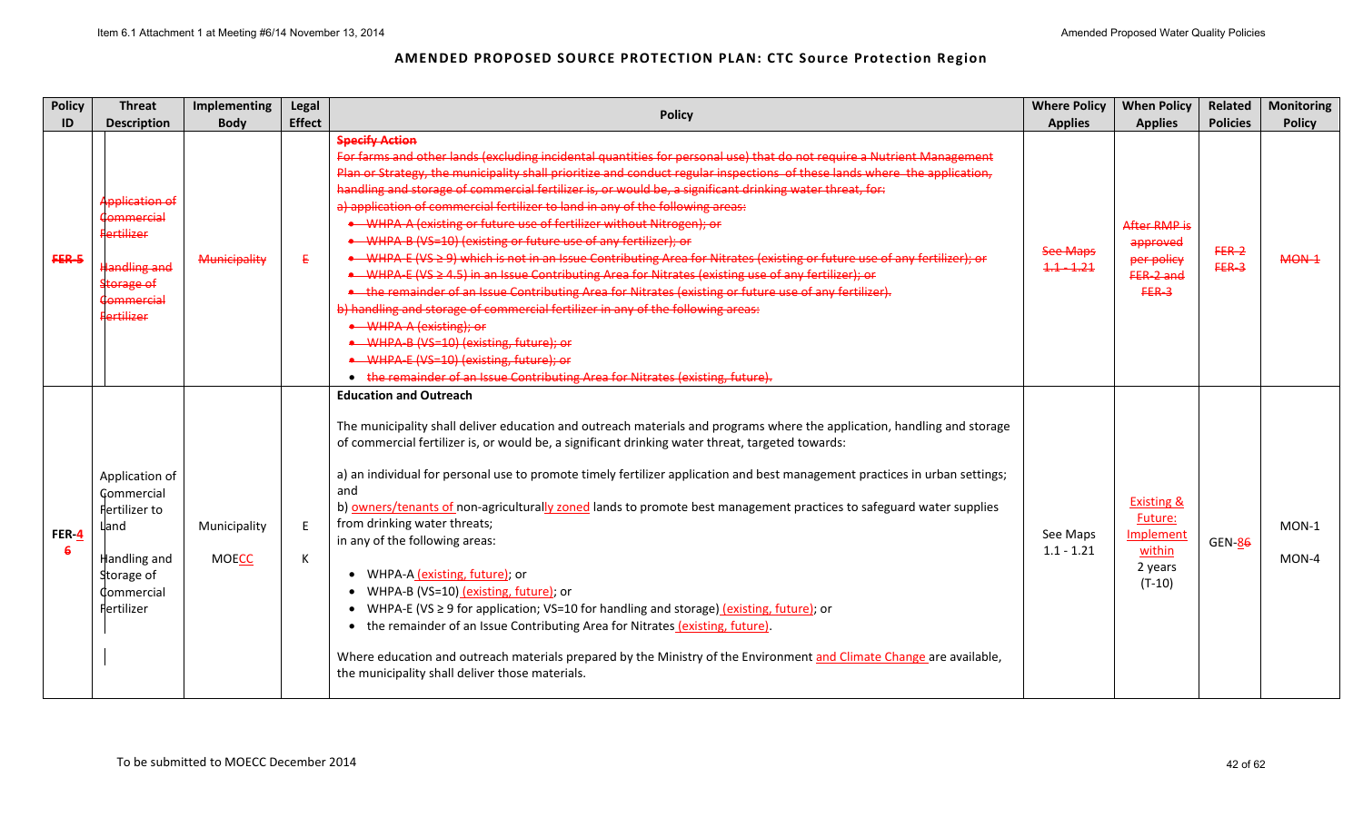**AMENDED PROPOSED SOURCE PROTECTION PLAN: CTC Source Protection Region**

| Policy ID | Threat Description | Implementing Body | Legal Effect | Policy | Where Policy Applies | When Policy Applies | Related Policies | Monitoring Policy |
|---|---|---|---|---|---|---|---|---|
| ~~FER-5~~ | ~~Application of Commercial Fertilizer~~<br><br>~~Handling and Storage of Commercial Fertilizer~~ | ~~Municipality~~ | ~~E~~ | ~~**Specify Action**~~<br>~~For farms and other lands (excluding incidental quantities for personal use) that do not require a Nutrient Management Plan or Strategy, the municipality shall prioritize and conduct regular inspections of these lands where the application, handling and storage of commercial fertilizer is, or would be, a significant drinking water threat, for:~~<br>~~a) application of commercial fertilizer to land in any of the following areas:~~<br>• ~~WHPA-A (existing or future use of fertilizer without Nitrogen); or~~<br>• ~~WHPA-B (VS=10) (existing or future use of any fertilizer); or~~<br>• ~~WHPA-E (VS ≥ 9) which is not in an Issue Contributing Area for Nitrates (existing or future use of any fertilizer); or~~<br>• ~~WHPA-E (VS ≥ 4.5) in an Issue Contributing Area for Nitrates (existing use of any fertilizer); or~~<br>• ~~the remainder of an Issue Contributing Area for Nitrates (existing or future use of any fertilizer).~~<br>~~b) handling and storage of commercial fertilizer in any of the following areas:~~<br>• ~~WHPA-A (existing); or~~<br>• ~~WHPA-B (VS=10) (existing, future); or~~<br>• ~~WHPA-E (VS=10) (existing, future); or~~<br>• ~~the remainder of an Issue Contributing Area for Nitrates (existing, future).~~ | ~~See Maps 1.1 - 1.21~~ | ~~After RMP is approved per policy FER-2 and FER-3~~ | ~~FER-2~~<br>~~FER-3~~ | ~~MON-1~~ |
| FER-4 ~~6~~ | Application of Commercial Fertilizer to Land<br><br>Handling and Storage of Commercial Fertilizer | Municipality<br><br>MOE<u>CC</u> | E<br><br>K | **Education and Outreach**<br><br>The municipality shall deliver education and outreach materials and programs where the application, handling and storage of commercial fertilizer is, or would be, a significant drinking water threat, targeted towards:<br><br>a) an individual for personal use to promote timely fertilizer application and best management practices in urban settings; and<br>b) <u>owners/tenants of</u> non-agricultural<u>ly zoned</u> lands to promote best management practices to safeguard water supplies from drinking water threats;<br>in any of the following areas:<br><br>• WHPA-A <u>(existing, future)</u>; or<br>• WHPA-B (VS=10) <u>(existing, future)</u>; or<br>• WHPA-E (VS ≥ 9 for application; VS=10 for handling and storage) <u>(existing, future)</u>; or<br>• the remainder of an Issue Contributing Area for Nitrates <u>(existing, future)</u>.<br><br>Where education and outreach materials prepared by the Ministry of the Environment <u>and Climate Change</u> are available, the municipality shall deliver those materials. | See Maps 1.1 - 1.21 | <u>Existing & Future: Implement within</u> 2 years (T-10) | GEN-8~~6~~ | MON-1<br><br>MON-4 |

To be submitted to MOECC December 2014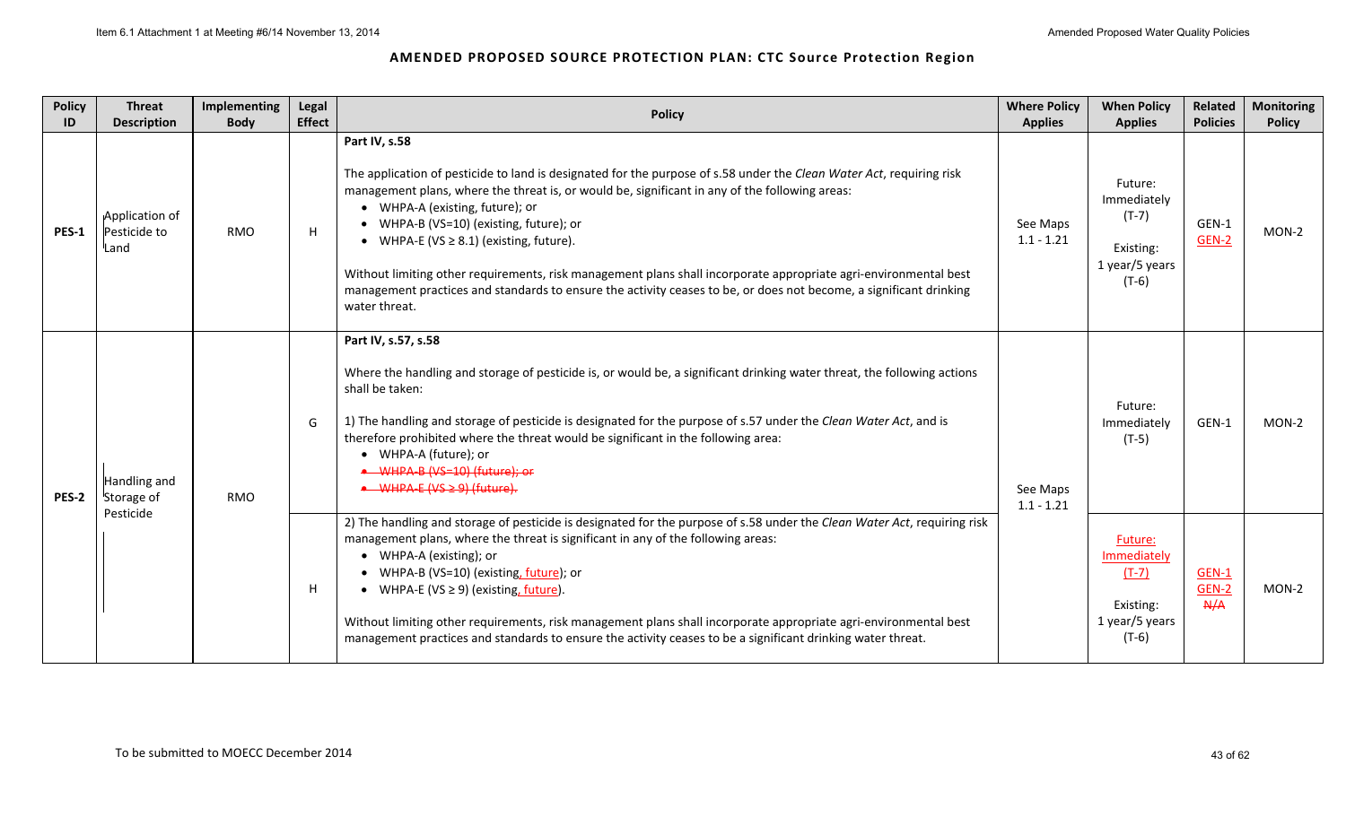## AMENDED PROPOSED SOURCE PROTECTION PLAN: CTC Source Protection Region

| Policy ID | Threat Description | Implementing Body | Legal Effect | Policy | Where Policy Applies | When Policy Applies | Related Policies | Monitoring Policy |
|---|---|---|---|---|---|---|---|---|
| PES-1 | Application of Pesticide to Land | RMO | H | **Part IV, s.58**<br><br>The application of pesticide to land is designated for the purpose of s.58 under the *Clean Water Act*, requiring risk management plans, where the threat is, or would be, significant in any of the following areas:<br>• WHPA-A (existing, future); or<br>• WHPA-B (VS=10) (existing, future); or<br>• WHPA-E (VS ≥ 8.1) (existing, future).<br><br>Without limiting other requirements, risk management plans shall incorporate appropriate agri-environmental best management practices and standards to ensure the activity ceases to be, or does not become, a significant drinking water threat. | See Maps 1.1 - 1.21 | Future: Immediately (T-7)<br><br>Existing: 1 year/5 years (T-6) | GEN-1<br>GEN-2 | MON-2 |
| PES-2 | Handling and Storage of Pesticide | RMO | G | **Part IV, s.57, s.58**<br><br>Where the handling and storage of pesticide is, or would be, a significant drinking water threat, the following actions shall be taken:<br><br>1) The handling and storage of pesticide is designated for the purpose of s.57 under the *Clean Water Act*, and is therefore prohibited where the threat would be significant in the following area:<br>• WHPA-A (future); or<br>• ~~WHPA-B (VS=10) (future); or~~<br>• ~~WHPA-E (VS ≥ 9) (future).~~ | See Maps 1.1 - 1.21 | Future: Immediately (T-5) | GEN-1 | MON-2 |
| | | | H | 2) The handling and storage of pesticide is designated for the purpose of s.58 under the *Clean Water Act*, requiring risk management plans, where the threat is significant in any of the following areas:<br>• WHPA-A (existing); or<br>• WHPA-B (VS=10) (existing, future); or<br>• WHPA-E (VS ≥ 9) (existing, future).<br><br>Without limiting other requirements, risk management plans shall incorporate appropriate agri-environmental best management practices and standards to ensure the activity ceases to be a significant drinking water threat. | | Future: Immediately (T-7)<br><br>Existing: 1 year/5 years (T-6) | GEN-1<br>GEN-2<br>~~N/A~~ | MON-2 |

To be submitted to MOECC December 2014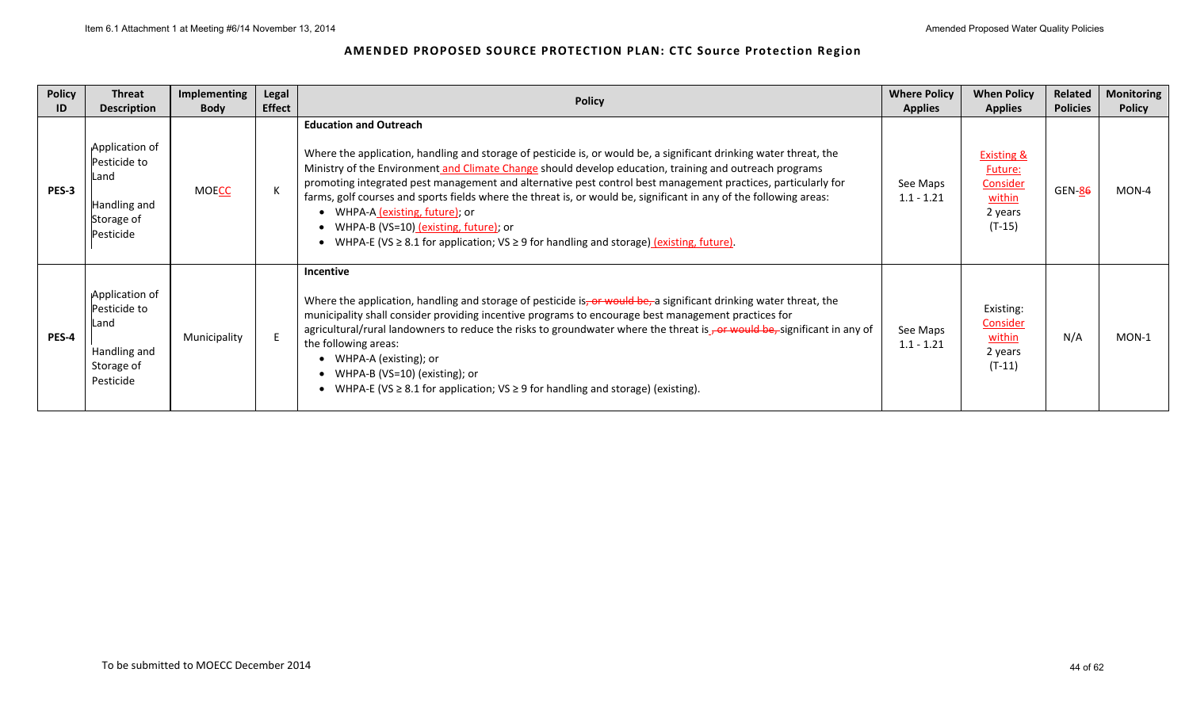# AMENDED PROPOSED SOURCE PROTECTION PLAN: CTC Source Protection Region

| Policy ID | Threat Description | Implementing Body | Legal Effect | Policy | Where Policy Applies | When Policy Applies | Related Policies | Monitoring Policy |
|---|---|---|---|---|---|---|---|---|
| PES-3 | Application of Pesticide to Land<br><br>Handling and Storage of Pesticide | MOECC | K | **Education and Outreach**<br><br>Where the application, handling and storage of pesticide is, or would be, a significant drinking water threat, the Ministry of the Environment and Climate Change should develop education, training and outreach programs promoting integrated pest management and alternative pest control best management practices, particularly for farms, golf courses and sports fields where the threat is, or would be, significant in any of the following areas:<br>• WHPA-A (existing, future); or<br>• WHPA-B (VS=10) (existing, future); or<br>• WHPA-E (VS ≥ 8.1 for application; VS ≥ 9 for handling and storage) (existing, future). | See Maps 1.1 - 1.21 | Existing & Future: Consider within 2 years (T-15) | GEN-8~~6~~ | MON-4 |
| PES-4 | Application of Pesticide to Land<br><br>Handling and Storage of Pesticide | Municipality | E | **Incentive**<br><br>Where the application, handling and storage of pesticide is~~, or would be,~~ a significant drinking water threat, the municipality shall consider providing incentive programs to encourage best management practices for agricultural/rural landowners to reduce the risks to groundwater where the threat is ~~, or would be,~~ significant in any of the following areas:<br>• WHPA-A (existing); or<br>• WHPA-B (VS=10) (existing); or<br>• WHPA-E (VS ≥ 8.1 for application; VS ≥ 9 for handling and storage) (existing). | See Maps 1.1 - 1.21 | Existing: Consider within 2 years (T-11) | N/A | MON-1 |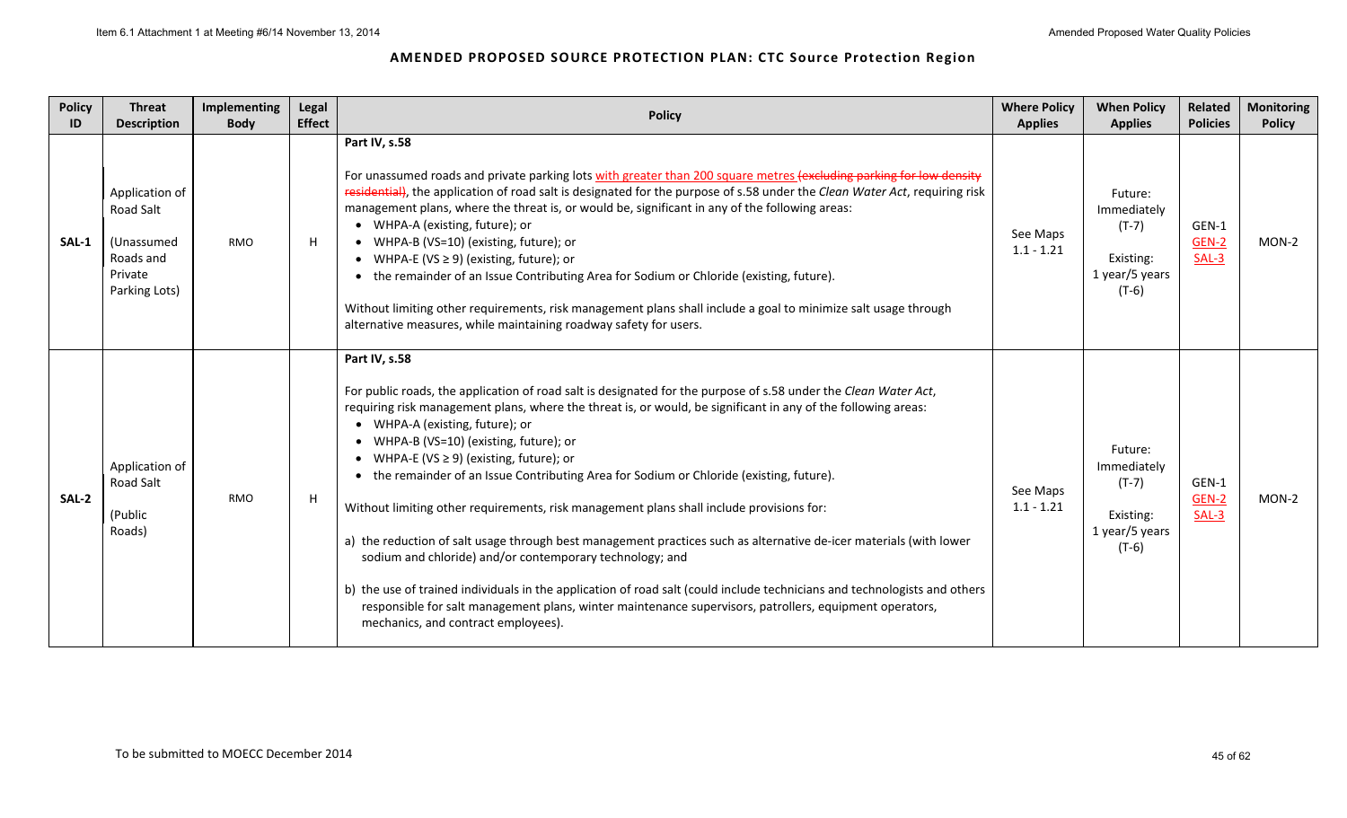## AMENDED PROPOSED SOURCE PROTECTION PLAN: CTC Source Protection Region

| Policy ID | Threat Description | Implementing Body | Legal Effect | Policy | Where Policy Applies | When Policy Applies | Related Policies | Monitoring Policy |
|---|---|---|---|---|---|---|---|---|
| SAL-1 | Application of Road Salt (Unassumed Roads and Private Parking Lots) | RMO | H | **Part IV, s.58**<br><br>For unassumed roads and private parking lots with greater than 200 square metres ~~(excluding parking for low density residential)~~, the application of road salt is designated for the purpose of s.58 under the *Clean Water Act*, requiring risk management plans, where the threat is, or would be, significant in any of the following areas:<br>• WHPA-A (existing, future); or<br>• WHPA-B (VS=10) (existing, future); or<br>• WHPA-E (VS ≥ 9) (existing, future); or<br>• the remainder of an Issue Contributing Area for Sodium or Chloride (existing, future).<br><br>Without limiting other requirements, risk management plans shall include a goal to minimize salt usage through alternative measures, while maintaining roadway safety for users. | See Maps 1.1 - 1.21 | Future: Immediately (T-7)<br><br>Existing: 1 year/5 years (T-6) | GEN-1<br>GEN-2<br>SAL-3 | MON-2 |
| SAL-2 | Application of Road Salt (Public Roads) | RMO | H | **Part IV, s.58**<br><br>For public roads, the application of road salt is designated for the purpose of s.58 under the *Clean Water Act*, requiring risk management plans, where the threat is, or would be, significant in any of the following areas:<br>• WHPA-A (existing, future); or<br>• WHPA-B (VS=10) (existing, future); or<br>• WHPA-E (VS ≥ 9) (existing, future); or<br>• the remainder of an Issue Contributing Area for Sodium or Chloride (existing, future).<br><br>Without limiting other requirements, risk management plans shall include provisions for:<br><br>a) the reduction of salt usage through best management practices such as alternative de-icer materials (with lower sodium and chloride) and/or contemporary technology; and<br><br>b) the use of trained individuals in the application of road salt (could include technicians and technologists and others responsible for salt management plans, winter maintenance supervisors, patrollers, equipment operators, mechanics, and contract employees). | See Maps 1.1 - 1.21 | Future: Immediately (T-7)<br><br>Existing: 1 year/5 years (T-6) | GEN-1<br>GEN-2<br>SAL-3 | MON-2 |

To be submitted to MOECC December 2014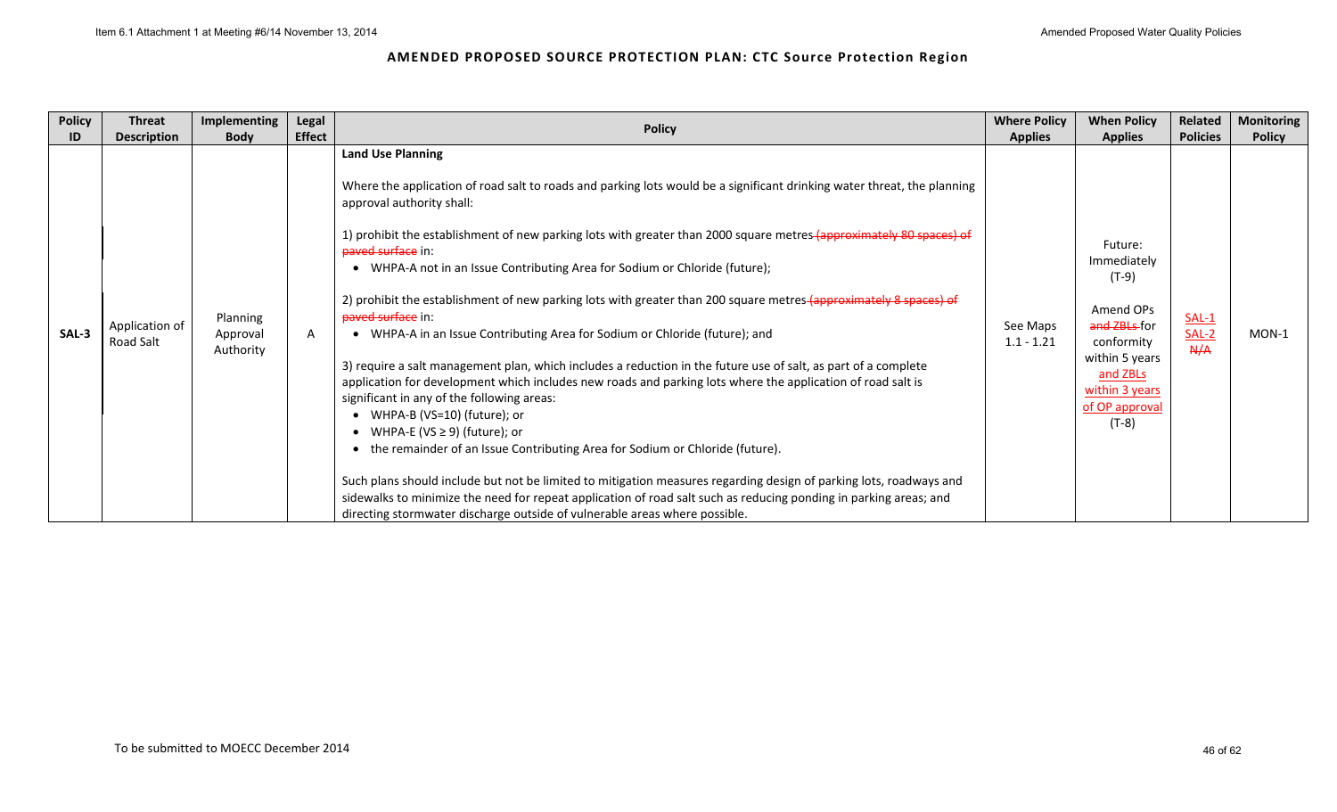**AMENDED PROPOSED SOURCE PROTECTION PLAN: CTC Source Protection Region**

| Policy ID | Threat Description | Implementing Body | Legal Effect | Policy | Where Policy Applies | When Policy Applies | Related Policies | Monitoring Policy |
|---|---|---|---|---|---|---|---|---|
| SAL-3 | Application of Road Salt | Planning Approval Authority | A | **Land Use Planning**<br><br>Where the application of road salt to roads and parking lots would be a significant drinking water threat, the planning approval authority shall:<br><br>1) prohibit the establishment of new parking lots with greater than 2000 square metres ~~(approximately 80 spaces) of paved surface~~ in:<br>• WHPA-A not in an Issue Contributing Area for Sodium or Chloride (future);<br><br>2) prohibit the establishment of new parking lots with greater than 200 square metres ~~(approximately 8 spaces) of paved surface~~ in:<br>• WHPA-A in an Issue Contributing Area for Sodium or Chloride (future); and<br><br>3) require a salt management plan, which includes a reduction in the future use of salt, as part of a complete application for development which includes new roads and parking lots where the application of road salt is significant in any of the following areas:<br>• WHPA-B (VS=10) (future); or<br>• WHPA-E (VS ≥ 9) (future); or<br>• the remainder of an Issue Contributing Area for Sodium or Chloride (future).<br><br>Such plans should include but not be limited to mitigation measures regarding design of parking lots, roadways and sidewalks to minimize the need for repeat application of road salt such as reducing ponding in parking areas; and directing stormwater discharge outside of vulnerable areas where possible. | See Maps 1.1 - 1.21 | Future: Immediately (T-9)<br><br>Amend OPs ~~and ZBLs~~ for conformity within 5 years and ZBLs within 3 years of OP approval (T-8) | SAL-1<br>SAL-2<br>~~N/A~~ | MON-1 |

To be submitted to MOECC December 2014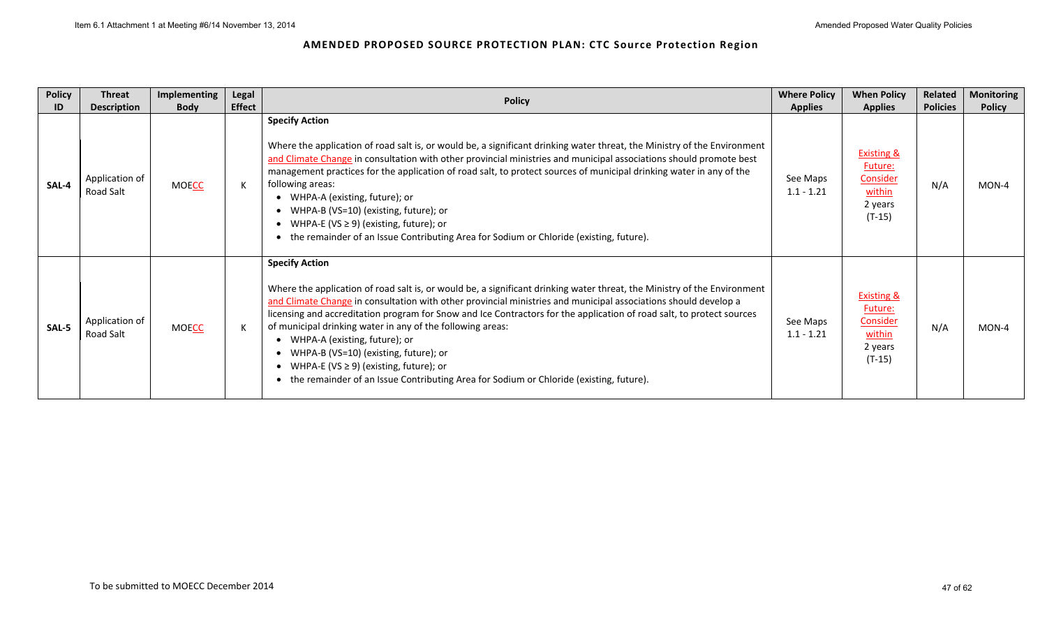**AMENDED PROPOSED SOURCE PROTECTION PLAN: CTC Source Protection Region**

| Policy ID | Threat Description | Implementing Body | Legal Effect | Policy | Where Policy Applies | When Policy Applies | Related Policies | Monitoring Policy |
|---|---|---|---|---|---|---|---|---|
| SAL-4 | Application of Road Salt | MOECC | K | **Specify Action**<br><br>Where the application of road salt is, or would be, a significant drinking water threat, the Ministry of the Environment and Climate Change in consultation with other provincial ministries and municipal associations should promote best management practices for the application of road salt, to protect sources of municipal drinking water in any of the following areas:<br>• WHPA-A (existing, future); or<br>• WHPA-B (VS=10) (existing, future); or<br>• WHPA-E (VS ≥ 9) (existing, future); or<br>• the remainder of an Issue Contributing Area for Sodium or Chloride (existing, future). | See Maps 1.1 - 1.21 | Existing & Future: Consider within 2 years (T-15) | N/A | MON-4 |
| SAL-5 | Application of Road Salt | MOECC | K | **Specify Action**<br><br>Where the application of road salt is, or would be, a significant drinking water threat, the Ministry of the Environment and Climate Change in consultation with other provincial ministries and municipal associations should develop a licensing and accreditation program for Snow and Ice Contractors for the application of road salt, to protect sources of municipal drinking water in any of the following areas:<br>• WHPA-A (existing, future); or<br>• WHPA-B (VS=10) (existing, future); or<br>• WHPA-E (VS ≥ 9) (existing, future); or<br>• the remainder of an Issue Contributing Area for Sodium or Chloride (existing, future). | See Maps 1.1 - 1.21 | Existing & Future: Consider within 2 years (T-15) | N/A | MON-4 |

To be submitted to MOECC December 2014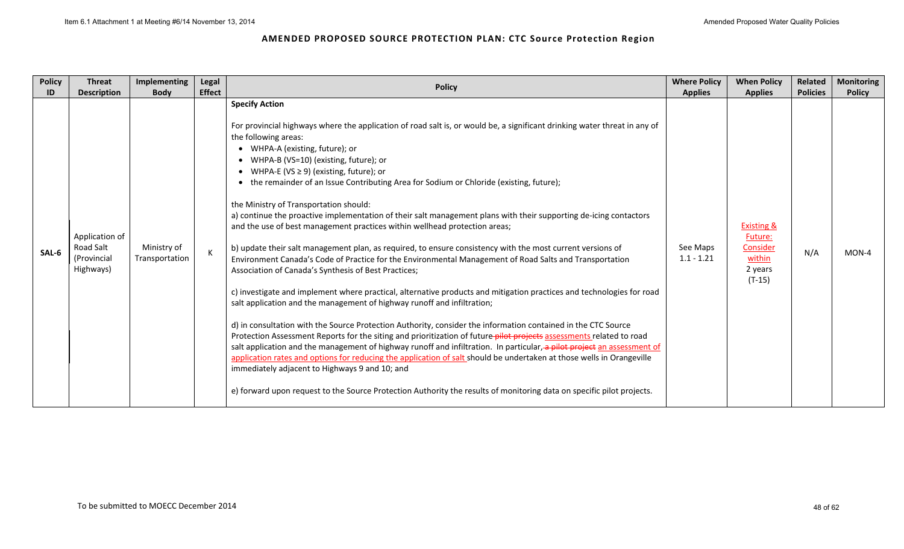## AMENDED PROPOSED SOURCE PROTECTION PLAN: CTC Source Protection Region

| Policy ID | Threat Description | Implementing Body | Legal Effect | Policy | Where Policy Applies | When Policy Applies | Related Policies | Monitoring Policy |
|---|---|---|---|---|---|---|---|---|
| SAL-6 | Application of Road Salt (Provincial Highways) | Ministry of Transportation | K | **Specify Action**<br><br>For provincial highways where the application of road salt is, or would be, a significant drinking water threat in any of the following areas:<br>• WHPA-A (existing, future); or<br>• WHPA-B (VS=10) (existing, future); or<br>• WHPA-E (VS ≥ 9) (existing, future); or<br>• the remainder of an Issue Contributing Area for Sodium or Chloride (existing, future);<br><br>the Ministry of Transportation should:<br>a) continue the proactive implementation of their salt management plans with their supporting de-icing contactors and the use of best management practices within wellhead protection areas;<br><br>b) update their salt management plan, as required, to ensure consistency with the most current versions of Environment Canada's Code of Practice for the Environmental Management of Road Salts and Transportation Association of Canada's Synthesis of Best Practices;<br><br>c) investigate and implement where practical, alternative products and mitigation practices and technologies for road salt application and the management of highway runoff and infiltration;<br><br>d) in consultation with the Source Protection Authority, consider the information contained in the CTC Source Protection Assessment Reports for the siting and prioritization of future ~~pilot projects~~ assessments related to road salt application and the management of highway runoff and infiltration. In particular, ~~a pilot project~~ an assessment of application rates and options for reducing the application of salt should be undertaken at those wells in Orangeville immediately adjacent to Highways 9 and 10; and<br><br>e) forward upon request to the Source Protection Authority the results of monitoring data on specific pilot projects. | See Maps 1.1 - 1.21 | Existing & Future: Consider within 2 years (T-15) | N/A | MON-4 |

To be submitted to MOECC December 2014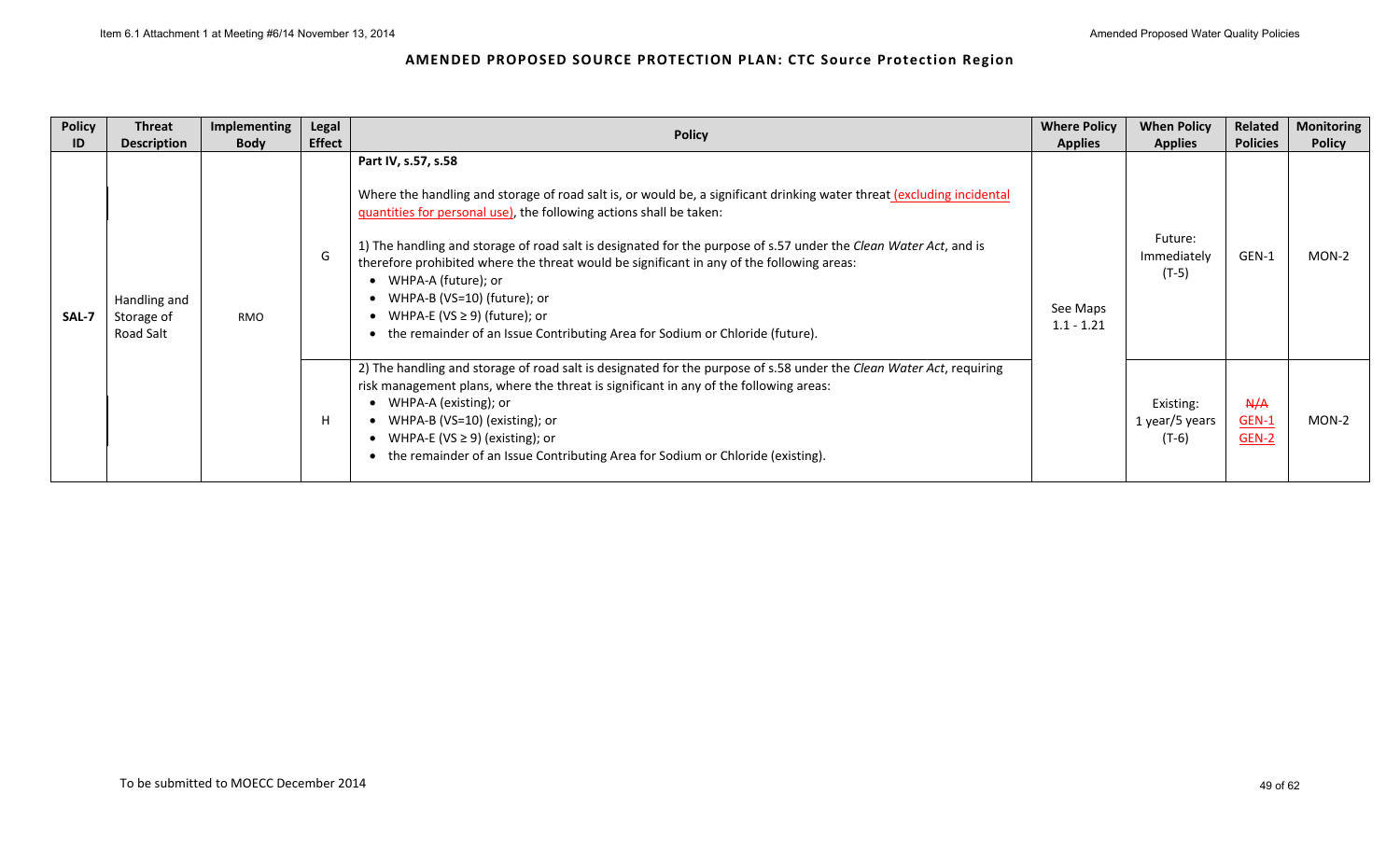## AMENDED PROPOSED SOURCE PROTECTION PLAN: CTC Source Protection Region

| Policy ID | Threat Description | Implementing Body | Legal Effect | Policy | Where Policy Applies | When Policy Applies | Related Policies | Monitoring Policy |
|---|---|---|---|---|---|---|---|---|
| SAL-7 | Handling and Storage of Road Salt | RMO | G | **Part IV, s.57, s.58**<br><br>Where the handling and storage of road salt is, or would be, a significant drinking water threat (excluding incidental quantities for personal use), the following actions shall be taken:<br><br>1) The handling and storage of road salt is designated for the purpose of s.57 under the *Clean Water Act*, and is therefore prohibited where the threat would be significant in any of the following areas:<br>• WHPA-A (future); or<br>• WHPA-B (VS=10) (future); or<br>• WHPA-E (VS ≥ 9) (future); or<br>• the remainder of an Issue Contributing Area for Sodium or Chloride (future). | See Maps 1.1 - 1.21 | Future: Immediately (T-5) | GEN-1 | MON-2 |
| | | | H | 2) The handling and storage of road salt is designated for the purpose of s.58 under the *Clean Water Act*, requiring risk management plans, where the threat is significant in any of the following areas:<br>• WHPA-A (existing); or<br>• WHPA-B (VS=10) (existing); or<br>• WHPA-E (VS ≥ 9) (existing); or<br>• the remainder of an Issue Contributing Area for Sodium or Chloride (existing). | | Existing: 1 year/5 years (T-6) | ~~N/A~~ GEN-1 GEN-2 | MON-2 |

To be submitted to MOECC December 2014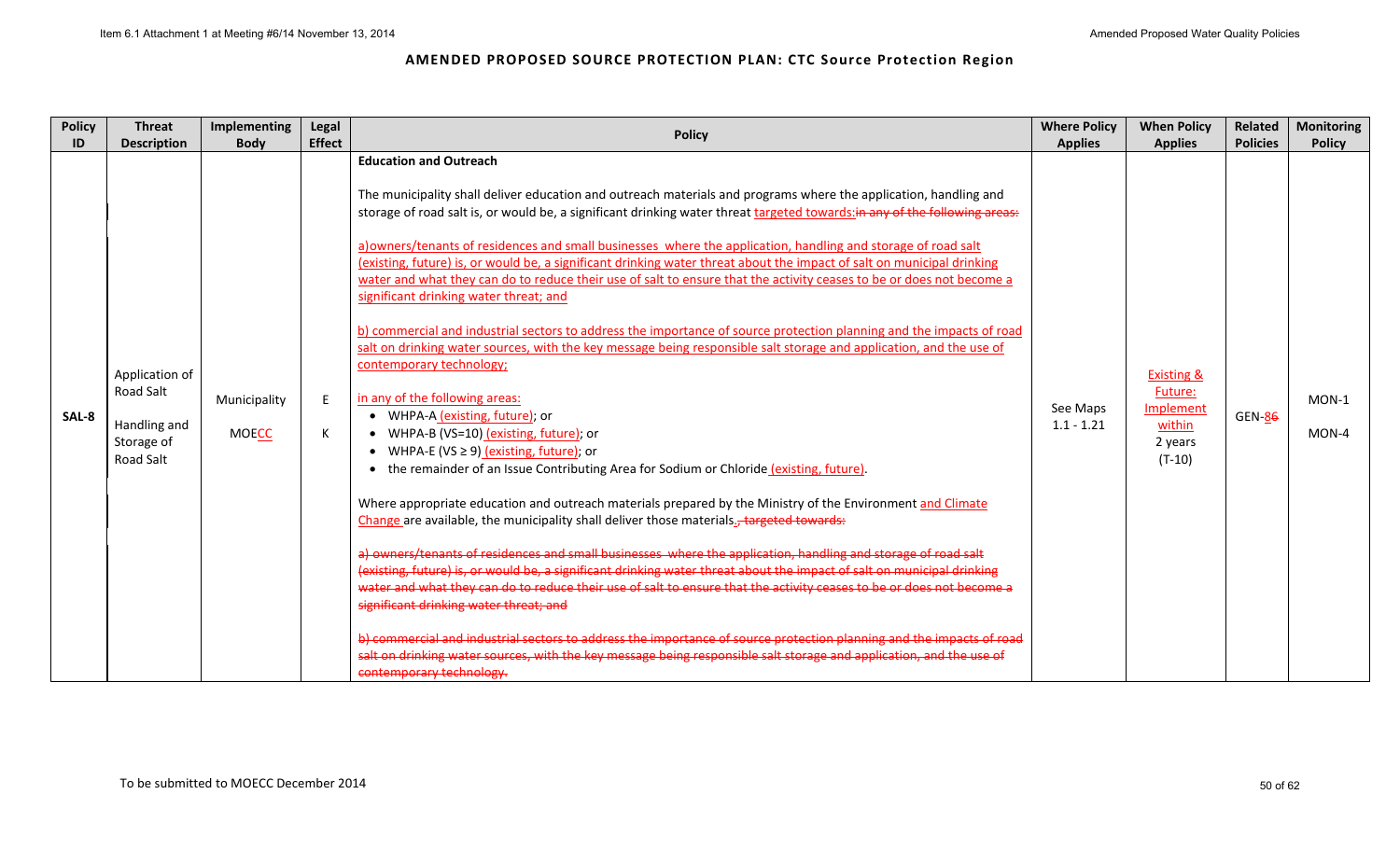## AMENDED PROPOSED SOURCE PROTECTION PLAN: CTC Source Protection Region

| Policy ID | Threat Description | Implementing Body | Legal Effect | Policy | Where Policy Applies | When Policy Applies | Related Policies | Monitoring Policy |
|---|---|---|---|---|---|---|---|---|
| SAL-8 | Application of Road Salt<br><br>Handling and Storage of Road Salt | Municipality<br><br>MOECC | E<br><br>K | **Education and Outreach**<br><br>The municipality shall deliver education and outreach materials and programs where the application, handling and storage of road salt is, or would be, a significant drinking water threat targeted towards:~~in any of the following areas:~~<br><br>a)owners/tenants of residences and small businesses where the application, handling and storage of road salt (existing, future) is, or would be, a significant drinking water threat about the impact of salt on municipal drinking water and what they can do to reduce their use of salt to ensure that the activity ceases to be or does not become a significant drinking water threat; and<br><br>b) commercial and industrial sectors to address the importance of source protection planning and the impacts of road salt on drinking water sources, with the key message being responsible salt storage and application, and the use of contemporary technology;<br><br>in any of the following areas:<br>• WHPA-A (existing, future); or<br>• WHPA-B (VS=10) (existing, future); or<br>• WHPA-E (VS ≥ 9) (existing, future); or<br>• the remainder of an Issue Contributing Area for Sodium or Chloride (existing, future).<br><br>Where appropriate education and outreach materials prepared by the Ministry of the Environment and Climate Change are available, the municipality shall deliver those materials.~~, targeted towards:~~<br><br>~~a) owners/tenants of residences and small businesses where the application, handling and storage of road salt (existing, future) is, or would be, a significant drinking water threat about the impact of salt on municipal drinking water and what they can do to reduce their use of salt to ensure that the activity ceases to be or does not become a significant drinking water threat; and~~<br><br>~~b) commercial and industrial sectors to address the importance of source protection planning and the impacts of road salt on drinking water sources, with the key message being responsible salt storage and application, and the use of contemporary technology.~~ | See Maps 1.1 - 1.21 | Existing & Future: Implement within 2 years (T-10) | GEN-8~~6~~ | MON-1<br><br>MON-4 |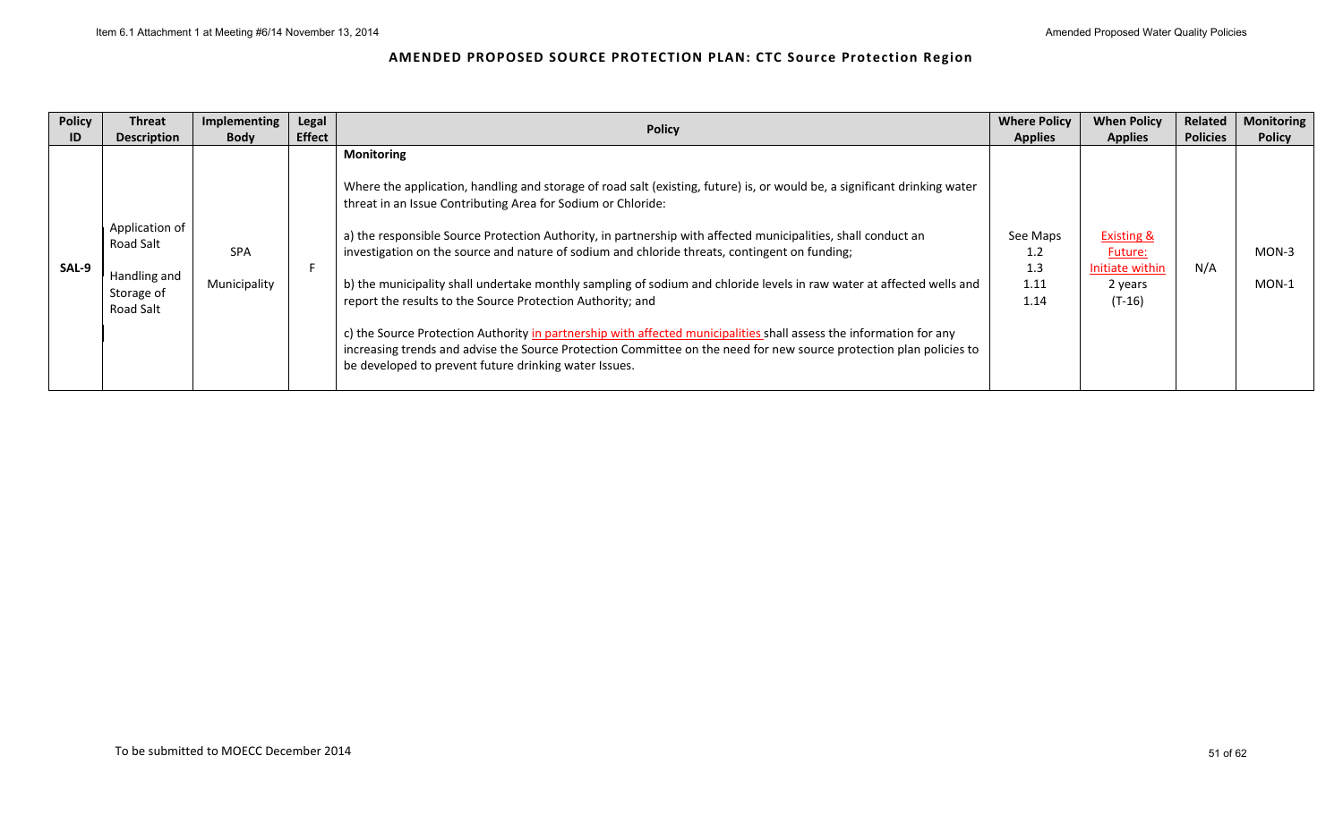## AMENDED PROPOSED SOURCE PROTECTION PLAN: CTC Source Protection Region

| Policy ID | Threat Description | Implementing Body | Legal Effect | Policy | Where Policy Applies | When Policy Applies | Related Policies | Monitoring Policy |
|---|---|---|---|---|---|---|---|---|
| SAL-9 | Application of Road Salt<br><br>Handling and Storage of Road Salt | SPA<br><br>Municipality | F | **Monitoring**<br><br>Where the application, handling and storage of road salt (existing, future) is, or would be, a significant drinking water threat in an Issue Contributing Area for Sodium or Chloride:<br><br>a) the responsible Source Protection Authority, in partnership with affected municipalities, shall conduct an investigation on the source and nature of sodium and chloride threats, contingent on funding;<br><br>b) the municipality shall undertake monthly sampling of sodium and chloride levels in raw water at affected wells and report the results to the Source Protection Authority; and<br><br>c) the Source Protection Authority in partnership with affected municipalities shall assess the information for any increasing trends and advise the Source Protection Committee on the need for new source protection plan policies to be developed to prevent future drinking water Issues. | See Maps 1.2 1.3 1.11 1.14 | Existing & Future: Initiate within 2 years (T-16) | N/A | MON-3<br><br>MON-1 |

To be submitted to MOECC December 2014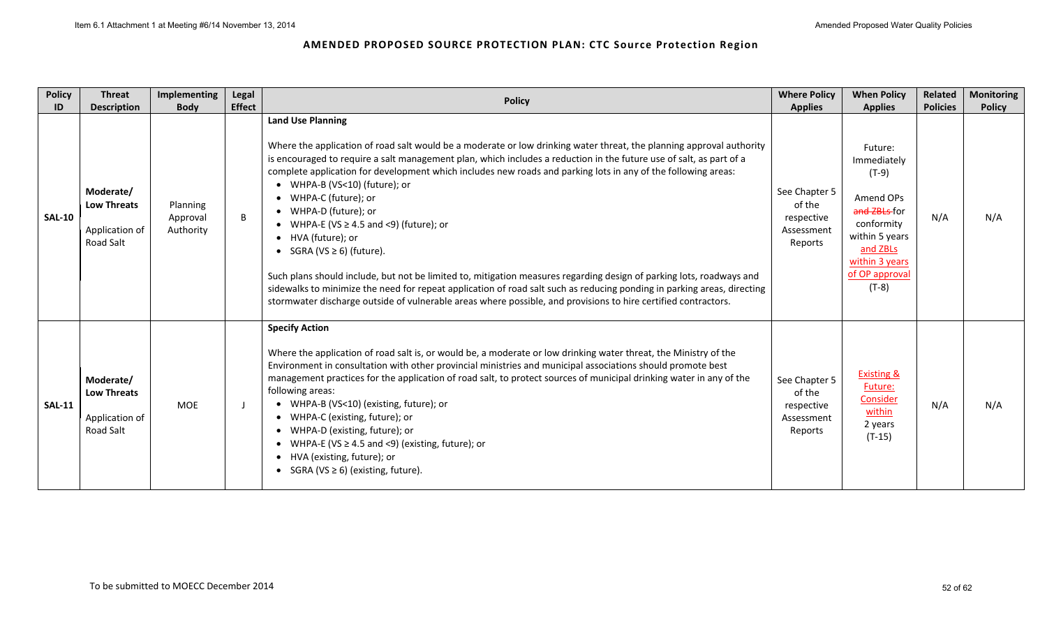**AMENDED PROPOSED SOURCE PROTECTION PLAN: CTC Source Protection Region**

| Policy ID | Threat Description | Implementing Body | Legal Effect | Policy | Where Policy Applies | When Policy Applies | Related Policies | Monitoring Policy |
|---|---|---|---|---|---|---|---|---|
| **SAL-10** | **Moderate/ Low Threats** Application of Road Salt | Planning Approval Authority | B | **Land Use Planning** Where the application of road salt would be a moderate or low drinking water threat, the planning approval authority is encouraged to require a salt management plan, which includes a reduction in the future use of salt, as part of a complete application for development which includes new roads and parking lots in any of the following areas: • WHPA-B (VS<10) (future); or • WHPA-C (future); or • WHPA-D (future); or • WHPA-E (VS ≥ 4.5 and <9) (future); or • HVA (future); or • SGRA (VS ≥ 6) (future). Such plans should include, but not be limited to, mitigation measures regarding design of parking lots, roadways and sidewalks to minimize the need for repeat application of road salt such as reducing ponding in parking areas, directing stormwater discharge outside of vulnerable areas where possible, and provisions to hire certified contractors. | See Chapter 5 of the respective Assessment Reports | Future: Immediately (T-9) Amend OPs ~~and ZBLs~~ for conformity within 5 years and ZBLs within 3 years of OP approval (T-8) | N/A | N/A |
| **SAL-11** | **Moderate/ Low Threats** Application of Road Salt | MOE | J | **Specify Action** Where the application of road salt is, or would be, a moderate or low drinking water threat, the Ministry of the Environment in consultation with other provincial ministries and municipal associations should promote best management practices for the application of road salt, to protect sources of municipal drinking water in any of the following areas: • WHPA-B (VS<10) (existing, future); or • WHPA-C (existing, future); or • WHPA-D (existing, future); or • WHPA-E (VS ≥ 4.5 and <9) (existing, future); or • HVA (existing, future); or • SGRA (VS ≥ 6) (existing, future). | See Chapter 5 of the respective Assessment Reports | Existing & Future: Consider within 2 years (T-15) | N/A | N/A |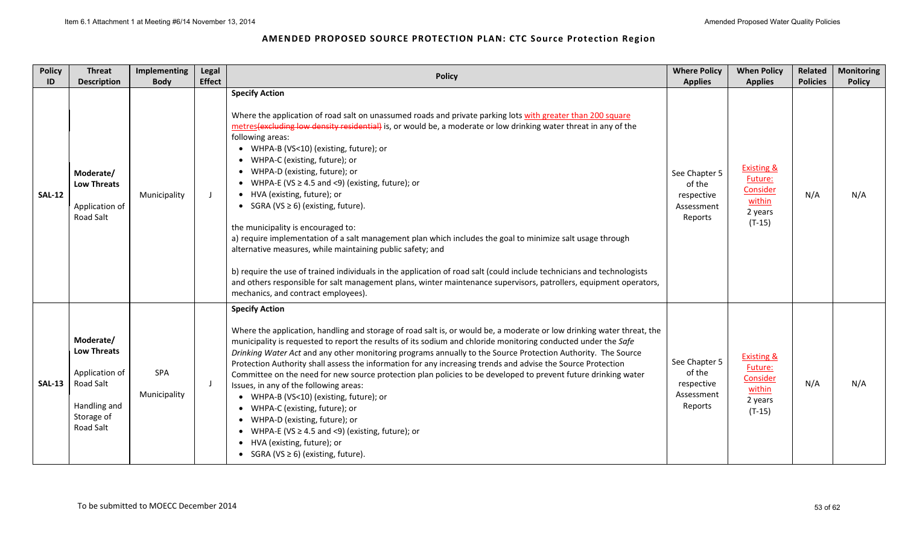## AMENDED PROPOSED SOURCE PROTECTION PLAN: CTC Source Protection Region

| Policy ID | Threat Description | Implementing Body | Legal Effect | Policy | Where Policy Applies | When Policy Applies | Related Policies | Monitoring Policy |
|---|---|---|---|---|---|---|---|---|
| **SAL-12** | **Moderate/ Low Threats**<br><br>Application of Road Salt | Municipality | J | **Specify Action**<br><br>Where the application of road salt on unassumed roads and private parking lots with greater than 200 square metres~~(excluding low density residential)~~ is, or would be, a moderate or low drinking water threat in any of the following areas:<br>• WHPA-B (VS<10) (existing, future); or<br>• WHPA-C (existing, future); or<br>• WHPA-D (existing, future); or<br>• WHPA-E (VS ≥ 4.5 and <9) (existing, future); or<br>• HVA (existing, future); or<br>• SGRA (VS ≥ 6) (existing, future).<br><br>the municipality is encouraged to:<br>a) require implementation of a salt management plan which includes the goal to minimize salt usage through alternative measures, while maintaining public safety; and<br><br>b) require the use of trained individuals in the application of road salt (could include technicians and technologists and others responsible for salt management plans, winter maintenance supervisors, patrollers, equipment operators, mechanics, and contract employees). | See Chapter 5 of the respective Assessment Reports | Existing & Future: Consider within 2 years (T-15) | N/A | N/A |
| **SAL-13** | **Moderate/ Low Threats**<br><br>Application of Road Salt<br><br>Handling and Storage of Road Salt | SPA<br><br>Municipality | J | **Specify Action**<br><br>Where the application, handling and storage of road salt is, or would be, a moderate or low drinking water threat, the municipality is requested to report the results of its sodium and chloride monitoring conducted under the *Safe Drinking Water Act* and any other monitoring programs annually to the Source Protection Authority. The Source Protection Authority shall assess the information for any increasing trends and advise the Source Protection Committee on the need for new source protection plan policies to be developed to prevent future drinking water Issues, in any of the following areas:<br>• WHPA-B (VS<10) (existing, future); or<br>• WHPA-C (existing, future); or<br>• WHPA-D (existing, future); or<br>• WHPA-E (VS ≥ 4.5 and <9) (existing, future); or<br>• HVA (existing, future); or<br>• SGRA (VS ≥ 6) (existing, future). | See Chapter 5 of the respective Assessment Reports | Existing & Future: Consider within 2 years (T-15) | N/A | N/A |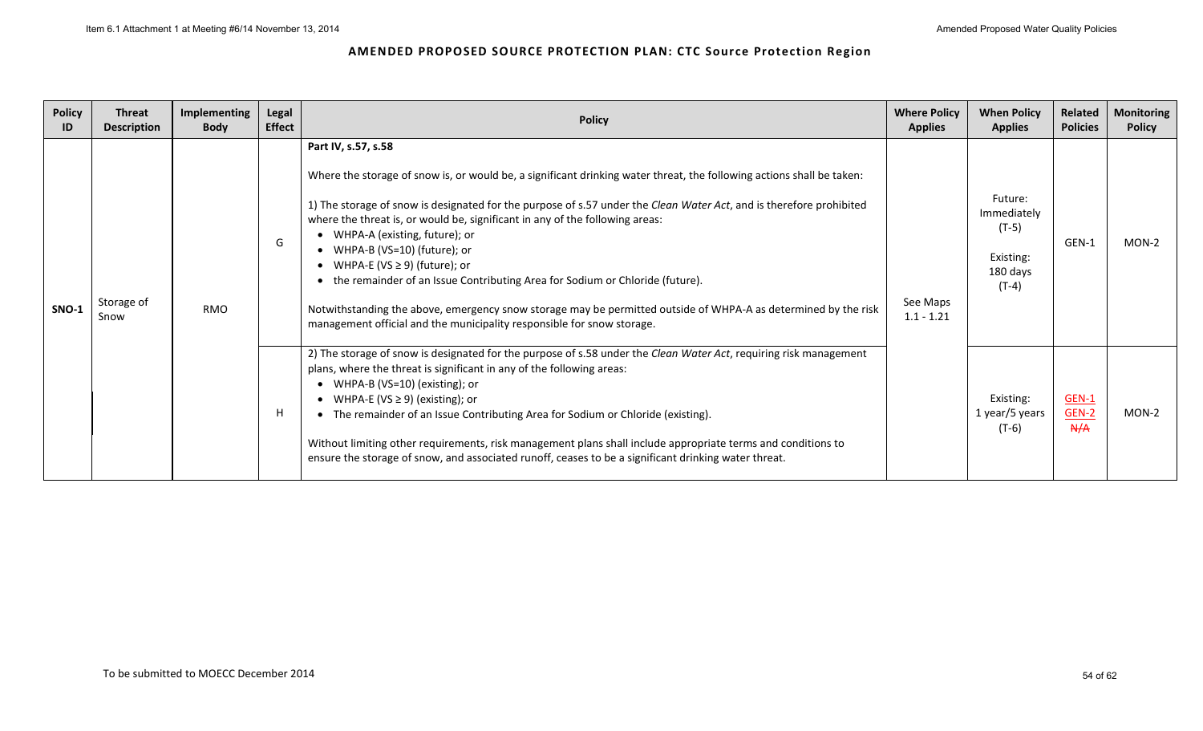## AMENDED PROPOSED SOURCE PROTECTION PLAN: CTC Source Protection Region

| Policy ID | Threat Description | Implementing Body | Legal Effect | Policy | Where Policy Applies | When Policy Applies | Related Policies | Monitoring Policy |
|---|---|---|---|---|---|---|---|---|
| SNO-1 | Storage of Snow | RMO | G | **Part IV, s.57, s.58**<br><br>Where the storage of snow is, or would be, a significant drinking water threat, the following actions shall be taken:<br><br>1) The storage of snow is designated for the purpose of s.57 under the *Clean Water Act*, and is therefore prohibited where the threat is, or would be, significant in any of the following areas:<br>• WHPA-A (existing, future); or<br>• WHPA-B (VS=10) (future); or<br>• WHPA-E (VS ≥ 9) (future); or<br>• the remainder of an Issue Contributing Area for Sodium or Chloride (future).<br><br>Notwithstanding the above, emergency snow storage may be permitted outside of WHPA-A as determined by the risk management official and the municipality responsible for snow storage. | See Maps 1.1 - 1.21 | Future: Immediately (T-5)<br><br>Existing: 180 days (T-4) | GEN-1 | MON-2 |
| | | | H | 2) The storage of snow is designated for the purpose of s.58 under the *Clean Water Act*, requiring risk management plans, where the threat is significant in any of the following areas:<br>• WHPA-B (VS=10) (existing); or<br>• WHPA-E (VS ≥ 9) (existing); or<br>• The remainder of an Issue Contributing Area for Sodium or Chloride (existing).<br><br>Without limiting other requirements, risk management plans shall include appropriate terms and conditions to ensure the storage of snow, and associated runoff, ceases to be a significant drinking water threat. | | Existing: 1 year/5 years (T-6) | GEN-1<br>GEN-2<br>~~N/A~~ | MON-2 |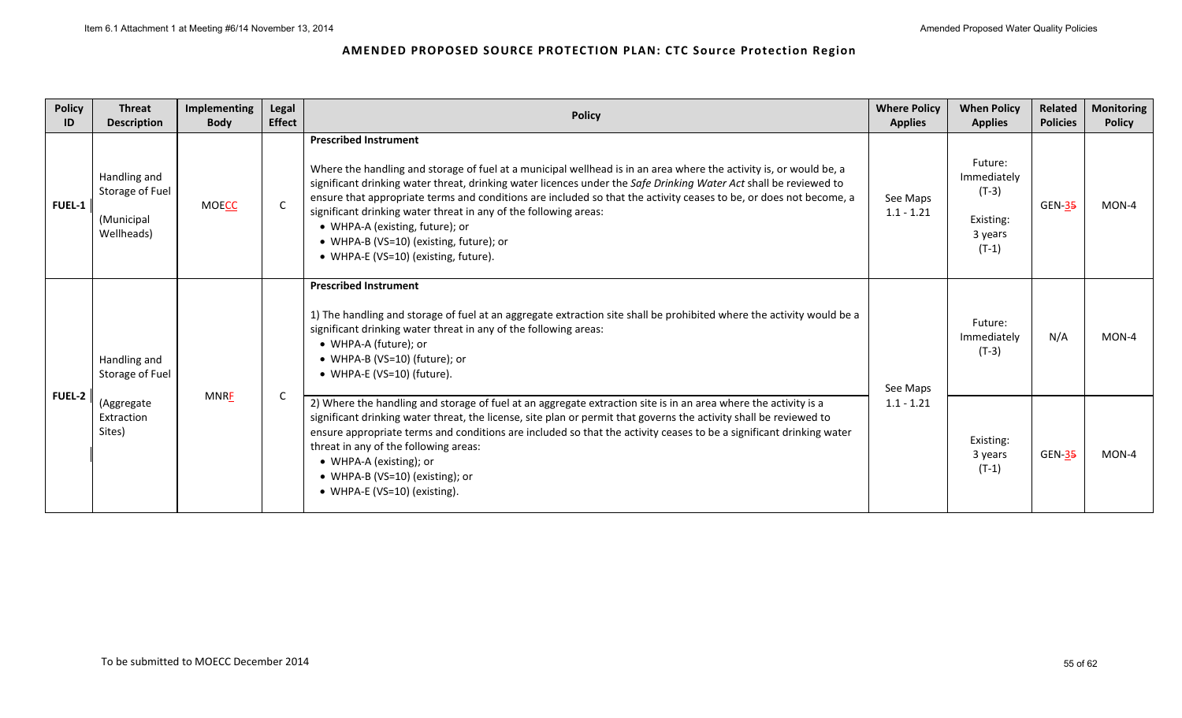**AMENDED PROPOSED SOURCE PROTECTION PLAN: CTC Source Protection Region**

| Policy ID | Threat Description | Implementing Body | Legal Effect | Policy | Where Policy Applies | When Policy Applies | Related Policies | Monitoring Policy |
|---|---|---|---|---|---|---|---|---|
| FUEL-1 | Handling and Storage of Fuel (Municipal Wellheads) | MOECC | C | **Prescribed Instrument**<br><br>Where the handling and storage of fuel at a municipal wellhead is in an area where the activity is, or would be, a significant drinking water threat, drinking water licences under the *Safe Drinking Water Act* shall be reviewed to ensure that appropriate terms and conditions are included so that the activity ceases to be, or does not become, a significant drinking water threat in any of the following areas:<br>• WHPA-A (existing, future); or<br>• WHPA-B (VS=10) (existing, future); or<br>• WHPA-E (VS=10) (existing, future). | See Maps 1.1 - 1.21 | Future: Immediately (T-3)<br><br>Existing: 3 years (T-1) | GEN-35 | MON-4 |
| FUEL-2 | Handling and Storage of Fuel (Aggregate Extraction Sites) | MNRF | C | **Prescribed Instrument**<br><br>1) The handling and storage of fuel at an aggregate extraction site shall be prohibited where the activity would be a significant drinking water threat in any of the following areas:<br>• WHPA-A (future); or<br>• WHPA-B (VS=10) (future); or<br>• WHPA-E (VS=10) (future). | See Maps 1.1 - 1.21 | Future: Immediately (T-3) | N/A | MON-4 |
| | | | | 2) Where the handling and storage of fuel at an aggregate extraction site is in an area where the activity is a significant drinking water threat, the license, site plan or permit that governs the activity shall be reviewed to ensure appropriate terms and conditions are included so that the activity ceases to be a significant drinking water threat in any of the following areas:<br>• WHPA-A (existing); or<br>• WHPA-B (VS=10) (existing); or<br>• WHPA-E (VS=10) (existing). | | Existing: 3 years (T-1) | GEN-35 | MON-4 |

To be submitted to MOECC December 2014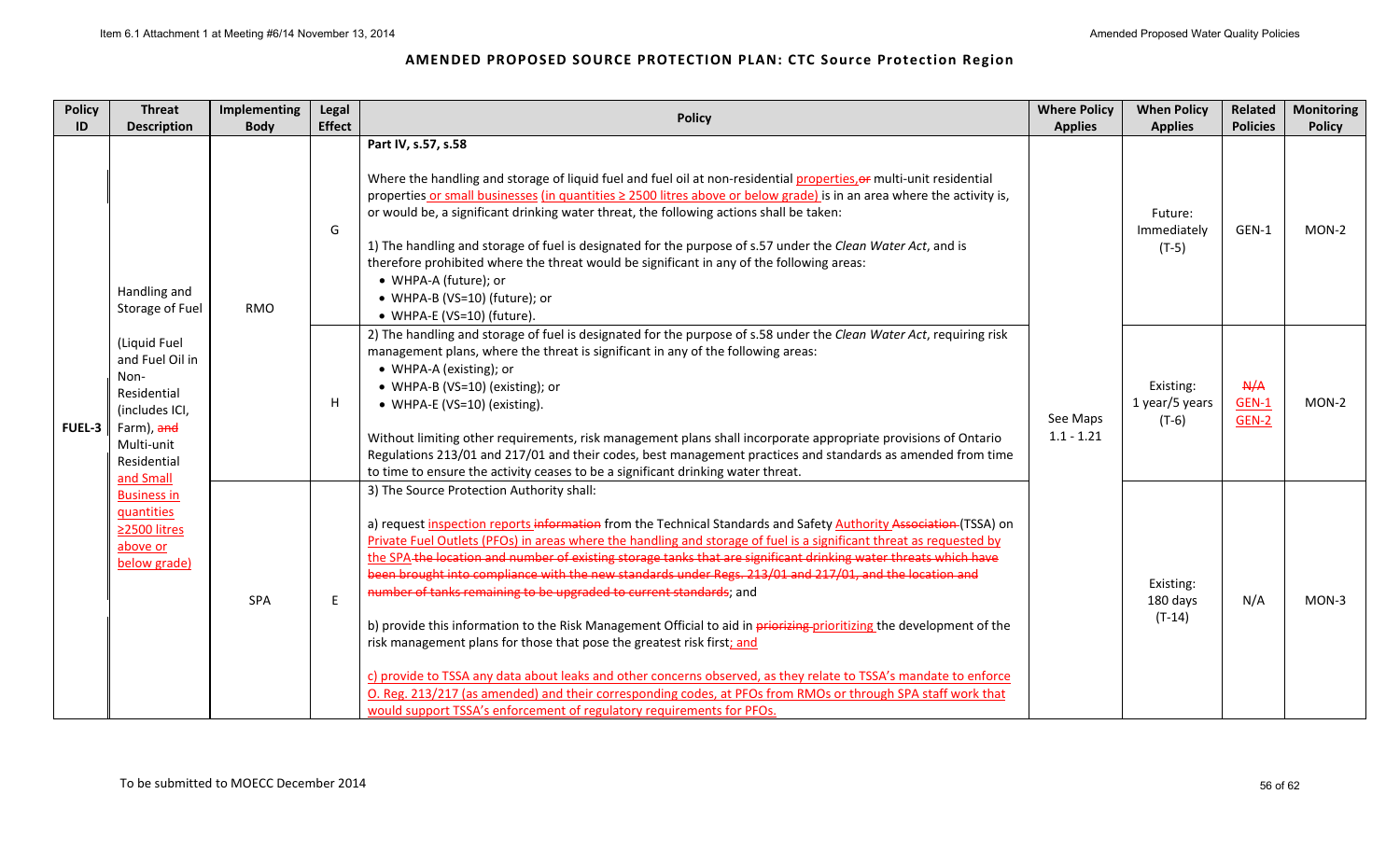## AMENDED PROPOSED SOURCE PROTECTION PLAN: CTC Source Protection Region

| Policy ID | Threat Description | Implementing Body | Legal Effect | Policy | Where Policy Applies | When Policy Applies | Related Policies | Monitoring Policy |
|---|---|---|---|---|---|---|---|---|
| FUEL-3 | Handling and Storage of Fuel (Liquid Fuel and Fuel Oil in Non-Residential (includes ICI, Farm), ~~and~~ Multi-unit Residential and Small Business in quantities ≥2500 litres above or below grade) | RMO | G | **Part IV, s.57, s.58**<br><br>Where the handling and storage of liquid fuel and fuel oil at non-residential properties, ~~or~~ multi-unit residential properties or small businesses (in quantities ≥ 2500 litres above or below grade) is in an area where the activity is, or would be, a significant drinking water threat, the following actions shall be taken:<br><br>1) The handling and storage of fuel is designated for the purpose of s.57 under the *Clean Water Act*, and is therefore prohibited where the threat would be significant in any of the following areas:<br>• WHPA-A (future); or<br>• WHPA-B (VS=10) (future); or<br>• WHPA-E (VS=10) (future). | See Maps 1.1 - 1.21 | Future: Immediately (T-5) | GEN-1 | MON-2 |
| | | RMO | H | 2) The handling and storage of fuel is designated for the purpose of s.58 under the *Clean Water Act*, requiring risk management plans, where the threat is significant in any of the following areas:<br>• WHPA-A (existing); or<br>• WHPA-B (VS=10) (existing); or<br>• WHPA-E (VS=10) (existing).<br><br>Without limiting other requirements, risk management plans shall incorporate appropriate provisions of Ontario Regulations 213/01 and 217/01 and their codes, best management practices and standards as amended from time to time to ensure the activity ceases to be a significant drinking water threat. | | Existing: 1 year/5 years (T-6) | ~~N/A~~ GEN-1 GEN-2 | MON-2 |
| | | SPA | E | 3) The Source Protection Authority shall:<br><br>a) request inspection reports ~~information~~ from the Technical Standards and Safety Authority ~~Association~~ (TSSA) on Private Fuel Outlets (PFOs) in areas where the handling and storage of fuel is a significant threat as requested by the SPA ~~the location and number of existing storage tanks that are significant drinking water threats which have been brought into compliance with the new standards under Regs. 213/01 and 217/01, and the location and number of tanks remaining to be upgraded to current standards~~; and<br><br>b) provide this information to the Risk Management Official to aid in ~~priorizing~~ prioritizing the development of the risk management plans for those that pose the greatest risk first; and<br><br>c) provide to TSSA any data about leaks and other concerns observed, as they relate to TSSA's mandate to enforce O. Reg. 213/217 (as amended) and their corresponding codes, at PFOs from RMOs or through SPA staff work that would support TSSA's enforcement of regulatory requirements for PFOs. | | Existing: 180 days (T-14) | N/A | MON-3 |

To be submitted to MOECC December 2014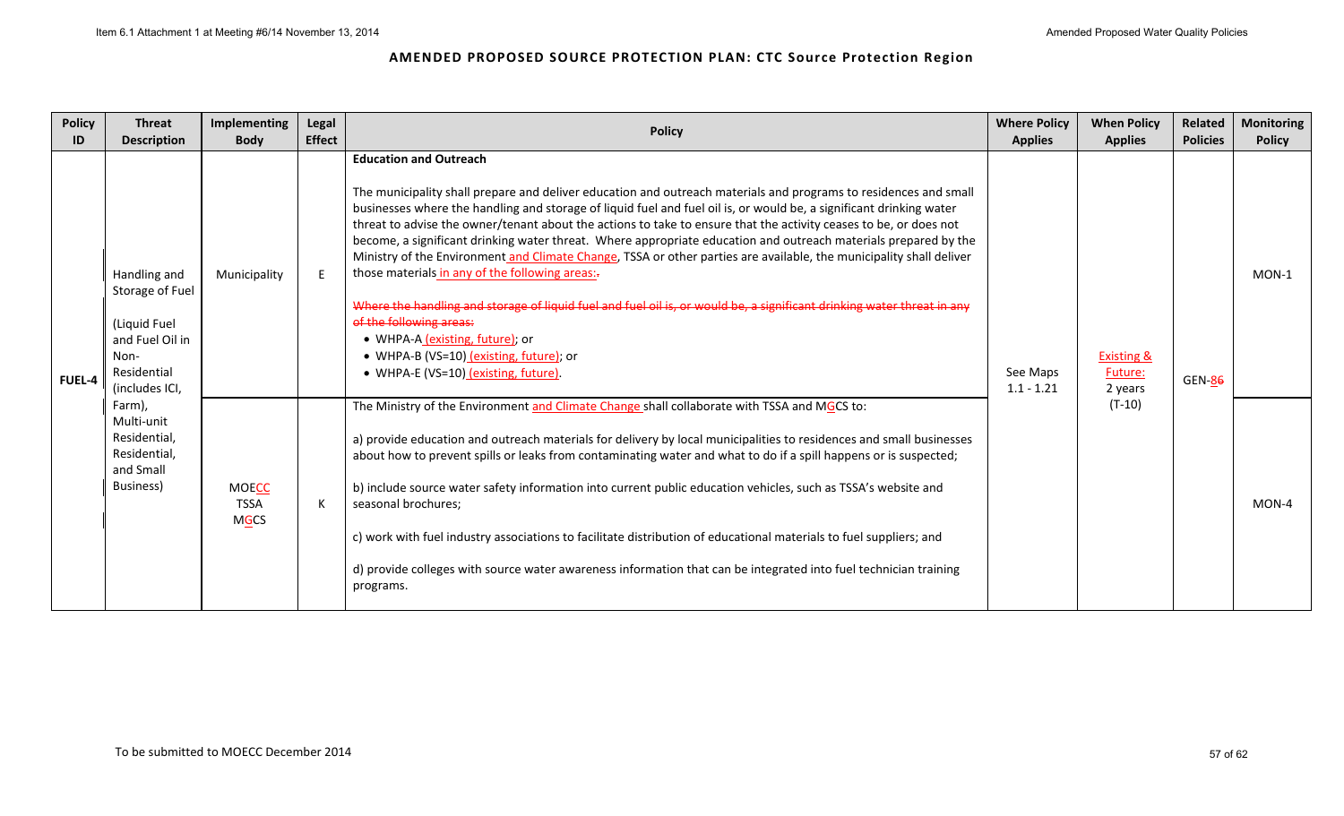## AMENDED PROPOSED SOURCE PROTECTION PLAN: CTC Source Protection Region

| Policy ID | Threat Description | Implementing Body | Legal Effect | Policy | Where Policy Applies | When Policy Applies | Related Policies | Monitoring Policy |
|---|---|---|---|---|---|---|---|---|
| FUEL-4 | Handling and Storage of Fuel (Liquid Fuel and Fuel Oil in Non-Residential (includes ICI, Farm), Multi-unit Residential, Residential, and Small Business) | Municipality | E | **Education and Outreach** The municipality shall prepare and deliver education and outreach materials and programs to residences and small businesses where the handling and storage of liquid fuel and fuel oil is, or would be, a significant drinking water threat to advise the owner/tenant about the actions to take to ensure that the activity ceases to be, or does not become, a significant drinking water threat. Where appropriate education and outreach materials prepared by the Ministry of the Environment and Climate Change, TSSA or other parties are available, the municipality shall deliver those materials in any of the following areas:. ~~Where the handling and storage of liquid fuel and fuel oil is, or would be, a significant drinking water threat in any of the following areas:~~ • WHPA-A (existing, future); or • WHPA-B (VS=10) (existing, future); or • WHPA-E (VS=10) (existing, future). | See Maps 1.1 - 1.21 | Existing & Future: 2 years (T-10) | GEN-8~~6~~ | MON-1 |
| | | MOECC TSSA MGCS | K | The Ministry of the Environment and Climate Change shall collaborate with TSSA and MGCS to: a) provide education and outreach materials for delivery by local municipalities to residences and small businesses about how to prevent spills or leaks from contaminating water and what to do if a spill happens or is suspected; b) include source water safety information into current public education vehicles, such as TSSA's website and seasonal brochures; c) work with fuel industry associations to facilitate distribution of educational materials to fuel suppliers; and d) provide colleges with source water awareness information that can be integrated into fuel technician training programs. | | | | MON-4 |

To be submitted to MOECC December 2014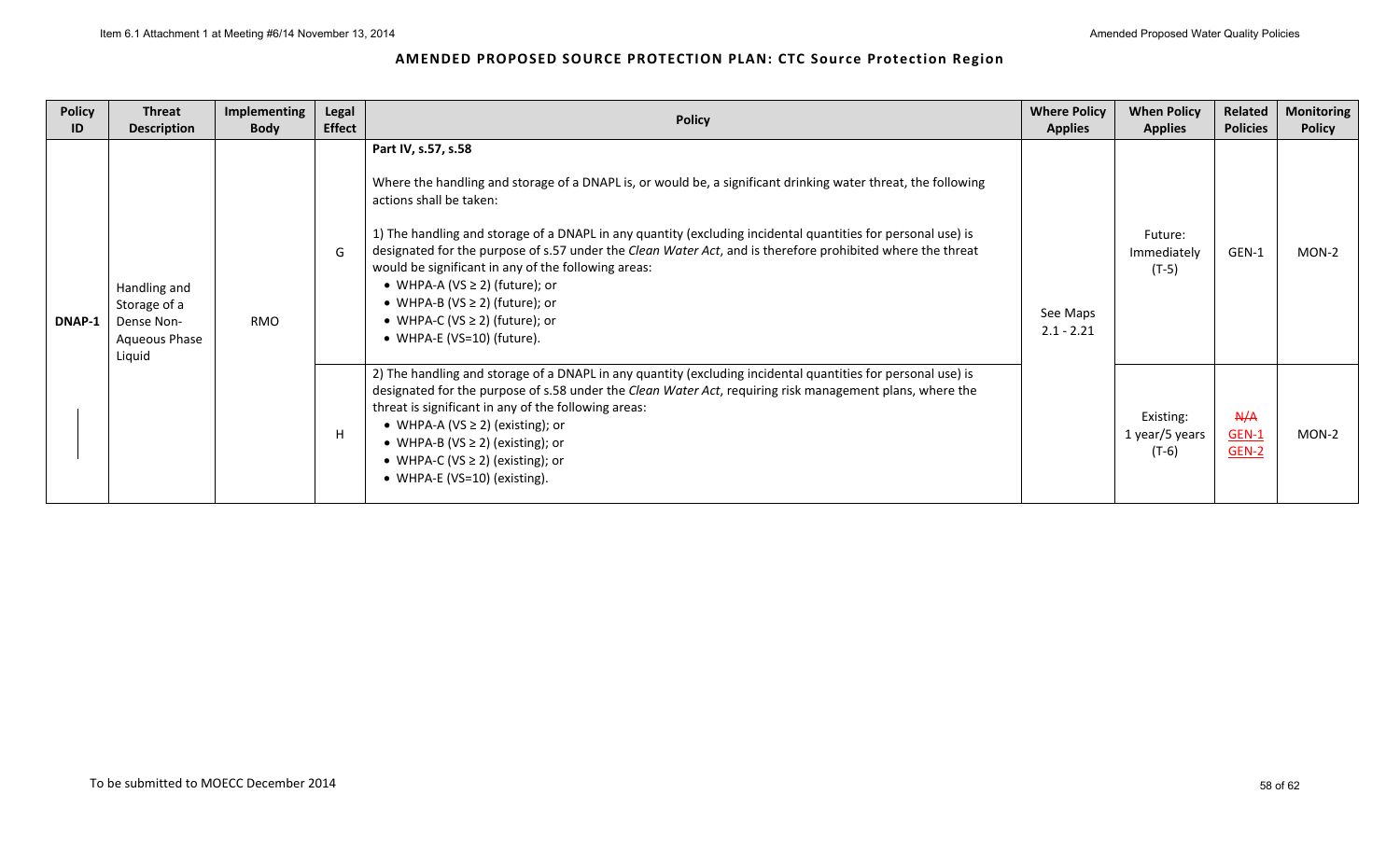## AMENDED PROPOSED SOURCE PROTECTION PLAN: CTC Source Protection Region

| Policy ID | Threat Description | Implementing Body | Legal Effect | Policy | Where Policy Applies | When Policy Applies | Related Policies | Monitoring Policy |
|---|---|---|---|---|---|---|---|---|
| DNAP-1 | Handling and Storage of a Dense Non-Aqueous Phase Liquid | RMO | G | **Part IV, s.57, s.58**<br><br>Where the handling and storage of a DNAPL is, or would be, a significant drinking water threat, the following actions shall be taken:<br><br>1) The handling and storage of a DNAPL in any quantity (excluding incidental quantities for personal use) is designated for the purpose of s.57 under the *Clean Water Act*, and is therefore prohibited where the threat would be significant in any of the following areas:<br>• WHPA-A (VS ≥ 2) (future); or<br>• WHPA-B (VS ≥ 2) (future); or<br>• WHPA-C (VS ≥ 2) (future); or<br>• WHPA-E (VS=10) (future). | See Maps 2.1 - 2.21 | Future: Immediately (T-5) | GEN-1 | MON-2 |
| | | | H | 2) The handling and storage of a DNAPL in any quantity (excluding incidental quantities for personal use) is designated for the purpose of s.58 under the *Clean Water Act*, requiring risk management plans, where the threat is significant in any of the following areas:<br>• WHPA-A (VS ≥ 2) (existing); or<br>• WHPA-B (VS ≥ 2) (existing); or<br>• WHPA-C (VS ≥ 2) (existing); or<br>• WHPA-E (VS=10) (existing). | | Existing: 1 year/5 years (T-6) | ~~N/A~~ GEN-1 GEN-2 | MON-2 |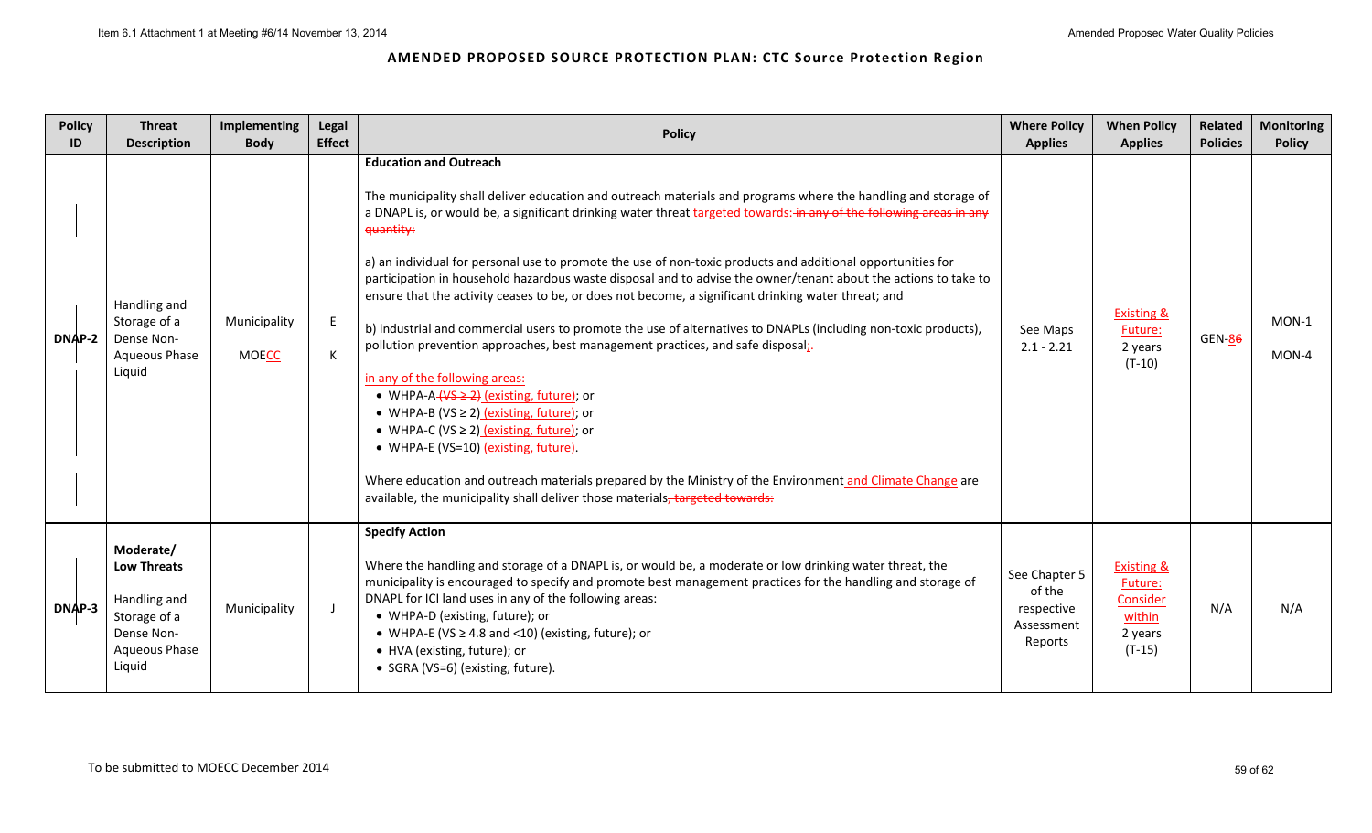## AMENDED PROPOSED SOURCE PROTECTION PLAN: CTC Source Protection Region

| Policy ID | Threat Description | Implementing Body | Legal Effect | Policy | Where Policy Applies | When Policy Applies | Related Policies | Monitoring Policy |
|---|---|---|---|---|---|---|---|---|
| DNAP-2 | Handling and Storage of a Dense Non-Aqueous Phase Liquid | Municipality<br><br>MOECC | E<br><br>K | **Education and Outreach**<br><br>The municipality shall deliver education and outreach materials and programs where the handling and storage of a DNAPL is, or would be, a significant drinking water threat targeted towards: ~~in any of the following areas in any quantity:~~<br><br>a) an individual for personal use to promote the use of non-toxic products and additional opportunities for participation in household hazardous waste disposal and to advise the owner/tenant about the actions to take to ensure that the activity ceases to be, or does not become, a significant drinking water threat; and<br><br>b) industrial and commercial users to promote the use of alternatives to DNAPLs (including non-toxic products), pollution prevention approaches, best management practices, and safe disposal;~~.~~<br><br>in any of the following areas:<br>• WHPA-A ~~(VS ≥ 2)~~ (existing, future); or<br>• WHPA-B (VS ≥ 2) (existing, future); or<br>• WHPA-C (VS ≥ 2) (existing, future); or<br>• WHPA-E (VS=10) (existing, future).<br><br>Where education and outreach materials prepared by the Ministry of the Environment and Climate Change are available, the municipality shall deliver those materials~~, targeted towards:~~ | See Maps 2.1 - 2.21 | Existing & Future: 2 years (T-10) | GEN-8~~6~~ | MON-1<br><br>MON-4 |
| DNAP-3 | **Moderate/ Low Threats**<br><br>Handling and Storage of a Dense Non-Aqueous Phase Liquid | Municipality | J | **Specify Action**<br><br>Where the handling and storage of a DNAPL is, or would be, a moderate or low drinking water threat, the municipality is encouraged to specify and promote best management practices for the handling and storage of DNAPL for ICI land uses in any of the following areas:<br>• WHPA-D (existing, future); or<br>• WHPA-E (VS ≥ 4.8 and <10) (existing, future); or<br>• HVA (existing, future); or<br>• SGRA (VS=6) (existing, future). | See Chapter 5 of the respective Assessment Reports | Existing & Future: Consider within 2 years (T-15) | N/A | N/A |

To be submitted to MOECC December 2014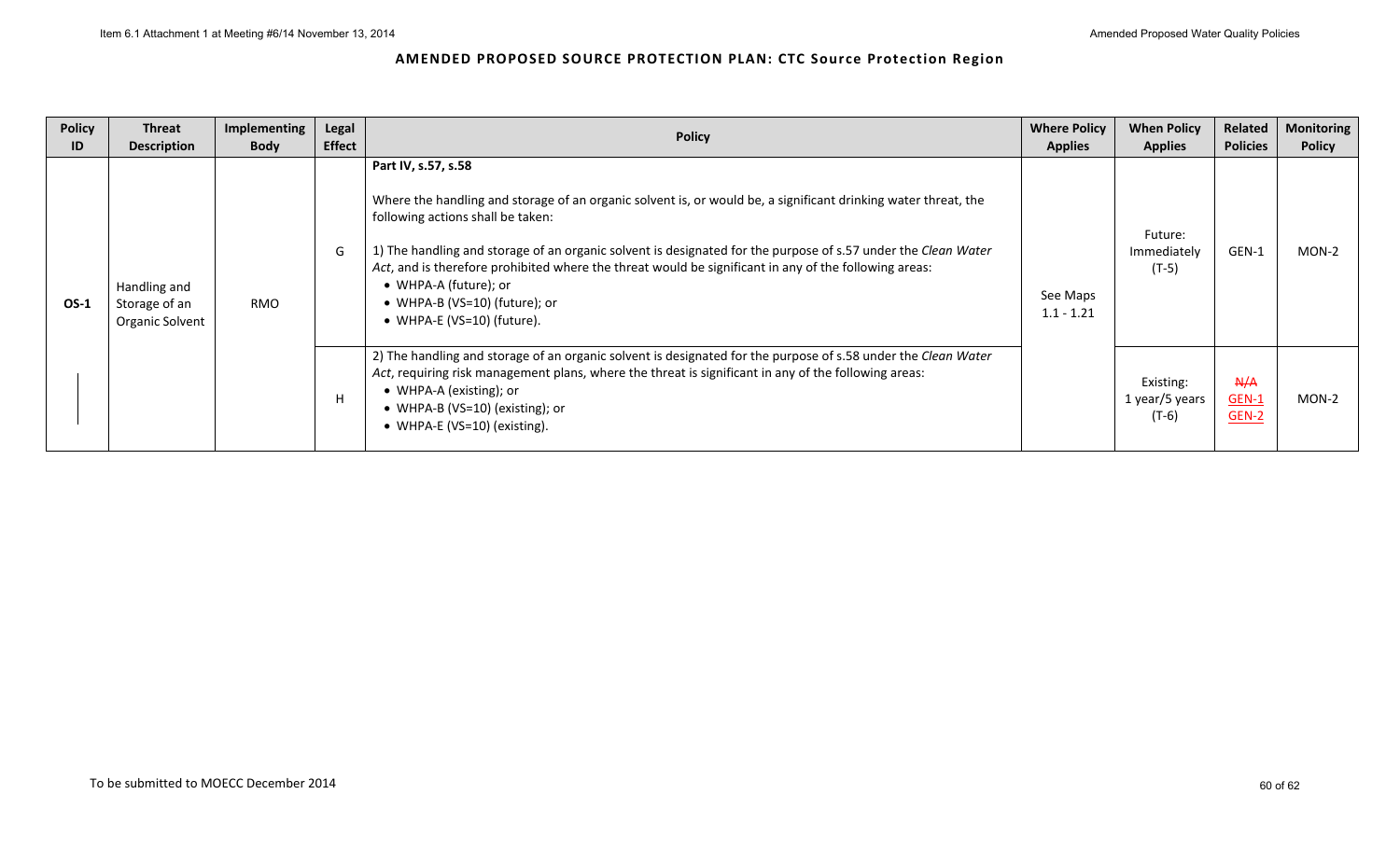## AMENDED PROPOSED SOURCE PROTECTION PLAN: CTC Source Protection Region

| Policy ID | Threat Description | Implementing Body | Legal Effect | Policy | Where Policy Applies | When Policy Applies | Related Policies | Monitoring Policy |
|---|---|---|---|---|---|---|---|---|
| OS-1 | Handling and Storage of an Organic Solvent | RMO | G | **Part IV, s.57, s.58**<br><br>Where the handling and storage of an organic solvent is, or would be, a significant drinking water threat, the following actions shall be taken:<br><br>1) The handling and storage of an organic solvent is designated for the purpose of s.57 under the *Clean Water Act*, and is therefore prohibited where the threat would be significant in any of the following areas:<br>• WHPA-A (future); or<br>• WHPA-B (VS=10) (future); or<br>• WHPA-E (VS=10) (future). | See Maps 1.1 - 1.21 | Future: Immediately (T-5) | GEN-1 | MON-2 |
| | | | H | 2) The handling and storage of an organic solvent is designated for the purpose of s.58 under the *Clean Water Act*, requiring risk management plans, where the threat is significant in any of the following areas:<br>• WHPA-A (existing); or<br>• WHPA-B (VS=10) (existing); or<br>• WHPA-E (VS=10) (existing). | | Existing: 1 year/5 years (T-6) | ~~N/A~~ GEN-1 GEN-2 | MON-2 |

To be submitted to MOECC December 2014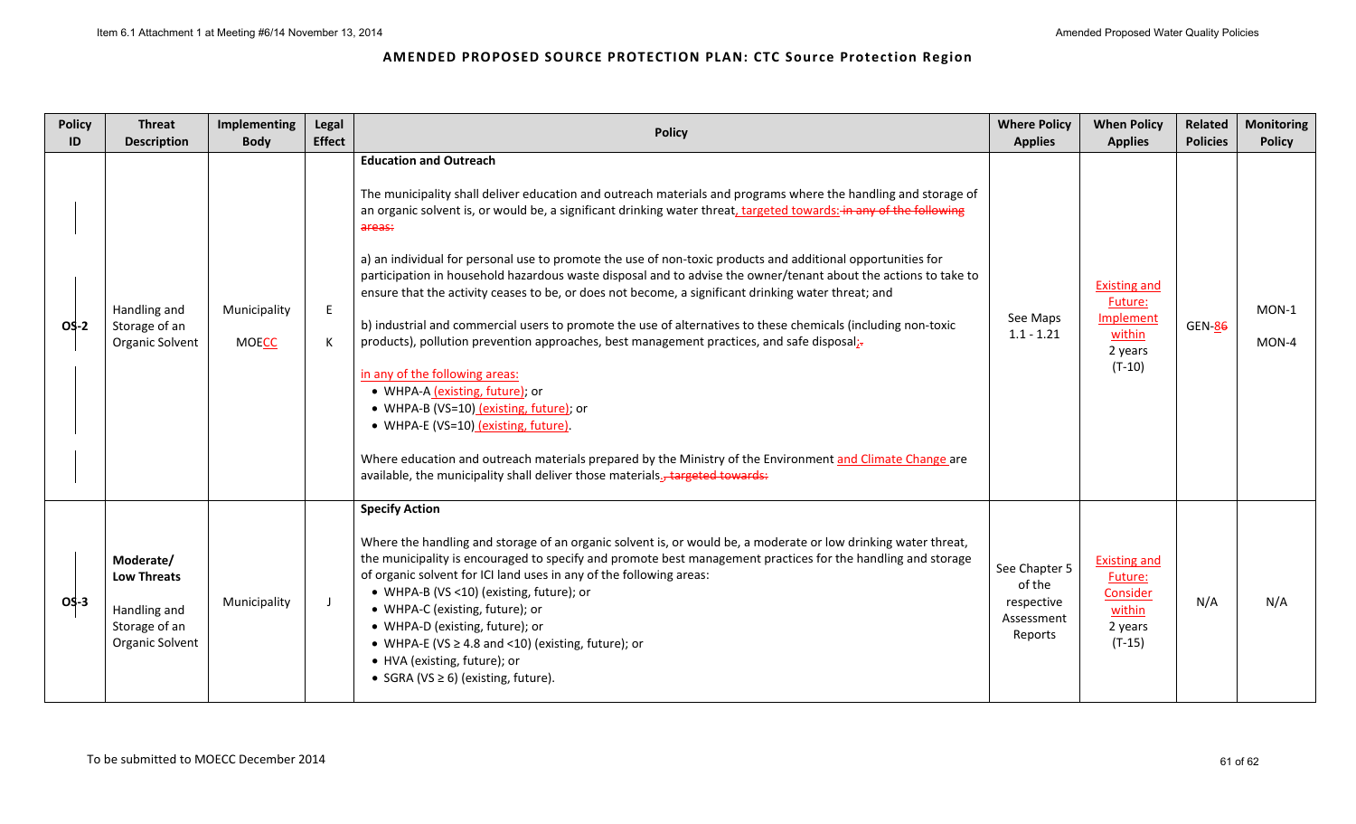## AMENDED PROPOSED SOURCE PROTECTION PLAN: CTC Source Protection Region

| Policy ID | Threat Description | Implementing Body | Legal Effect | Policy | Where Policy Applies | When Policy Applies | Related Policies | Monitoring Policy |
|---|---|---|---|---|---|---|---|---|
| OS-2 | Handling and Storage of an Organic Solvent | Municipality<br><br>MOECC | E<br><br>K | **Education and Outreach**<br><br>The municipality shall deliver education and outreach materials and programs where the handling and storage of an organic solvent is, or would be, a significant drinking water threat, targeted towards: ~~in any of the following areas:~~<br><br>a) an individual for personal use to promote the use of non-toxic products and additional opportunities for participation in household hazardous waste disposal and to advise the owner/tenant about the actions to take to ensure that the activity ceases to be, or does not become, a significant drinking water threat; and<br><br>b) industrial and commercial users to promote the use of alternatives to these chemicals (including non-toxic products), pollution prevention approaches, best management practices, and safe disposal; ~~.~~<br><br>in any of the following areas:<br>• WHPA-A (existing, future); or<br>• WHPA-B (VS=10) (existing, future); or<br>• WHPA-E (VS=10) (existing, future).<br><br>Where education and outreach materials prepared by the Ministry of the Environment and Climate Change are available, the municipality shall deliver those materials. ~~, targeted towards:~~ | See Maps 1.1 - 1.21 | Existing and Future: Implement within 2 years (T-10) | GEN-~~8~~6 | MON-1<br><br>MON-4 |
| OS-3 | **Moderate/ Low Threats**<br><br>Handling and Storage of an Organic Solvent | Municipality | J | **Specify Action**<br><br>Where the handling and storage of an organic solvent is, or would be, a moderate or low drinking water threat, the municipality is encouraged to specify and promote best management practices for the handling and storage of organic solvent for ICI land uses in any of the following areas:<br>• WHPA-B (VS <10) (existing, future); or<br>• WHPA-C (existing, future); or<br>• WHPA-D (existing, future); or<br>• WHPA-E (VS ≥ 4.8 and <10) (existing, future); or<br>• HVA (existing, future); or<br>• SGRA (VS ≥ 6) (existing, future). | See Chapter 5 of the respective Assessment Reports | Existing and Future: Consider within 2 years (T-15) | N/A | N/A |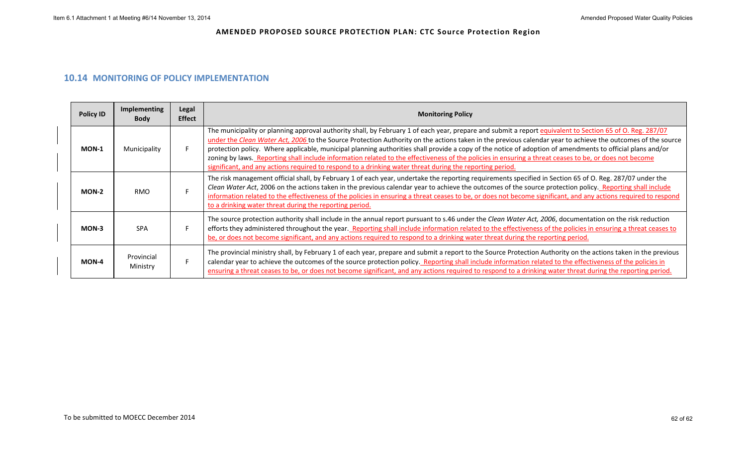**AMENDED PROPOSED SOURCE PROTECTION PLAN: CTC Source Protection Region**

## 10.14 MONITORING OF POLICY IMPLEMENTATION

| Policy ID | Implementing Body | Legal Effect | Monitoring Policy |
|---|---|---|---|
| **MON-1** | Municipality | F | The municipality or planning approval authority shall, by February 1 of each year, prepare and submit a report equivalent to Section 65 of O. Reg. 287/07 under the *Clean Water Act, 2006* to the Source Protection Authority on the actions taken in the previous calendar year to achieve the outcomes of the source protection policy. Where applicable, municipal planning authorities shall provide a copy of the notice of adoption of amendments to official plans and/or zoning by laws. Reporting shall include information related to the effectiveness of the policies in ensuring a threat ceases to be, or does not become significant, and any actions required to respond to a drinking water threat during the reporting period. |
| **MON-2** | RMO | F | The risk management official shall, by February 1 of each year, undertake the reporting requirements specified in Section 65 of O. Reg. 287/07 under the *Clean Water Act*, 2006 on the actions taken in the previous calendar year to achieve the outcomes of the source protection policy. Reporting shall include information related to the effectiveness of the policies in ensuring a threat ceases to be, or does not become significant, and any actions required to respond to a drinking water threat during the reporting period. |
| **MON-3** | SPA | F | The source protection authority shall include in the annual report pursuant to s.46 under the *Clean Water Act, 2006*, documentation on the risk reduction efforts they administered throughout the year. Reporting shall include information related to the effectiveness of the policies in ensuring a threat ceases to be, or does not become significant, and any actions required to respond to a drinking water threat during the reporting period. |
| **MON-4** | Provincial Ministry | F | The provincial ministry shall, by February 1 of each year, prepare and submit a report to the Source Protection Authority on the actions taken in the previous calendar year to achieve the outcomes of the source protection policy. Reporting shall include information related to the effectiveness of the policies in ensuring a threat ceases to be, or does not become significant, and any actions required to respond to a drinking water threat during the reporting period. |

To be submitted to MOECC December 2014